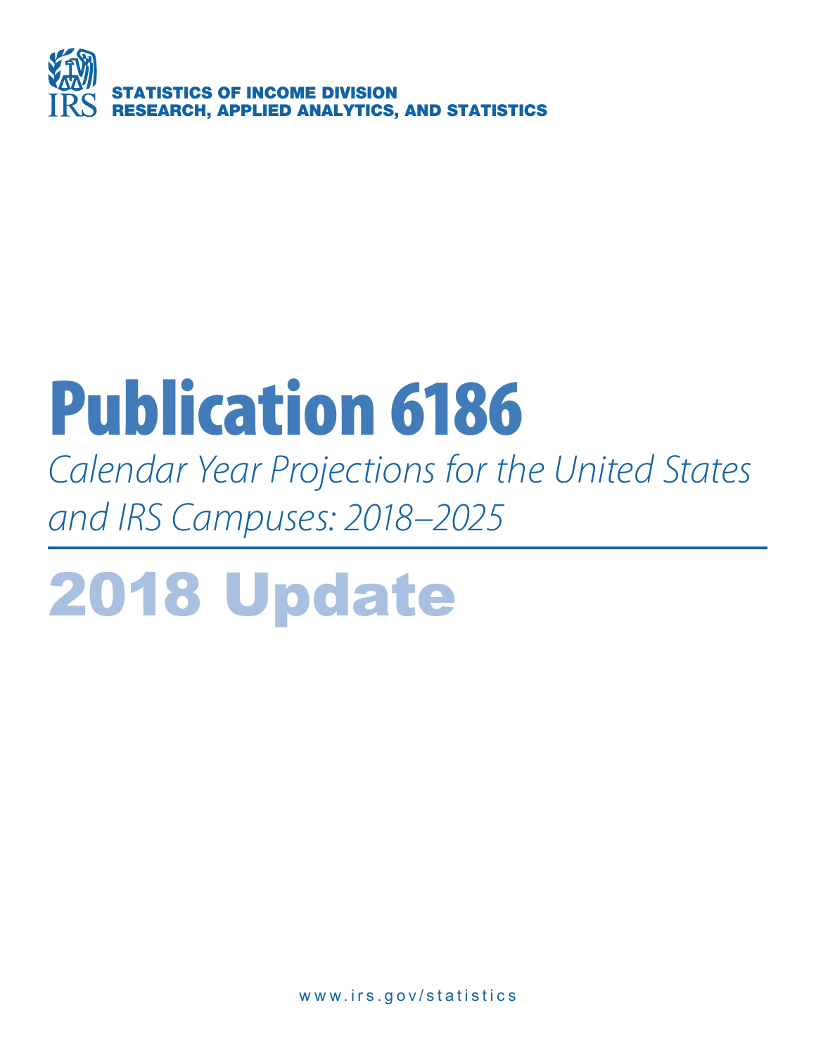IRS

**STATISTICS OF INCOME DIVISION**
**RESEARCH, APPLIED ANALYTICS, AND STATISTICS**

# Publication 6186

*Calendar Year Projections for the United States and IRS Campuses: 2018–2025*

## 2018 Update

www.irs.gov/statistics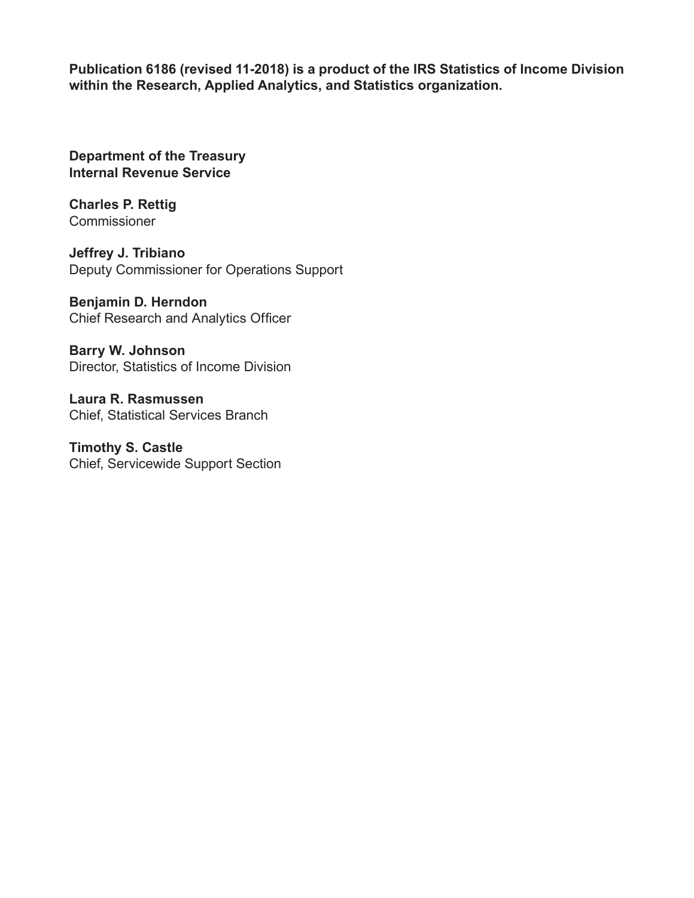**Publication 6186 (revised 11-2018) is a product of the IRS Statistics of Income Division within the Research, Applied Analytics, and Statistics organization.**

**Department of the Treasury**
**Internal Revenue Service**

**Charles P. Rettig**
Commissioner

**Jeffrey J. Tribiano**
Deputy Commissioner for Operations Support

**Benjamin D. Herndon**
Chief Research and Analytics Officer

**Barry W. Johnson**
Director, Statistics of Income Division

**Laura R. Rasmussen**
Chief, Statistical Services Branch

**Timothy S. Castle**
Chief, Servicewide Support Section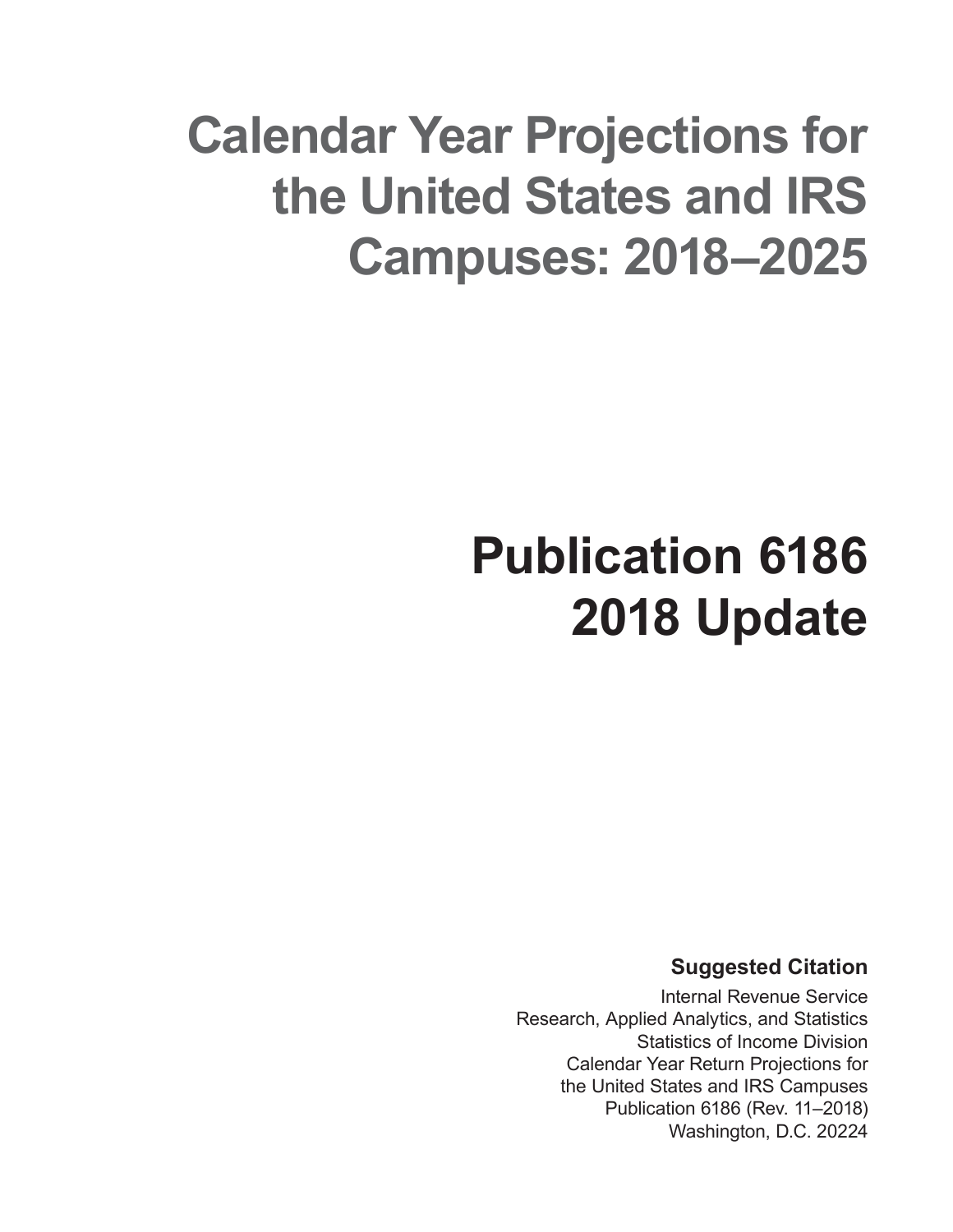# Calendar Year Projections for the United States and IRS Campuses: 2018–2025

# Publication 6186
# 2018 Update

**Suggested Citation**

Internal Revenue Service
Research, Applied Analytics, and Statistics
Statistics of Income Division
Calendar Year Return Projections for
the United States and IRS Campuses
Publication 6186 (Rev. 11–2018)
Washington, D.C. 20224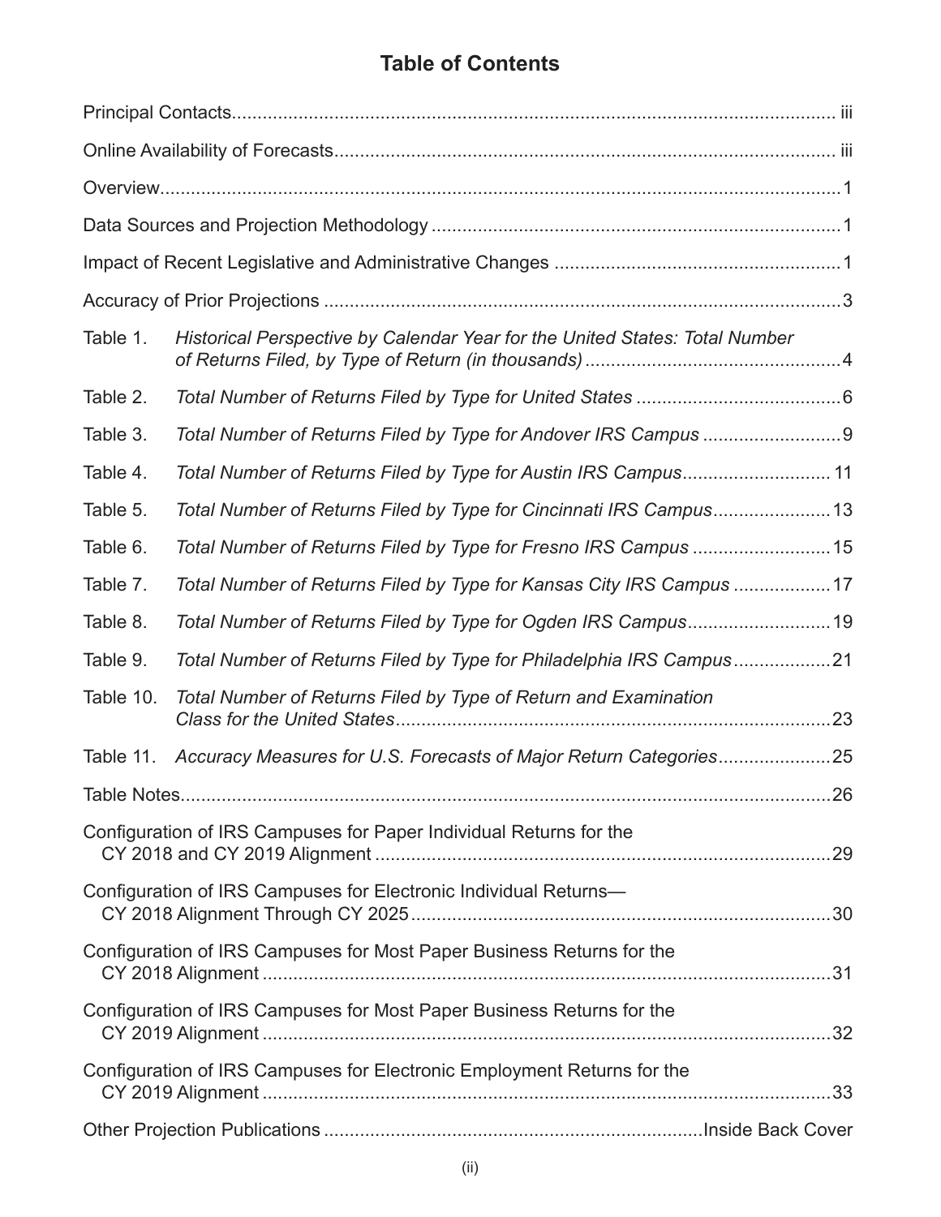# Table of Contents

| | |
|---|---|
| Principal Contacts | iii |
| Online Availability of Forecasts | iii |
| Overview | 1 |
| Data Sources and Projection Methodology | 1 |
| Impact of Recent Legislative and Administrative Changes | 1 |
| Accuracy of Prior Projections | 3 |
| Table 1. *Historical Perspective by Calendar Year for the United States: Total Number of Returns Filed, by Type of Return (in thousands)* | 4 |
| Table 2. *Total Number of Returns Filed by Type for United States* | 6 |
| Table 3. *Total Number of Returns Filed by Type for Andover IRS Campus* | 9 |
| Table 4. *Total Number of Returns Filed by Type for Austin IRS Campus* | 11 |
| Table 5. *Total Number of Returns Filed by Type for Cincinnati IRS Campus* | 13 |
| Table 6. *Total Number of Returns Filed by Type for Fresno IRS Campus* | 15 |
| Table 7. *Total Number of Returns Filed by Type for Kansas City IRS Campus* | 17 |
| Table 8. *Total Number of Returns Filed by Type for Ogden IRS Campus* | 19 |
| Table 9. *Total Number of Returns Filed by Type for Philadelphia IRS Campus* | 21 |
| Table 10. *Total Number of Returns Filed by Type of Return and Examination Class for the United States* | 23 |
| Table 11. *Accuracy Measures for U.S. Forecasts of Major Return Categories* | 25 |
| Table Notes | 26 |
| Configuration of IRS Campuses for Paper Individual Returns for the CY 2018 and CY 2019 Alignment | 29 |
| Configuration of IRS Campuses for Electronic Individual Returns—CY 2018 Alignment Through CY 2025 | 30 |
| Configuration of IRS Campuses for Most Paper Business Returns for the CY 2018 Alignment | 31 |
| Configuration of IRS Campuses for Most Paper Business Returns for the CY 2019 Alignment | 32 |
| Configuration of IRS Campuses for Electronic Employment Returns for the CY 2019 Alignment | 33 |
| Other Projection Publications | Inside Back Cover |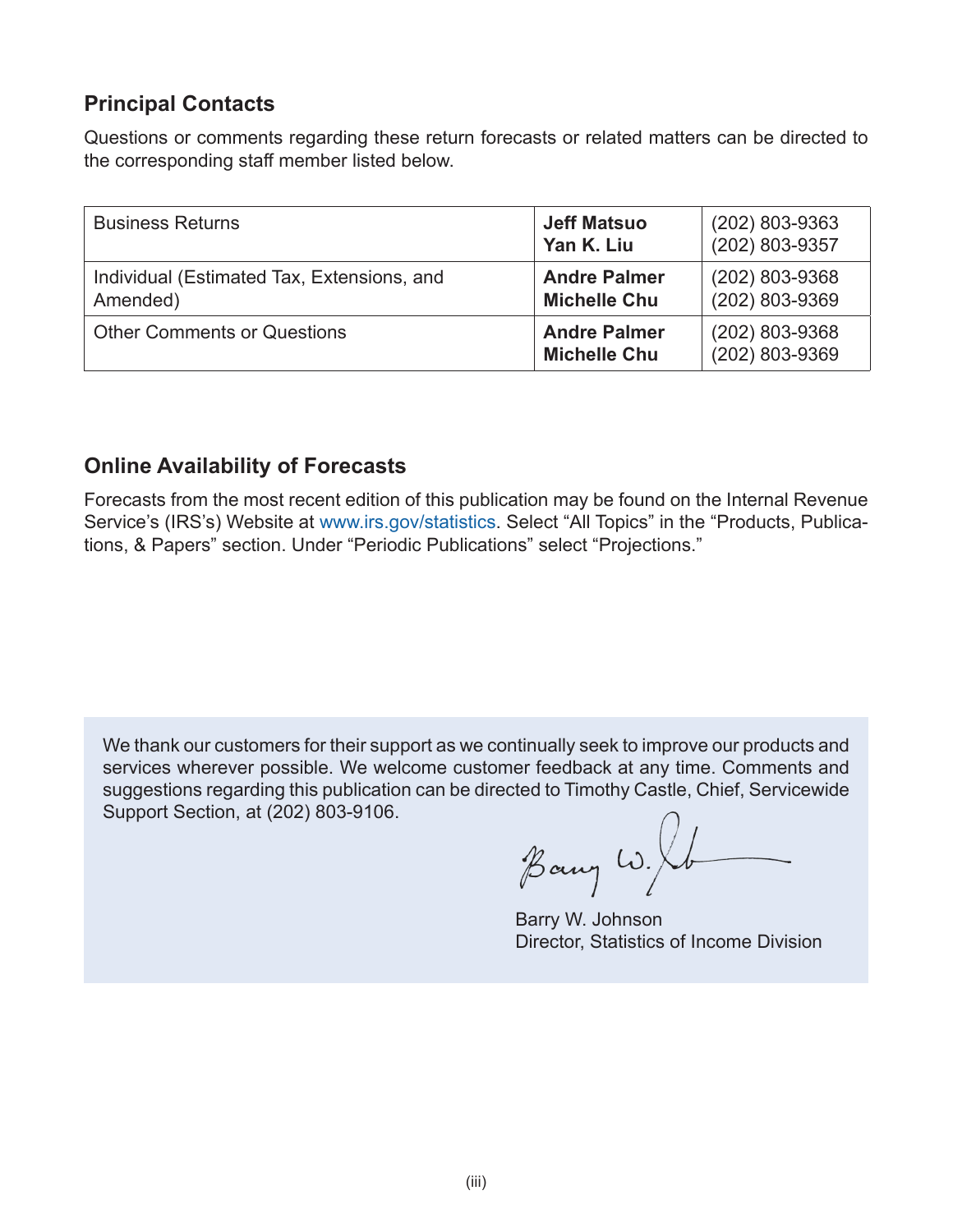## Principal Contacts

Questions or comments regarding these return forecasts or related matters can be directed to the corresponding staff member listed below.

| | | |
|---|---|---|
| Business Returns | **Jeff Matsuo**<br>**Yan K. Liu** | (202) 803-9363<br>(202) 803-9357 |
| Individual (Estimated Tax, Extensions, and Amended) | **Andre Palmer**<br>**Michelle Chu** | (202) 803-9368<br>(202) 803-9369 |
| Other Comments or Questions | **Andre Palmer**<br>**Michelle Chu** | (202) 803-9368<br>(202) 803-9369 |

## Online Availability of Forecasts

Forecasts from the most recent edition of this publication may be found on the Internal Revenue Service's (IRS's) Website at www.irs.gov/statistics. Select "All Topics" in the "Products, Publications, & Papers" section. Under "Periodic Publications" select "Projections."

We thank our customers for their support as we continually seek to improve our products and services wherever possible. We welcome customer feedback at any time. Comments and suggestions regarding this publication can be directed to Timothy Castle, Chief, Servicewide Support Section, at (202) 803-9106.

Barry W. Johnson
Director, Statistics of Income Division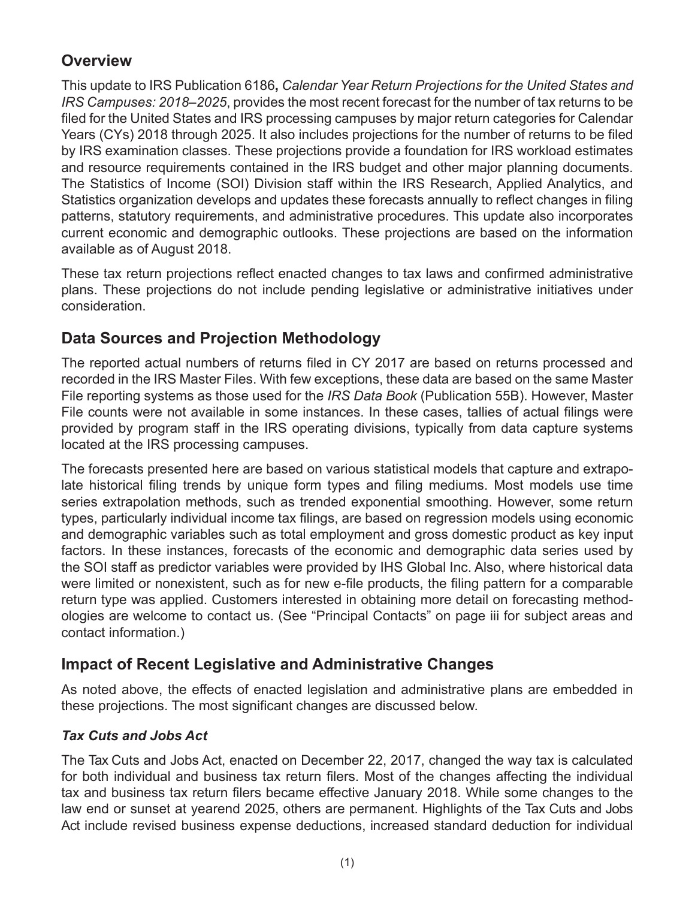## Overview

This update to IRS Publication 6186, *Calendar Year Return Projections for the United States and IRS Campuses: 2018–2025*, provides the most recent forecast for the number of tax returns to be filed for the United States and IRS processing campuses by major return categories for Calendar Years (CYs) 2018 through 2025. It also includes projections for the number of returns to be filed by IRS examination classes. These projections provide a foundation for IRS workload estimates and resource requirements contained in the IRS budget and other major planning documents. The Statistics of Income (SOI) Division staff within the IRS Research, Applied Analytics, and Statistics organization develops and updates these forecasts annually to reflect changes in filing patterns, statutory requirements, and administrative procedures. This update also incorporates current economic and demographic outlooks. These projections are based on the information available as of August 2018.

These tax return projections reflect enacted changes to tax laws and confirmed administrative plans. These projections do not include pending legislative or administrative initiatives under consideration.

## Data Sources and Projection Methodology

The reported actual numbers of returns filed in CY 2017 are based on returns processed and recorded in the IRS Master Files. With few exceptions, these data are based on the same Master File reporting systems as those used for the *IRS Data Book* (Publication 55B). However, Master File counts were not available in some instances. In these cases, tallies of actual filings were provided by program staff in the IRS operating divisions, typically from data capture systems located at the IRS processing campuses.

The forecasts presented here are based on various statistical models that capture and extrapolate historical filing trends by unique form types and filing mediums. Most models use time series extrapolation methods, such as trended exponential smoothing. However, some return types, particularly individual income tax filings, are based on regression models using economic and demographic variables such as total employment and gross domestic product as key input factors. In these instances, forecasts of the economic and demographic data series used by the SOI staff as predictor variables were provided by IHS Global Inc. Also, where historical data were limited or nonexistent, such as for new e-file products, the filing pattern for a comparable return type was applied. Customers interested in obtaining more detail on forecasting methodologies are welcome to contact us. (See "Principal Contacts" on page iii for subject areas and contact information.)

## Impact of Recent Legislative and Administrative Changes

As noted above, the effects of enacted legislation and administrative plans are embedded in these projections. The most significant changes are discussed below.

### *Tax Cuts and Jobs Act*

The Tax Cuts and Jobs Act, enacted on December 22, 2017, changed the way tax is calculated for both individual and business tax return filers. Most of the changes affecting the individual tax and business tax return filers became effective January 2018. While some changes to the law end or sunset at yearend 2025, others are permanent. Highlights of the Tax Cuts and Jobs Act include revised business expense deductions, increased standard deduction for individual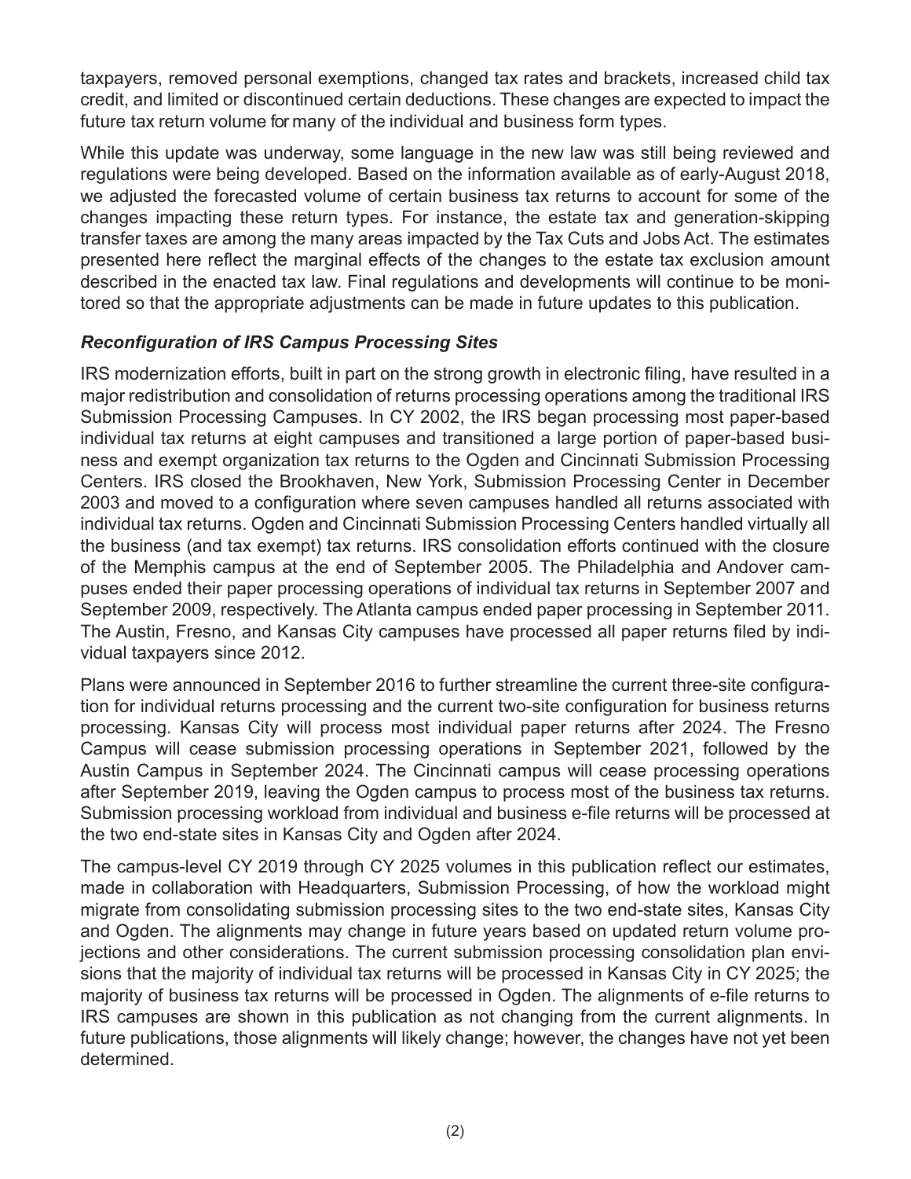taxpayers, removed personal exemptions, changed tax rates and brackets, increased child tax credit, and limited or discontinued certain deductions. These changes are expected to impact the future tax return volume for many of the individual and business form types.

While this update was underway, some language in the new law was still being reviewed and regulations were being developed. Based on the information available as of early-August 2018, we adjusted the forecasted volume of certain business tax returns to account for some of the changes impacting these return types. For instance, the estate tax and generation-skipping transfer taxes are among the many areas impacted by the Tax Cuts and Jobs Act. The estimates presented here reflect the marginal effects of the changes to the estate tax exclusion amount described in the enacted tax law. Final regulations and developments will continue to be monitored so that the appropriate adjustments can be made in future updates to this publication.

### *Reconfiguration of IRS Campus Processing Sites*

IRS modernization efforts, built in part on the strong growth in electronic filing, have resulted in a major redistribution and consolidation of returns processing operations among the traditional IRS Submission Processing Campuses. In CY 2002, the IRS began processing most paper-based individual tax returns at eight campuses and transitioned a large portion of paper-based business and exempt organization tax returns to the Ogden and Cincinnati Submission Processing Centers. IRS closed the Brookhaven, New York, Submission Processing Center in December 2003 and moved to a configuration where seven campuses handled all returns associated with individual tax returns. Ogden and Cincinnati Submission Processing Centers handled virtually all the business (and tax exempt) tax returns. IRS consolidation efforts continued with the closure of the Memphis campus at the end of September 2005. The Philadelphia and Andover campuses ended their paper processing operations of individual tax returns in September 2007 and September 2009, respectively. The Atlanta campus ended paper processing in September 2011. The Austin, Fresno, and Kansas City campuses have processed all paper returns filed by individual taxpayers since 2012.

Plans were announced in September 2016 to further streamline the current three-site configuration for individual returns processing and the current two-site configuration for business returns processing. Kansas City will process most individual paper returns after 2024. The Fresno Campus will cease submission processing operations in September 2021, followed by the Austin Campus in September 2024. The Cincinnati campus will cease processing operations after September 2019, leaving the Ogden campus to process most of the business tax returns. Submission processing workload from individual and business e-file returns will be processed at the two end-state sites in Kansas City and Ogden after 2024.

The campus-level CY 2019 through CY 2025 volumes in this publication reflect our estimates, made in collaboration with Headquarters, Submission Processing, of how the workload might migrate from consolidating submission processing sites to the two end-state sites, Kansas City and Ogden. The alignments may change in future years based on updated return volume projections and other considerations. The current submission processing consolidation plan envisions that the majority of individual tax returns will be processed in Kansas City in CY 2025; the majority of business tax returns will be processed in Ogden. The alignments of e-file returns to IRS campuses are shown in this publication as not changing from the current alignments. In future publications, those alignments will likely change; however, the changes have not yet been determined.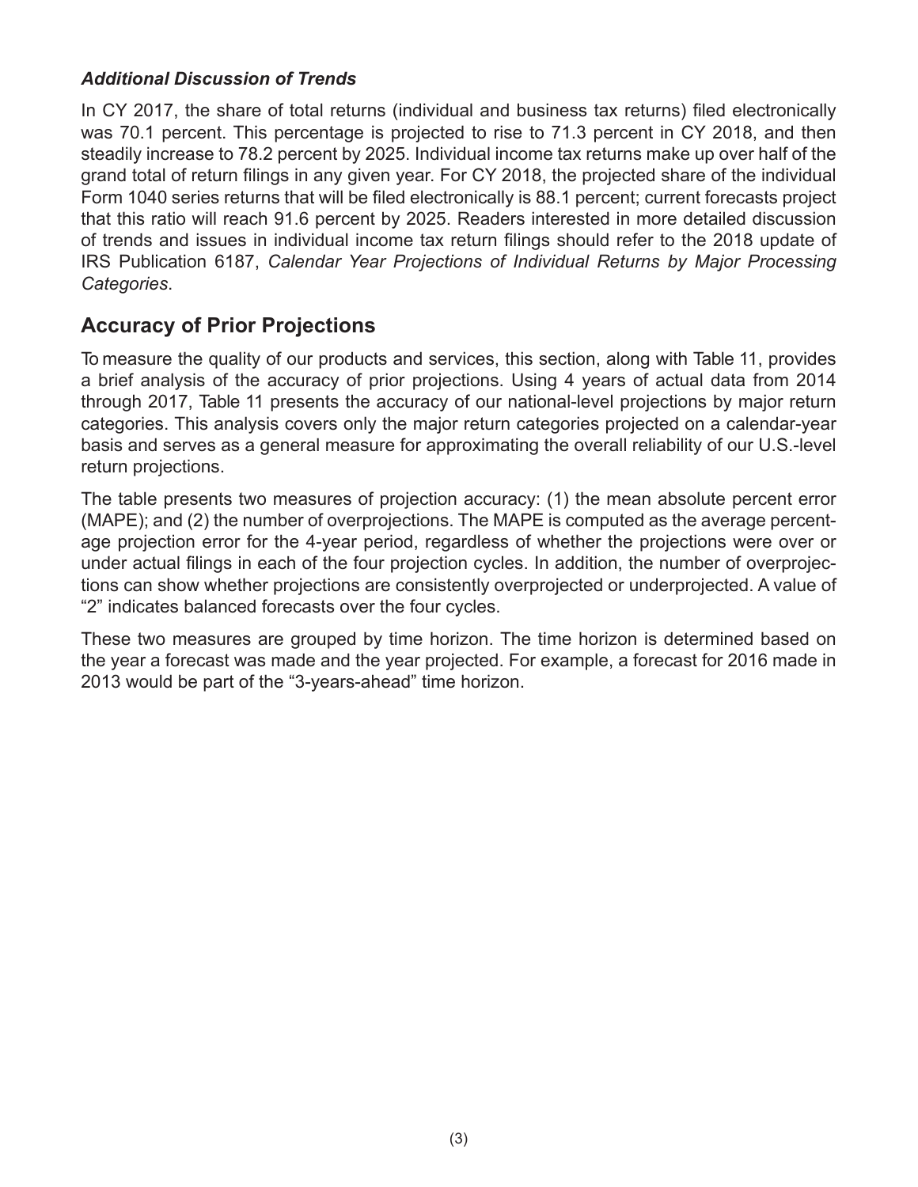### *Additional Discussion of Trends*

In CY 2017, the share of total returns (individual and business tax returns) filed electronically was 70.1 percent. This percentage is projected to rise to 71.3 percent in CY 2018, and then steadily increase to 78.2 percent by 2025. Individual income tax returns make up over half of the grand total of return filings in any given year. For CY 2018, the projected share of the individual Form 1040 series returns that will be filed electronically is 88.1 percent; current forecasts project that this ratio will reach 91.6 percent by 2025. Readers interested in more detailed discussion of trends and issues in individual income tax return filings should refer to the 2018 update of IRS Publication 6187, *Calendar Year Projections of Individual Returns by Major Processing Categories*.

## Accuracy of Prior Projections

To measure the quality of our products and services, this section, along with Table 11, provides a brief analysis of the accuracy of prior projections. Using 4 years of actual data from 2014 through 2017, Table 11 presents the accuracy of our national-level projections by major return categories. This analysis covers only the major return categories projected on a calendar-year basis and serves as a general measure for approximating the overall reliability of our U.S.-level return projections.

The table presents two measures of projection accuracy: (1) the mean absolute percent error (MAPE); and (2) the number of overprojections. The MAPE is computed as the average percentage projection error for the 4-year period, regardless of whether the projections were over or under actual filings in each of the four projection cycles. In addition, the number of overprojections can show whether projections are consistently overprojected or underprojected. A value of "2" indicates balanced forecasts over the four cycles.

These two measures are grouped by time horizon. The time horizon is determined based on the year a forecast was made and the year projected. For example, a forecast for 2016 made in 2013 would be part of the "3-years-ahead" time horizon.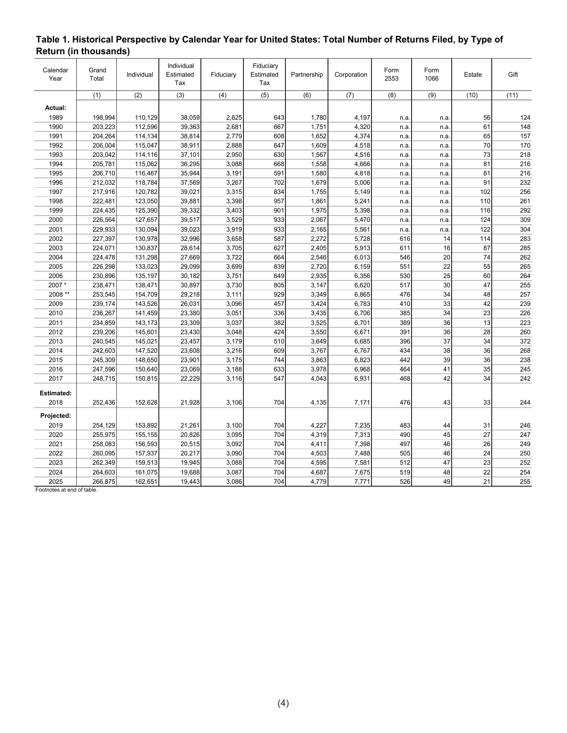**Table 1. Historical Perspective by Calendar Year for United States: Total Number of Returns Filed, by Type of Return (in thousands)**

| Calendar Year | Grand Total | Individual | Individual Estimated Tax | Fiduciary | Fiduciary Estimated Tax | Partnership | Corporation | Form 2553 | Form 1066 | Estate | Gift |
|---|---|---|---|---|---|---|---|---|---|---|---|
| | (1) | (2) | (3) | (4) | (5) | (6) | (7) | (8) | (9) | (10) | (11) |
| **Actual:** | | | | | | | | | | | |
| 1989 | 198,994 | 110,129 | 38,059 | 2,625 | 643 | 1,780 | 4,197 | n.a. | n.a. | 56 | 124 |
| 1990 | 203,223 | 112,596 | 39,363 | 2,681 | 667 | 1,751 | 4,320 | n.a. | n.a. | 61 | 148 |
| 1991 | 204,264 | 114,134 | 38,814 | 2,779 | 608 | 1,652 | 4,374 | n.a. | n.a. | 65 | 157 |
| 1992 | 206,004 | 115,047 | 38,911 | 2,888 | 647 | 1,609 | 4,518 | n.a. | n.a. | 70 | 170 |
| 1993 | 203,042 | 114,116 | 37,101 | 2,950 | 630 | 1,567 | 4,516 | n.a. | n.a. | 73 | 218 |
| 1994 | 205,781 | 115,062 | 36,295 | 3,088 | 668 | 1,558 | 4,666 | n.a. | n.a. | 81 | 216 |
| 1995 | 206,710 | 116,467 | 35,944 | 3,191 | 591 | 1,580 | 4,818 | n.a. | n.a. | 81 | 216 |
| 1996 | 212,032 | 118,784 | 37,569 | 3,267 | 702 | 1,679 | 5,006 | n.a. | n.a. | 91 | 232 |
| 1997 | 217,916 | 120,782 | 39,021 | 3,315 | 834 | 1,755 | 5,149 | n.a. | n.a. | 102 | 256 |
| 1998 | 222,481 | 123,050 | 39,881 | 3,398 | 957 | 1,861 | 5,241 | n.a. | n.a. | 110 | 261 |
| 1999 | 224,435 | 125,390 | 39,332 | 3,403 | 901 | 1,975 | 5,398 | n.a. | n.a. | 116 | 292 |
| 2000 | 226,564 | 127,657 | 39,517 | 3,529 | 933 | 2,067 | 5,470 | n.a. | n.a. | 124 | 309 |
| 2001 | 229,933 | 130,094 | 39,023 | 3,919 | 933 | 2,165 | 5,561 | n.a. | n.a. | 122 | 304 |
| 2002 | 227,397 | 130,978 | 32,996 | 3,658 | 587 | 2,272 | 5,728 | 616 | 14 | 114 | 283 |
| 2003 | 224,071 | 130,837 | 28,614 | 3,705 | 627 | 2,405 | 5,913 | 611 | 16 | 87 | 285 |
| 2004 | 224,478 | 131,298 | 27,669 | 3,722 | 664 | 2,546 | 6,013 | 546 | 20 | 74 | 262 |
| 2005 | 226,298 | 133,023 | 29,099 | 3,699 | 839 | 2,720 | 6,159 | 551 | 22 | 55 | 265 |
| 2006 | 230,896 | 135,197 | 30,182 | 3,751 | 649 | 2,935 | 6,356 | 530 | 25 | 60 | 264 |
| 2007 * | 238,471 | 138,471 | 30,897 | 3,730 | 805 | 3,147 | 6,620 | 517 | 30 | 47 | 255 |
| 2008 ** | 253,545 | 154,709 | 29,218 | 3,111 | 929 | 3,349 | 6,865 | 476 | 34 | 48 | 257 |
| 2009 | 239,174 | 143,526 | 26,031 | 3,096 | 457 | 3,424 | 6,783 | 410 | 33 | 42 | 239 |
| 2010 | 236,267 | 141,459 | 23,380 | 3,051 | 336 | 3,435 | 6,706 | 385 | 34 | 23 | 226 |
| 2011 | 234,859 | 143,173 | 23,309 | 3,037 | 382 | 3,525 | 6,701 | 389 | 36 | 13 | 223 |
| 2012 | 239,206 | 145,601 | 23,430 | 3,048 | 424 | 3,550 | 6,671 | 391 | 36 | 28 | 260 |
| 2013 | 240,545 | 145,021 | 23,457 | 3,179 | 510 | 3,649 | 6,685 | 396 | 37 | 34 | 372 |
| 2014 | 242,603 | 147,520 | 23,608 | 3,216 | 609 | 3,767 | 6,767 | 434 | 38 | 36 | 268 |
| 2015 | 245,309 | 148,650 | 23,901 | 3,175 | 744 | 3,863 | 6,823 | 442 | 39 | 36 | 238 |
| 2016 | 247,596 | 150,640 | 23,069 | 3,188 | 633 | 3,978 | 6,968 | 464 | 41 | 35 | 245 |
| 2017 | 248,715 | 150,815 | 22,229 | 3,116 | 547 | 4,043 | 6,931 | 468 | 42 | 34 | 242 |
| **Estimated:** | | | | | | | | | | | |
| 2018 | 252,436 | 152,628 | 21,928 | 3,106 | 704 | 4,135 | 7,171 | 476 | 43 | 33 | 244 |
| **Projected:** | | | | | | | | | | | |
| 2019 | 254,129 | 153,892 | 21,261 | 3,100 | 704 | 4,227 | 7,235 | 483 | 44 | 31 | 246 |
| 2020 | 255,975 | 155,155 | 20,826 | 3,095 | 704 | 4,319 | 7,313 | 490 | 45 | 27 | 247 |
| 2021 | 258,083 | 156,593 | 20,515 | 3,092 | 704 | 4,411 | 7,398 | 497 | 46 | 26 | 249 |
| 2022 | 260,095 | 157,937 | 20,217 | 3,090 | 704 | 4,503 | 7,488 | 505 | 46 | 24 | 250 |
| 2023 | 262,349 | 159,513 | 19,945 | 3,088 | 704 | 4,595 | 7,581 | 512 | 47 | 23 | 252 |
| 2024 | 264,603 | 161,075 | 19,688 | 3,087 | 704 | 4,687 | 7,675 | 519 | 48 | 22 | 254 |
| 2025 | 266,875 | 162,651 | 19,443 | 3,086 | 704 | 4,779 | 7,771 | 526 | 49 | 21 | 255 |

Footnotes at end of table.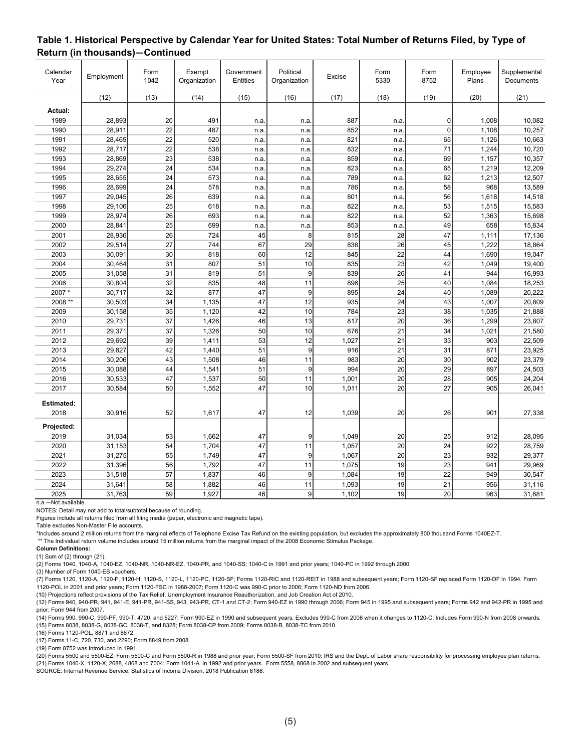## Table 1. Historical Perspective by Calendar Year for United States: Total Number of Returns Filed, by Type of Return (in thousands)—Continued

| Calendar Year | Employment | Form 1042 | Exempt Organization | Government Entities | Political Organization | Excise | Form 5330 | Form 8752 | Employee Plans | Supplemental Documents |
|---|---|---|---|---|---|---|---|---|---|---|
| | (12) | (13) | (14) | (15) | (16) | (17) | (18) | (19) | (20) | (21) |
| **Actual:** | | | | | | | | | | |
| 1989 | 28,893 | 20 | 491 | n.a. | n.a. | 887 | n.a. | 0 | 1,008 | 10,082 |
| 1990 | 28,911 | 22 | 487 | n.a. | n.a. | 852 | n.a. | 0 | 1,108 | 10,257 |
| 1991 | 28,465 | 22 | 520 | n.a. | n.a. | 821 | n.a. | 65 | 1,126 | 10,663 |
| 1992 | 28,717 | 22 | 538 | n.a. | n.a. | 832 | n.a. | 71 | 1,244 | 10,720 |
| 1993 | 28,869 | 23 | 538 | n.a. | n.a. | 859 | n.a. | 69 | 1,157 | 10,357 |
| 1994 | 29,274 | 24 | 534 | n.a. | n.a. | 823 | n.a. | 65 | 1,219 | 12,209 |
| 1995 | 28,655 | 24 | 573 | n.a. | n.a. | 789 | n.a. | 62 | 1,213 | 12,507 |
| 1996 | 28,699 | 24 | 578 | n.a. | n.a. | 786 | n.a. | 58 | 968 | 13,589 |
| 1997 | 29,045 | 26 | 639 | n.a. | n.a. | 801 | n.a. | 56 | 1,618 | 14,518 |
| 1998 | 29,106 | 25 | 618 | n.a. | n.a. | 822 | n.a. | 53 | 1,515 | 15,583 |
| 1999 | 28,974 | 26 | 693 | n.a. | n.a. | 822 | n.a. | 52 | 1,363 | 15,698 |
| 2000 | 28,841 | 25 | 699 | n.a. | n.a. | 853 | n.a. | 49 | 658 | 15,834 |
| 2001 | 28,936 | 26 | 724 | 45 | 8 | 815 | 28 | 47 | 1,111 | 17,136 |
| 2002 | 29,514 | 27 | 744 | 67 | 29 | 836 | 26 | 45 | 1,222 | 18,864 |
| 2003 | 30,091 | 30 | 818 | 60 | 12 | 845 | 22 | 44 | 1,690 | 19,047 |
| 2004 | 30,464 | 31 | 807 | 51 | 10 | 835 | 23 | 42 | 1,049 | 19,400 |
| 2005 | 31,058 | 31 | 819 | 51 | 9 | 839 | 26 | 41 | 944 | 16,993 |
| 2006 | 30,804 | 32 | 835 | 48 | 11 | 896 | 25 | 40 | 1,084 | 18,253 |
| 2007 * | 30,717 | 32 | 877 | 47 | 9 | 895 | 24 | 40 | 1,089 | 20,222 |
| 2008 ** | 30,503 | 34 | 1,135 | 47 | 12 | 935 | 24 | 43 | 1,007 | 20,809 |
| 2009 | 30,158 | 35 | 1,120 | 42 | 10 | 784 | 23 | 38 | 1,035 | 21,888 |
| 2010 | 29,731 | 37 | 1,426 | 46 | 13 | 817 | 20 | 36 | 1,299 | 23,807 |
| 2011 | 29,371 | 37 | 1,326 | 50 | 10 | 676 | 21 | 34 | 1,021 | 21,580 |
| 2012 | 29,692 | 39 | 1,411 | 53 | 12 | 1,027 | 21 | 33 | 903 | 22,509 |
| 2013 | 29,827 | 42 | 1,440 | 51 | 9 | 916 | 21 | 31 | 871 | 23,925 |
| 2014 | 30,206 | 43 | 1,508 | 46 | 11 | 983 | 20 | 30 | 902 | 23,379 |
| 2015 | 30,088 | 44 | 1,541 | 51 | 9 | 994 | 20 | 29 | 897 | 24,503 |
| 2016 | 30,533 | 47 | 1,537 | 50 | 11 | 1,001 | 20 | 28 | 905 | 24,204 |
| 2017 | 30,584 | 50 | 1,552 | 47 | 10 | 1,011 | 20 | 27 | 905 | 26,041 |
| **Estimated:** | | | | | | | | | | |
| 2018 | 30,916 | 52 | 1,617 | 47 | 12 | 1,039 | 20 | 26 | 901 | 27,338 |
| **Projected:** | | | | | | | | | | |
| 2019 | 31,034 | 53 | 1,662 | 47 | 9 | 1,049 | 20 | 25 | 912 | 28,095 |
| 2020 | 31,153 | 54 | 1,704 | 47 | 11 | 1,057 | 20 | 24 | 922 | 28,759 |
| 2021 | 31,275 | 55 | 1,749 | 47 | 9 | 1,067 | 20 | 23 | 932 | 29,377 |
| 2022 | 31,396 | 56 | 1,792 | 47 | 11 | 1,075 | 19 | 23 | 941 | 29,969 |
| 2023 | 31,518 | 57 | 1,837 | 46 | 9 | 1,084 | 19 | 22 | 949 | 30,547 |
| 2024 | 31,641 | 58 | 1,882 | 46 | 11 | 1,093 | 19 | 21 | 956 | 31,116 |
| 2025 | 31,763 | 59 | 1,927 | 46 | 9 | 1,102 | 19 | 20 | 963 | 31,681 |

n.a.—Not available.

NOTES: Detail may not add to total/subtotal because of rounding.

Figures include all returns filed from all filing media (paper, electronic and magnetic tape).

Table excludes Non-Master File accounts.

*Includes around 2 million returns from the marginal effects of Telephone Excise Tax Refund on the existing population, but excludes the approximately 800 thousand Forms 1040EZ-T.

** The Individual return volume includes around 15 million returns from the marginal impact of the 2008 Economic Stimulus Package.

**Column Definitions:**

(1) Sum of (2) through (21).

(2) Forms 1040, 1040-A, 1040-EZ, 1040-NR, 1040-NR-EZ, 1040-PR, and 1040-SS; 1040-C in 1991 and prior years; 1040-PC in 1992 through 2000.

(3) Number of Form 1040-ES vouchers.

(7) Forms 1120, 1120-A, 1120-F, 1120-H, 1120-S, 1120-L, 1120-PC, 1120-SF; Forms 1120-RIC and 1120-REIT in 1988 and subsequent years; Form 1120-SF replaced Form 1120-DF in 1994. Form 1120-POL in 2001 and prior years; Form 1120-FSC in 1988-2007; Form 1120-C was 990-C prior to 2006; Form 1120-ND from 2006.

(10) Projections reflect provisions of the Tax Relief, Unemployment Insurance Reauthorization, and Job Creation Act of 2010.

(12) Forms 940, 940-PR, 941, 941-E, 941-PR, 941-SS, 943, 943-PR, CT-1 and CT-2; Form 940-EZ in 1990 through 2006; Form 945 in 1995 and subsequent years; Forms 942 and 942-PR in 1995 and prior; Form 944 from 2007.

(14) Forms 990, 990-C, 990-PF, 990-T, 4720, and 5227; Form 990-EZ in 1990 and subsequent years; Excludes 990-C from 2006 when it changes to 1120-C; Includes Form 990-N from 2008 onwards.

(15) Forms 8038, 8038-G, 8038-GC, 8038-T, and 8328; Form 8038-CP from 2009; Forms 8038-B, 8038-TC from 2010.

(16) Forms 1120-POL, 8871 and 8872.

(17) Forms 11-C, 720, 730, and 2290; Form 8849 from 2008.

(19) Form 8752 was introduced in 1991.

(20) Forms 5500 and 5500-EZ; Form 5500-C and Form 5500-R in 1988 and prior year; Form 5500-SF from 2010; IRS and the Dept. of Labor share responsibility for processing employee plan returns.

(21) Forms 1040-X, 1120-X, 2688, 4868 and 7004; Form 1041-A in 1992 and prior years. Form 5558, 8868 in 2002 and subsequent years.

SOURCE: Internal Revenue Service, Statistics of Income Division, 2018 Publication 6186.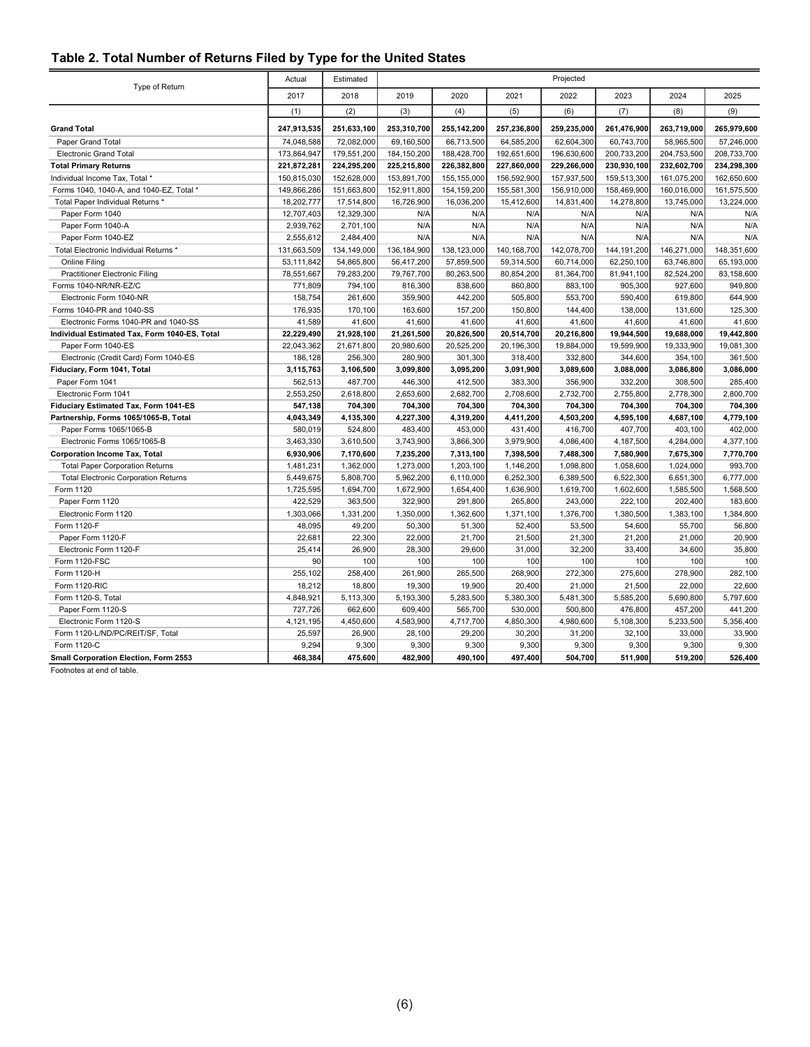## Table 2. Total Number of Returns Filed by Type for the United States

| Type of Return | Actual | Estimated | Projected | | | | | | |
|---|---|---|---|---|---|---|---|---|---|
| | 2017 | 2018 | 2019 | 2020 | 2021 | 2022 | 2023 | 2024 | 2025 |
| | (1) | (2) | (3) | (4) | (5) | (6) | (7) | (8) | (9) |
| **Grand Total** | **247,913,535** | **251,633,100** | **253,310,700** | **255,142,200** | **257,236,800** | **259,235,000** | **261,476,900** | **263,719,000** | **265,979,600** |
| Paper Grand Total | 74,048,588 | 72,082,000 | 69,160,500 | 66,713,500 | 64,585,200 | 62,604,300 | 60,743,700 | 58,965,500 | 57,246,000 |
| Electronic Grand Total | 173,864,947 | 179,551,200 | 184,150,200 | 188,428,700 | 192,651,600 | 196,630,600 | 200,733,200 | 204,753,500 | 208,733,700 |
| **Total Primary Returns** | **221,872,281** | **224,295,200** | **225,215,800** | **226,382,800** | **227,860,000** | **229,266,000** | **230,930,100** | **232,602,700** | **234,298,300** |
| Individual Income Tax, Total * | 150,815,030 | 152,628,000 | 153,891,700 | 155,155,000 | 156,592,900 | 157,937,500 | 159,513,300 | 161,075,200 | 162,650,600 |
| Forms 1040, 1040-A, and 1040-EZ, Total * | 149,866,286 | 151,663,800 | 152,911,800 | 154,159,200 | 155,581,300 | 156,910,000 | 158,469,900 | 160,016,000 | 161,575,500 |
| Total Paper Individual Returns * | 18,202,777 | 17,514,800 | 16,726,900 | 16,036,200 | 15,412,600 | 14,831,400 | 14,278,800 | 13,745,000 | 13,224,000 |
| Paper Form 1040 | 12,707,403 | 12,329,300 | N/A | N/A | N/A | N/A | N/A | N/A | N/A |
| Paper Form 1040-A | 2,939,762 | 2,701,100 | N/A | N/A | N/A | N/A | N/A | N/A | N/A |
| Paper Form 1040-EZ | 2,555,612 | 2,484,400 | N/A | N/A | N/A | N/A | N/A | N/A | N/A |
| Total Electronic Individual Returns * | 131,663,509 | 134,149,000 | 136,184,900 | 138,123,000 | 140,168,700 | 142,078,700 | 144,191,200 | 146,271,000 | 148,351,600 |
| Online Filing | 53,111,842 | 54,865,800 | 56,417,200 | 57,859,500 | 59,314,500 | 60,714,000 | 62,250,100 | 63,746,800 | 65,193,000 |
| Practitioner Electronic Filing | 78,551,667 | 79,283,200 | 79,767,700 | 80,263,500 | 80,854,200 | 81,364,700 | 81,941,100 | 82,524,200 | 83,158,600 |
| Forms 1040-NR/NR-EZ/C | 771,809 | 794,100 | 816,300 | 838,600 | 860,800 | 883,100 | 905,300 | 927,600 | 949,800 |
| Electronic Form 1040-NR | 158,754 | 261,600 | 359,900 | 442,200 | 505,800 | 553,700 | 590,400 | 619,800 | 644,900 |
| Forms 1040-PR and 1040-SS | 176,935 | 170,100 | 163,600 | 157,200 | 150,800 | 144,400 | 138,000 | 131,600 | 125,300 |
| Electronic Forms 1040-PR and 1040-SS | 41,589 | 41,600 | 41,600 | 41,600 | 41,600 | 41,600 | 41,600 | 41,600 | 41,600 |
| **Individual Estimated Tax, Form 1040-ES, Total** | **22,229,490** | **21,928,100** | **21,261,500** | **20,826,500** | **20,514,700** | **20,216,800** | **19,944,500** | **19,688,000** | **19,442,800** |
| Paper Form 1040-ES | 22,043,362 | 21,671,800 | 20,980,600 | 20,525,200 | 20,196,300 | 19,884,000 | 19,599,900 | 19,333,900 | 19,081,300 |
| Electronic (Credit Card) Form 1040-ES | 186,128 | 256,300 | 280,900 | 301,300 | 318,400 | 332,800 | 344,600 | 354,100 | 361,500 |
| **Fiduciary, Form 1041, Total** | **3,115,763** | **3,106,500** | **3,099,800** | **3,095,200** | **3,091,900** | **3,089,600** | **3,088,000** | **3,086,800** | **3,086,000** |
| Paper Form 1041 | 562,513 | 487,700 | 446,300 | 412,500 | 383,300 | 356,900 | 332,200 | 308,500 | 285,400 |
| Electronic Form 1041 | 2,553,250 | 2,618,800 | 2,653,600 | 2,682,700 | 2,708,600 | 2,732,700 | 2,755,800 | 2,778,300 | 2,800,700 |
| **Fiduciary Estimated Tax, Form 1041-ES** | **547,138** | **704,300** | **704,300** | **704,300** | **704,300** | **704,300** | **704,300** | **704,300** | **704,300** |
| **Partnership, Forms 1065/1065-B, Total** | **4,043,349** | **4,135,300** | **4,227,300** | **4,319,200** | **4,411,200** | **4,503,200** | **4,595,100** | **4,687,100** | **4,779,100** |
| Paper Forms 1065/1065-B | 580,019 | 524,800 | 483,400 | 453,000 | 431,400 | 416,700 | 407,700 | 403,100 | 402,000 |
| Electronic Forms 1065/1065-B | 3,463,330 | 3,610,500 | 3,743,900 | 3,866,300 | 3,979,900 | 4,086,400 | 4,187,500 | 4,284,000 | 4,377,100 |
| **Corporation Income Tax, Total** | **6,930,906** | **7,170,600** | **7,235,200** | **7,313,100** | **7,398,500** | **7,488,300** | **7,580,900** | **7,675,300** | **7,770,700** |
| Total Paper Corporation Returns | 1,481,231 | 1,362,000 | 1,273,000 | 1,203,100 | 1,146,200 | 1,098,800 | 1,058,600 | 1,024,000 | 993,700 |
| Total Electronic Corporation Returns | 5,449,675 | 5,808,700 | 5,962,200 | 6,110,000 | 6,252,300 | 6,389,500 | 6,522,300 | 6,651,300 | 6,777,000 |
| Form 1120 | 1,725,595 | 1,694,700 | 1,672,900 | 1,654,400 | 1,636,900 | 1,619,700 | 1,602,600 | 1,585,500 | 1,568,500 |
| Paper Form 1120 | 422,529 | 363,500 | 322,900 | 291,800 | 265,800 | 243,000 | 222,100 | 202,400 | 183,600 |
| Electronic Form 1120 | 1,303,066 | 1,331,200 | 1,350,000 | 1,362,600 | 1,371,100 | 1,376,700 | 1,380,500 | 1,383,100 | 1,384,800 |
| Form 1120-F | 48,095 | 49,200 | 50,300 | 51,300 | 52,400 | 53,500 | 54,600 | 55,700 | 56,800 |
| Paper Form 1120-F | 22,681 | 22,300 | 22,000 | 21,700 | 21,500 | 21,300 | 21,200 | 21,000 | 20,900 |
| Electronic Form 1120-F | 25,414 | 26,900 | 28,300 | 29,600 | 31,000 | 32,200 | 33,400 | 34,600 | 35,800 |
| Form 1120-FSC | 90 | 100 | 100 | 100 | 100 | 100 | 100 | 100 | 100 |
| Form 1120-H | 255,102 | 258,400 | 261,900 | 265,500 | 268,900 | 272,300 | 275,600 | 278,900 | 282,100 |
| Form 1120-RIC | 18,212 | 18,800 | 19,300 | 19,900 | 20,400 | 21,000 | 21,500 | 22,000 | 22,600 |
| Form 1120-S, Total | 4,848,921 | 5,113,300 | 5,193,300 | 5,283,500 | 5,380,300 | 5,481,300 | 5,585,200 | 5,690,800 | 5,797,600 |
| Paper Form 1120-S | 727,726 | 662,600 | 609,400 | 565,700 | 530,000 | 500,800 | 476,800 | 457,200 | 441,200 |
| Electronic Form 1120-S | 4,121,195 | 4,450,600 | 4,583,900 | 4,717,700 | 4,850,300 | 4,980,600 | 5,108,300 | 5,233,500 | 5,356,400 |
| Form 1120-L/ND/PC/REIT/SF, Total | 25,597 | 26,900 | 28,100 | 29,200 | 30,200 | 31,200 | 32,100 | 33,000 | 33,900 |
| Form 1120-C | 9,294 | 9,300 | 9,300 | 9,300 | 9,300 | 9,300 | 9,300 | 9,300 | 9,300 |
| **Small Corporation Election, Form 2553** | **468,384** | **475,600** | **482,900** | **490,100** | **497,400** | **504,700** | **511,900** | **519,200** | **526,400** |

Footnotes at end of table.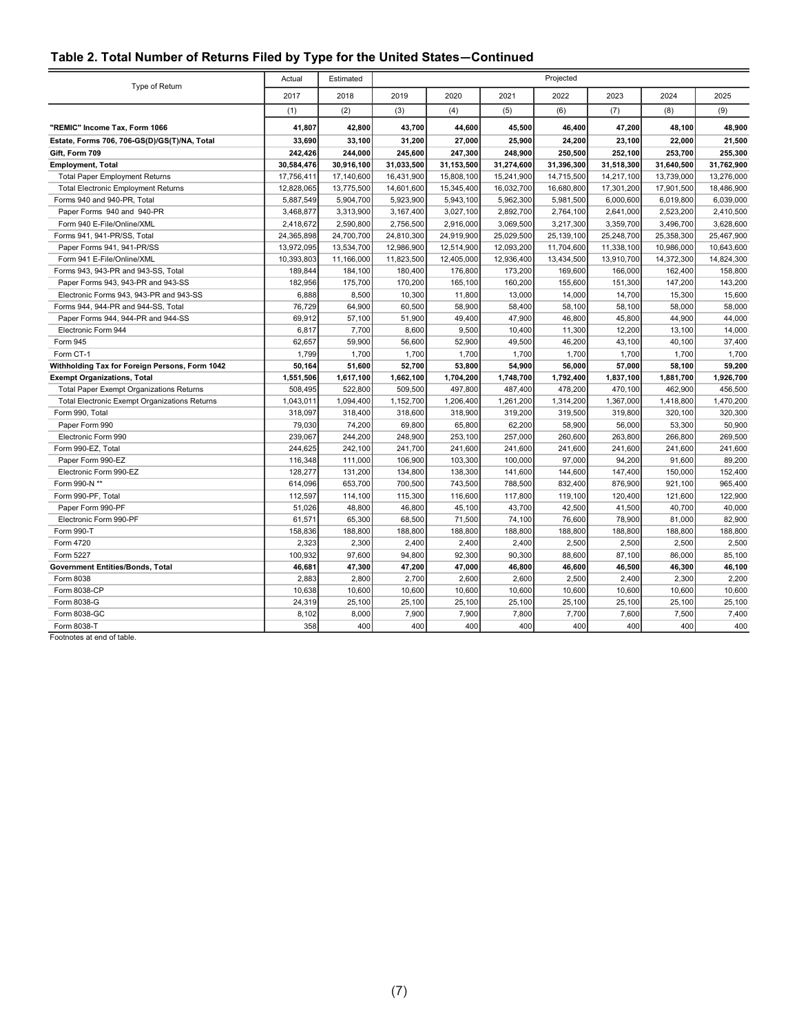## Table 2. Total Number of Returns Filed by Type for the United States—Continued

| Type of Return | Actual | Estimated | Projected | | | | | | |
|---|---|---|---|---|---|---|---|---|---|
| | 2017 | 2018 | 2019 | 2020 | 2021 | 2022 | 2023 | 2024 | 2025 |
| | (1) | (2) | (3) | (4) | (5) | (6) | (7) | (8) | (9) |
| **"REMIC" Income Tax, Form 1066** | **41,807** | **42,800** | **43,700** | **44,600** | **45,500** | **46,400** | **47,200** | **48,100** | **48,900** |
| **Estate, Forms 706, 706-GS(D)/GS(T)/NA, Total** | **33,690** | **33,100** | **31,200** | **27,000** | **25,900** | **24,200** | **23,100** | **22,000** | **21,500** |
| **Gift, Form 709** | **242,426** | **244,000** | **245,600** | **247,300** | **248,900** | **250,500** | **252,100** | **253,700** | **255,300** |
| **Employment, Total** | **30,584,476** | **30,916,100** | **31,033,500** | **31,153,500** | **31,274,600** | **31,396,300** | **31,518,300** | **31,640,500** | **31,762,900** |
| Total Paper Employment Returns | 17,756,411 | 17,140,600 | 16,431,900 | 15,808,100 | 15,241,900 | 14,715,500 | 14,217,100 | 13,739,000 | 13,276,000 |
| Total Electronic Employment Returns | 12,828,065 | 13,775,500 | 14,601,600 | 15,345,400 | 16,032,700 | 16,680,800 | 17,301,200 | 17,901,500 | 18,486,900 |
| Forms 940 and 940-PR, Total | 5,887,549 | 5,904,700 | 5,923,900 | 5,943,100 | 5,962,300 | 5,981,500 | 6,000,600 | 6,019,800 | 6,039,000 |
| Paper Forms 940 and 940-PR | 3,468,877 | 3,313,900 | 3,167,400 | 3,027,100 | 2,892,700 | 2,764,100 | 2,641,000 | 2,523,200 | 2,410,500 |
| Form 940 E-File/Online/XML | 2,418,672 | 2,590,800 | 2,756,500 | 2,916,000 | 3,069,500 | 3,217,300 | 3,359,700 | 3,496,700 | 3,628,600 |
| Forms 941, 941-PR/SS, Total | 24,365,898 | 24,700,700 | 24,810,300 | 24,919,900 | 25,029,500 | 25,139,100 | 25,248,700 | 25,358,300 | 25,467,900 |
| Paper Forms 941, 941-PR/SS | 13,972,095 | 13,534,700 | 12,986,900 | 12,514,900 | 12,093,200 | 11,704,600 | 11,338,100 | 10,986,000 | 10,643,600 |
| Form 941 E-File/Online/XML | 10,393,803 | 11,166,000 | 11,823,500 | 12,405,000 | 12,936,400 | 13,434,500 | 13,910,700 | 14,372,300 | 14,824,300 |
| Forms 943, 943-PR and 943-SS, Total | 189,844 | 184,100 | 180,400 | 176,800 | 173,200 | 169,600 | 166,000 | 162,400 | 158,800 |
| Paper Forms 943, 943-PR and 943-SS | 182,956 | 175,700 | 170,200 | 165,100 | 160,200 | 155,600 | 151,300 | 147,200 | 143,200 |
| Electronic Forms 943, 943-PR and 943-SS | 6,888 | 8,500 | 10,300 | 11,800 | 13,000 | 14,000 | 14,700 | 15,300 | 15,600 |
| Forms 944, 944-PR and 944-SS, Total | 76,729 | 64,900 | 60,500 | 58,900 | 58,400 | 58,100 | 58,100 | 58,000 | 58,000 |
| Paper Forms 944, 944-PR and 944-SS | 69,912 | 57,100 | 51,900 | 49,400 | 47,900 | 46,800 | 45,800 | 44,900 | 44,000 |
| Electronic Form 944 | 6,817 | 7,700 | 8,600 | 9,500 | 10,400 | 11,300 | 12,200 | 13,100 | 14,000 |
| Form 945 | 62,657 | 59,900 | 56,600 | 52,900 | 49,500 | 46,200 | 43,100 | 40,100 | 37,400 |
| Form CT-1 | 1,799 | 1,700 | 1,700 | 1,700 | 1,700 | 1,700 | 1,700 | 1,700 | 1,700 |
| **Withholding Tax for Foreign Persons, Form 1042** | **50,164** | **51,600** | **52,700** | **53,800** | **54,900** | **56,000** | **57,000** | **58,100** | **59,200** |
| **Exempt Organizations, Total** | **1,551,506** | **1,617,100** | **1,662,100** | **1,704,200** | **1,748,700** | **1,792,400** | **1,837,100** | **1,881,700** | **1,926,700** |
| Total Paper Exempt Organizations Returns | 508,495 | 522,800 | 509,500 | 497,800 | 487,400 | 478,200 | 470,100 | 462,900 | 456,500 |
| Total Electronic Exempt Organizations Returns | 1,043,011 | 1,094,400 | 1,152,700 | 1,206,400 | 1,261,200 | 1,314,200 | 1,367,000 | 1,418,800 | 1,470,200 |
| Form 990, Total | 318,097 | 318,400 | 318,600 | 318,900 | 319,200 | 319,500 | 319,800 | 320,100 | 320,300 |
| Paper Form 990 | 79,030 | 74,200 | 69,800 | 65,800 | 62,200 | 58,900 | 56,000 | 53,300 | 50,900 |
| Electronic Form 990 | 239,067 | 244,200 | 248,900 | 253,100 | 257,000 | 260,600 | 263,800 | 266,800 | 269,500 |
| Form 990-EZ, Total | 244,625 | 242,100 | 241,700 | 241,600 | 241,600 | 241,600 | 241,600 | 241,600 | 241,600 |
| Paper Form 990-EZ | 116,348 | 111,000 | 106,900 | 103,300 | 100,000 | 97,000 | 94,200 | 91,600 | 89,200 |
| Electronic Form 990-EZ | 128,277 | 131,200 | 134,800 | 138,300 | 141,600 | 144,600 | 147,400 | 150,000 | 152,400 |
| Form 990-N ** | 614,096 | 653,700 | 700,500 | 743,500 | 788,500 | 832,400 | 876,900 | 921,100 | 965,400 |
| Form 990-PF, Total | 112,597 | 114,100 | 115,300 | 116,600 | 117,800 | 119,100 | 120,400 | 121,600 | 122,900 |
| Paper Form 990-PF | 51,026 | 48,800 | 46,800 | 45,100 | 43,700 | 42,500 | 41,500 | 40,700 | 40,000 |
| Electronic Form 990-PF | 61,571 | 65,300 | 68,500 | 71,500 | 74,100 | 76,600 | 78,900 | 81,000 | 82,900 |
| Form 990-T | 158,836 | 188,800 | 188,800 | 188,800 | 188,800 | 188,800 | 188,800 | 188,800 | 188,800 |
| Form 4720 | 2,323 | 2,300 | 2,400 | 2,400 | 2,400 | 2,500 | 2,500 | 2,500 | 2,500 |
| Form 5227 | 100,932 | 97,600 | 94,800 | 92,300 | 90,300 | 88,600 | 87,100 | 86,000 | 85,100 |
| **Government Entities/Bonds, Total** | **46,681** | **47,300** | **47,200** | **47,000** | **46,800** | **46,600** | **46,500** | **46,300** | **46,100** |
| Form 8038 | 2,883 | 2,800 | 2,700 | 2,600 | 2,600 | 2,500 | 2,400 | 2,300 | 2,200 |
| Form 8038-CP | 10,638 | 10,600 | 10,600 | 10,600 | 10,600 | 10,600 | 10,600 | 10,600 | 10,600 |
| Form 8038-G | 24,319 | 25,100 | 25,100 | 25,100 | 25,100 | 25,100 | 25,100 | 25,100 | 25,100 |
| Form 8038-GC | 8,102 | 8,000 | 7,900 | 7,900 | 7,800 | 7,700 | 7,600 | 7,500 | 7,400 |
| Form 8038-T | 358 | 400 | 400 | 400 | 400 | 400 | 400 | 400 | 400 |

Footnotes at end of table.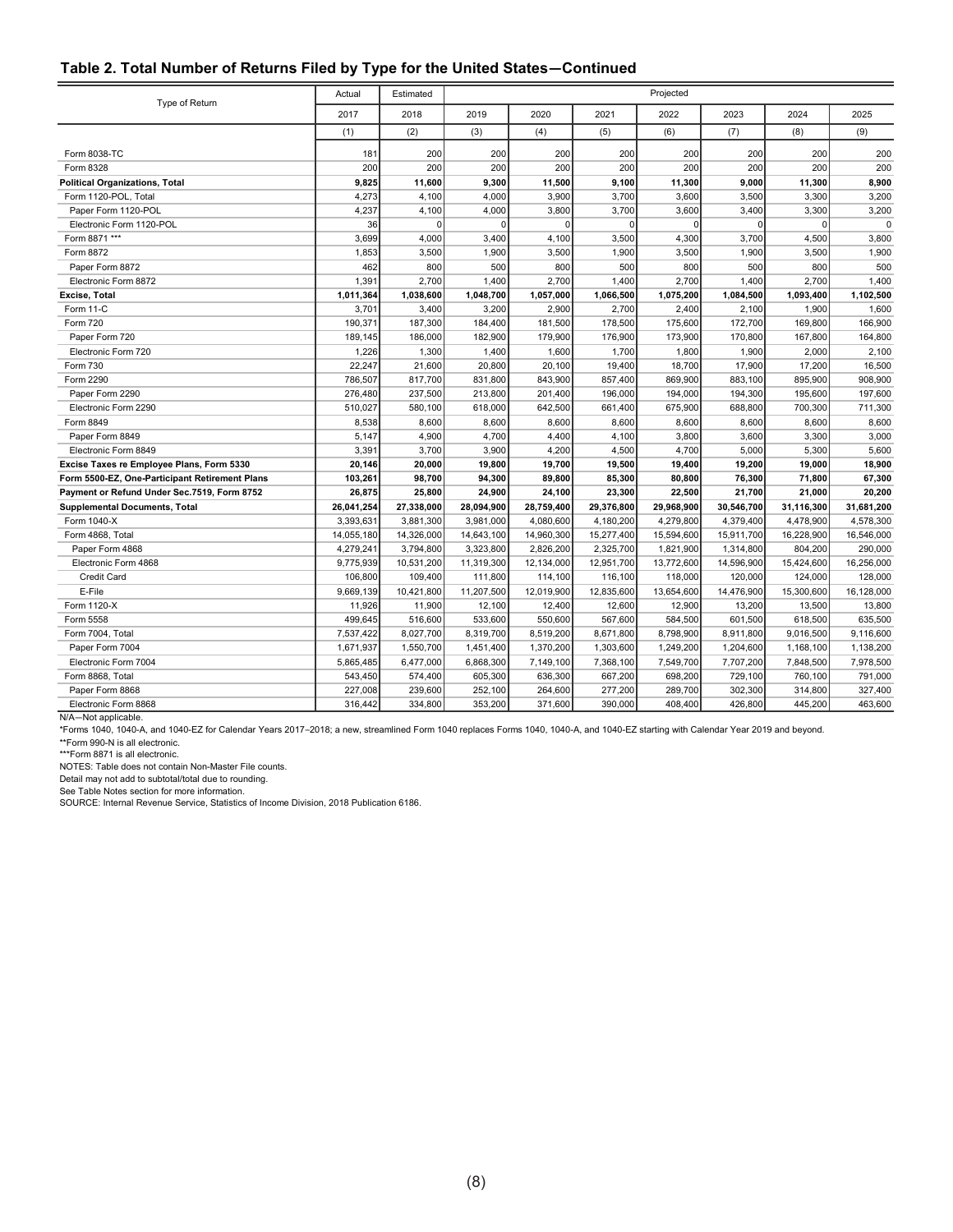## Table 2. Total Number of Returns Filed by Type for the United States—Continued

| Type of Return | Actual | Estimated | Projected | | | | | | |
|---|---|---|---|---|---|---|---|---|---|
| | 2017 | 2018 | 2019 | 2020 | 2021 | 2022 | 2023 | 2024 | 2025 |
| | (1) | (2) | (3) | (4) | (5) | (6) | (7) | (8) | (9) |
| Form 8038-TC | 181 | 200 | 200 | 200 | 200 | 200 | 200 | 200 | 200 |
| Form 8328 | 200 | 200 | 200 | 200 | 200 | 200 | 200 | 200 | 200 |
| **Political Organizations, Total** | **9,825** | **11,600** | **9,300** | **11,500** | **9,100** | **11,300** | **9,000** | **11,300** | **8,900** |
| Form 1120-POL, Total | 4,273 | 4,100 | 4,000 | 3,900 | 3,700 | 3,600 | 3,500 | 3,300 | 3,200 |
| Paper Form 1120-POL | 4,237 | 4,100 | 4,000 | 3,800 | 3,700 | 3,600 | 3,400 | 3,300 | 3,200 |
| Electronic Form 1120-POL | 36 | 0 | 0 | 0 | 0 | 0 | 0 | 0 | 0 |
| Form 8871 *** | 3,699 | 4,000 | 3,400 | 4,100 | 3,500 | 4,300 | 3,700 | 4,500 | 3,800 |
| Form 8872 | 1,853 | 3,500 | 1,900 | 3,500 | 1,900 | 3,500 | 1,900 | 3,500 | 1,900 |
| Paper Form 8872 | 462 | 800 | 500 | 800 | 500 | 800 | 500 | 800 | 500 |
| Electronic Form 8872 | 1,391 | 2,700 | 1,400 | 2,700 | 1,400 | 2,700 | 1,400 | 2,700 | 1,400 |
| **Excise, Total** | **1,011,364** | **1,038,600** | **1,048,700** | **1,057,000** | **1,066,500** | **1,075,200** | **1,084,500** | **1,093,400** | **1,102,500** |
| Form 11-C | 3,701 | 3,400 | 3,200 | 2,900 | 2,700 | 2,400 | 2,100 | 1,900 | 1,600 |
| Form 720 | 190,371 | 187,300 | 184,400 | 181,500 | 178,500 | 175,600 | 172,700 | 169,800 | 166,900 |
| Paper Form 720 | 189,145 | 186,000 | 182,900 | 179,900 | 176,900 | 173,900 | 170,800 | 167,800 | 164,800 |
| Electronic Form 720 | 1,226 | 1,300 | 1,400 | 1,600 | 1,700 | 1,800 | 1,900 | 2,000 | 2,100 |
| Form 730 | 22,247 | 21,600 | 20,800 | 20,100 | 19,400 | 18,700 | 17,900 | 17,200 | 16,500 |
| Form 2290 | 786,507 | 817,700 | 831,800 | 843,900 | 857,400 | 869,900 | 883,100 | 895,900 | 908,900 |
| Paper Form 2290 | 276,480 | 237,500 | 213,800 | 201,400 | 196,000 | 194,000 | 194,300 | 195,600 | 197,600 |
| Electronic Form 2290 | 510,027 | 580,100 | 618,000 | 642,500 | 661,400 | 675,900 | 688,800 | 700,300 | 711,300 |
| Form 8849 | 8,538 | 8,600 | 8,600 | 8,600 | 8,600 | 8,600 | 8,600 | 8,600 | 8,600 |
| Paper Form 8849 | 5,147 | 4,900 | 4,700 | 4,400 | 4,100 | 3,800 | 3,600 | 3,300 | 3,000 |
| Electronic Form 8849 | 3,391 | 3,700 | 3,900 | 4,200 | 4,500 | 4,700 | 5,000 | 5,300 | 5,600 |
| **Excise Taxes re Employee Plans, Form 5330** | **20,146** | **20,000** | **19,800** | **19,700** | **19,500** | **19,400** | **19,200** | **19,000** | **18,900** |
| **Form 5500-EZ, One-Participant Retirement Plans** | **103,261** | **98,700** | **94,300** | **89,800** | **85,300** | **80,800** | **76,300** | **71,800** | **67,300** |
| **Payment or Refund Under Sec.7519, Form 8752** | **26,875** | **25,800** | **24,900** | **24,100** | **23,300** | **22,500** | **21,700** | **21,000** | **20,200** |
| **Supplemental Documents, Total** | **26,041,254** | **27,338,000** | **28,094,900** | **28,759,400** | **29,376,800** | **29,968,900** | **30,546,700** | **31,116,300** | **31,681,200** |
| Form 1040-X | 3,393,631 | 3,881,300 | 3,981,000 | 4,080,600 | 4,180,200 | 4,279,800 | 4,379,400 | 4,478,900 | 4,578,300 |
| Form 4868, Total | 14,055,180 | 14,326,000 | 14,643,100 | 14,960,300 | 15,277,400 | 15,594,600 | 15,911,700 | 16,228,900 | 16,546,000 |
| Paper Form 4868 | 4,279,241 | 3,794,800 | 3,323,800 | 2,826,200 | 2,325,700 | 1,821,900 | 1,314,800 | 804,200 | 290,000 |
| Electronic Form 4868 | 9,775,939 | 10,531,200 | 11,319,300 | 12,134,000 | 12,951,700 | 13,772,600 | 14,596,900 | 15,424,600 | 16,256,000 |
| Credit Card | 106,800 | 109,400 | 111,800 | 114,100 | 116,100 | 118,000 | 120,000 | 124,000 | 128,000 |
| E-File | 9,669,139 | 10,421,800 | 11,207,500 | 12,019,900 | 12,835,600 | 13,654,600 | 14,476,900 | 15,300,600 | 16,128,000 |
| Form 1120-X | 11,926 | 11,900 | 12,100 | 12,400 | 12,600 | 12,900 | 13,200 | 13,500 | 13,800 |
| Form 5558 | 499,645 | 516,600 | 533,600 | 550,600 | 567,600 | 584,500 | 601,500 | 618,500 | 635,500 |
| Form 7004, Total | 7,537,422 | 8,027,700 | 8,319,700 | 8,519,200 | 8,671,800 | 8,798,900 | 8,911,800 | 9,016,500 | 9,116,600 |
| Paper Form 7004 | 1,671,937 | 1,550,700 | 1,451,400 | 1,370,200 | 1,303,600 | 1,249,200 | 1,204,600 | 1,168,100 | 1,138,200 |
| Electronic Form 7004 | 5,865,485 | 6,477,000 | 6,868,300 | 7,149,100 | 7,368,100 | 7,549,700 | 7,707,200 | 7,848,500 | 7,978,500 |
| Form 8868, Total | 543,450 | 574,400 | 605,300 | 636,300 | 667,200 | 698,200 | 729,100 | 760,100 | 791,000 |
| Paper Form 8868 | 227,008 | 239,600 | 252,100 | 264,600 | 277,200 | 289,700 | 302,300 | 314,800 | 327,400 |
| Electronic Form 8868 | 316,442 | 334,800 | 353,200 | 371,600 | 390,000 | 408,400 | 426,800 | 445,200 | 463,600 |

N/A—Not applicable.

*Forms 1040, 1040-A, and 1040-EZ for Calendar Years 2017–2018; a new, streamlined Form 1040 replaces Forms 1040, 1040-A, and 1040-EZ starting with Calendar Year 2019 and beyond.

**Form 990-N is all electronic.

***Form 8871 is all electronic.

NOTES: Table does not contain Non-Master File counts.

Detail may not add to subtotal/total due to rounding.

See Table Notes section for more information.

SOURCE: Internal Revenue Service, Statistics of Income Division, 2018 Publication 6186.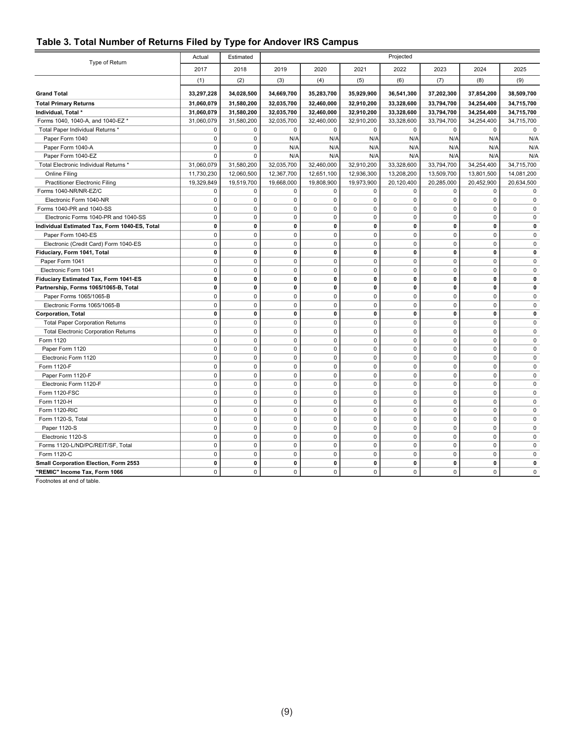## Table 3. Total Number of Returns Filed by Type for Andover IRS Campus

| Type of Return | Actual | Estimated | Projected | | | | | | |
|---|---|---|---|---|---|---|---|---|---|
| | 2017 | 2018 | 2019 | 2020 | 2021 | 2022 | 2023 | 2024 | 2025 |
| | (1) | (2) | (3) | (4) | (5) | (6) | (7) | (8) | (9) |
| **Grand Total** | **33,297,228** | **34,028,500** | **34,669,700** | **35,283,700** | **35,929,900** | **36,541,300** | **37,202,300** | **37,854,200** | **38,509,700** |
| **Total Primary Returns** | **31,060,079** | **31,580,200** | **32,035,700** | **32,460,000** | **32,910,200** | **33,328,600** | **33,794,700** | **34,254,400** | **34,715,700** |
| **Individual, Total *** | **31,060,079** | **31,580,200** | **32,035,700** | **32,460,000** | **32,910,200** | **33,328,600** | **33,794,700** | **34,254,400** | **34,715,700** |
| Forms 1040, 1040-A, and 1040-EZ * | 31,060,079 | 31,580,200 | 32,035,700 | 32,460,000 | 32,910,200 | 33,328,600 | 33,794,700 | 34,254,400 | 34,715,700 |
| Total Paper Individual Returns * | 0 | 0 | 0 | 0 | 0 | 0 | 0 | 0 | 0 |
| Paper Form 1040 | 0 | 0 | N/A | N/A | N/A | N/A | N/A | N/A | N/A |
| Paper Form 1040-A | 0 | 0 | N/A | N/A | N/A | N/A | N/A | N/A | N/A |
| Paper Form 1040-EZ | 0 | 0 | N/A | N/A | N/A | N/A | N/A | N/A | N/A |
| Total Electronic Individual Returns * | 31,060,079 | 31,580,200 | 32,035,700 | 32,460,000 | 32,910,200 | 33,328,600 | 33,794,700 | 34,254,400 | 34,715,700 |
| Online Filing | 11,730,230 | 12,060,500 | 12,367,700 | 12,651,100 | 12,936,300 | 13,208,200 | 13,509,700 | 13,801,500 | 14,081,200 |
| Practitioner Electronic Filing | 19,329,849 | 19,519,700 | 19,668,000 | 19,808,900 | 19,973,900 | 20,120,400 | 20,285,000 | 20,452,900 | 20,634,500 |
| Forms 1040-NR/NR-EZ/C | 0 | 0 | 0 | 0 | 0 | 0 | 0 | 0 | 0 |
| Electronic Form 1040-NR | 0 | 0 | 0 | 0 | 0 | 0 | 0 | 0 | 0 |
| Forms 1040-PR and 1040-SS | 0 | 0 | 0 | 0 | 0 | 0 | 0 | 0 | 0 |
| Electronic Forms 1040-PR and 1040-SS | 0 | 0 | 0 | 0 | 0 | 0 | 0 | 0 | 0 |
| **Individual Estimated Tax, Form 1040-ES, Total** | **0** | **0** | **0** | **0** | **0** | **0** | **0** | **0** | **0** |
| Paper Form 1040-ES | 0 | 0 | 0 | 0 | 0 | 0 | 0 | 0 | 0 |
| Electronic (Credit Card) Form 1040-ES | 0 | 0 | 0 | 0 | 0 | 0 | 0 | 0 | 0 |
| **Fiduciary, Form 1041, Total** | **0** | **0** | **0** | **0** | **0** | **0** | **0** | **0** | **0** |
| Paper Form 1041 | 0 | 0 | 0 | 0 | 0 | 0 | 0 | 0 | 0 |
| Electronic Form 1041 | 0 | 0 | 0 | 0 | 0 | 0 | 0 | 0 | 0 |
| **Fiduciary Estimated Tax, Form 1041-ES** | **0** | **0** | **0** | **0** | **0** | **0** | **0** | **0** | **0** |
| **Partnership, Forms 1065/1065-B, Total** | **0** | **0** | **0** | **0** | **0** | **0** | **0** | **0** | **0** |
| Paper Forms 1065/1065-B | 0 | 0 | 0 | 0 | 0 | 0 | 0 | 0 | 0 |
| Electronic Forms 1065/1065-B | 0 | 0 | 0 | 0 | 0 | 0 | 0 | 0 | 0 |
| **Corporation, Total** | **0** | **0** | **0** | **0** | **0** | **0** | **0** | **0** | **0** |
| Total Paper Corporation Returns | 0 | 0 | 0 | 0 | 0 | 0 | 0 | 0 | 0 |
| Total Electronic Corporation Returns | 0 | 0 | 0 | 0 | 0 | 0 | 0 | 0 | 0 |
| Form 1120 | 0 | 0 | 0 | 0 | 0 | 0 | 0 | 0 | 0 |
| Paper Form 1120 | 0 | 0 | 0 | 0 | 0 | 0 | 0 | 0 | 0 |
| Electronic Form 1120 | 0 | 0 | 0 | 0 | 0 | 0 | 0 | 0 | 0 |
| Form 1120-F | 0 | 0 | 0 | 0 | 0 | 0 | 0 | 0 | 0 |
| Paper Form 1120-F | 0 | 0 | 0 | 0 | 0 | 0 | 0 | 0 | 0 |
| Electronic Form 1120-F | 0 | 0 | 0 | 0 | 0 | 0 | 0 | 0 | 0 |
| Form 1120-FSC | 0 | 0 | 0 | 0 | 0 | 0 | 0 | 0 | 0 |
| Form 1120-H | 0 | 0 | 0 | 0 | 0 | 0 | 0 | 0 | 0 |
| Form 1120-RIC | 0 | 0 | 0 | 0 | 0 | 0 | 0 | 0 | 0 |
| Form 1120-S, Total | 0 | 0 | 0 | 0 | 0 | 0 | 0 | 0 | 0 |
| Paper 1120-S | 0 | 0 | 0 | 0 | 0 | 0 | 0 | 0 | 0 |
| Electronic 1120-S | 0 | 0 | 0 | 0 | 0 | 0 | 0 | 0 | 0 |
| Forms 1120-L/ND/PC/REIT/SF, Total | 0 | 0 | 0 | 0 | 0 | 0 | 0 | 0 | 0 |
| Form 1120-C | 0 | 0 | 0 | 0 | 0 | 0 | 0 | 0 | 0 |
| **Small Corporation Election, Form 2553** | **0** | **0** | **0** | **0** | **0** | **0** | **0** | **0** | **0** |
| **"REMIC" Income Tax, Form 1066** | 0 | 0 | 0 | 0 | 0 | 0 | 0 | 0 | 0 |

Footnotes at end of table.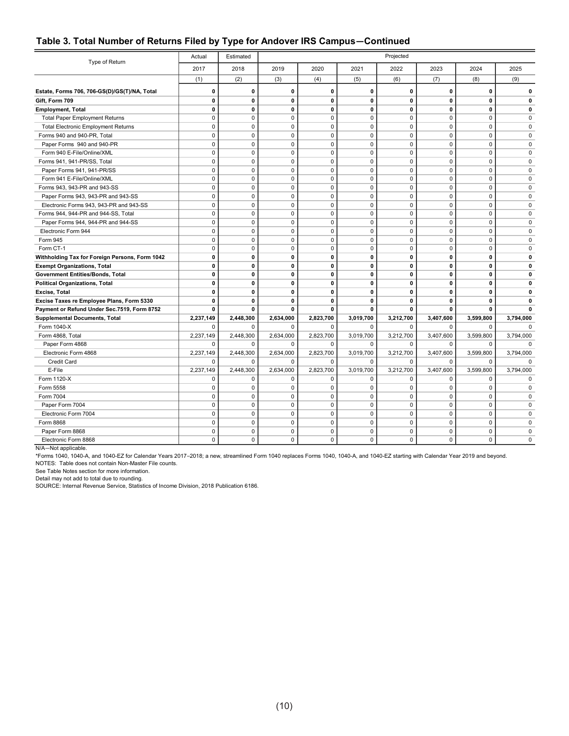## Table 3. Total Number of Returns Filed by Type for Andover IRS Campus—Continued

| Type of Return | Actual | Estimated | Projected | | | | | | |
|---|---|---|---|---|---|---|---|---|---|
| | 2017 | 2018 | 2019 | 2020 | 2021 | 2022 | 2023 | 2024 | 2025 |
| | (1) | (2) | (3) | (4) | (5) | (6) | (7) | (8) | (9) |
| **Estate, Forms 706, 706-GS(D)/GS(T)/NA, Total** | **0** | **0** | **0** | **0** | **0** | **0** | **0** | **0** | **0** |
| **Gift, Form 709** | **0** | **0** | **0** | **0** | **0** | **0** | **0** | **0** | **0** |
| **Employment, Total** | **0** | **0** | **0** | **0** | **0** | **0** | **0** | **0** | **0** |
| Total Paper Employment Returns | 0 | 0 | 0 | 0 | 0 | 0 | 0 | 0 | 0 |
| Total Electronic Employment Returns | 0 | 0 | 0 | 0 | 0 | 0 | 0 | 0 | 0 |
| Forms 940 and 940-PR, Total | 0 | 0 | 0 | 0 | 0 | 0 | 0 | 0 | 0 |
| Paper Forms 940 and 940-PR | 0 | 0 | 0 | 0 | 0 | 0 | 0 | 0 | 0 |
| Form 940 E-File/Online/XML | 0 | 0 | 0 | 0 | 0 | 0 | 0 | 0 | 0 |
| Forms 941, 941-PR/SS, Total | 0 | 0 | 0 | 0 | 0 | 0 | 0 | 0 | 0 |
| Paper Forms 941, 941-PR/SS | 0 | 0 | 0 | 0 | 0 | 0 | 0 | 0 | 0 |
| Form 941 E-File/Online/XML | 0 | 0 | 0 | 0 | 0 | 0 | 0 | 0 | 0 |
| Forms 943, 943-PR and 943-SS | 0 | 0 | 0 | 0 | 0 | 0 | 0 | 0 | 0 |
| Paper Forms 943, 943-PR and 943-SS | 0 | 0 | 0 | 0 | 0 | 0 | 0 | 0 | 0 |
| Electronic Forms 943, 943-PR and 943-SS | 0 | 0 | 0 | 0 | 0 | 0 | 0 | 0 | 0 |
| Forms 944, 944-PR and 944-SS, Total | 0 | 0 | 0 | 0 | 0 | 0 | 0 | 0 | 0 |
| Paper Forms 944, 944-PR and 944-SS | 0 | 0 | 0 | 0 | 0 | 0 | 0 | 0 | 0 |
| Electronic Form 944 | 0 | 0 | 0 | 0 | 0 | 0 | 0 | 0 | 0 |
| Form 945 | 0 | 0 | 0 | 0 | 0 | 0 | 0 | 0 | 0 |
| Form CT-1 | 0 | 0 | 0 | 0 | 0 | 0 | 0 | 0 | 0 |
| **Withholding Tax for Foreign Persons, Form 1042** | **0** | **0** | **0** | **0** | **0** | **0** | **0** | **0** | **0** |
| **Exempt Organizations, Total** | **0** | **0** | **0** | **0** | **0** | **0** | **0** | **0** | **0** |
| **Government Entities/Bonds, Total** | **0** | **0** | **0** | **0** | **0** | **0** | **0** | **0** | **0** |
| **Political Organizations, Total** | **0** | **0** | **0** | **0** | **0** | **0** | **0** | **0** | **0** |
| **Excise, Total** | **0** | **0** | **0** | **0** | **0** | **0** | **0** | **0** | **0** |
| **Excise Taxes re Employee Plans, Form 5330** | **0** | **0** | **0** | **0** | **0** | **0** | **0** | **0** | **0** |
| **Payment or Refund Under Sec.7519, Form 8752** | **0** | **0** | **0** | **0** | **0** | **0** | **0** | **0** | **0** |
| **Supplemental Documents, Total** | **2,237,149** | **2,448,300** | **2,634,000** | **2,823,700** | **3,019,700** | **3,212,700** | **3,407,600** | **3,599,800** | **3,794,000** |
| Form 1040-X | 0 | 0 | 0 | 0 | 0 | 0 | 0 | 0 | 0 |
| Form 4868, Total | 2,237,149 | 2,448,300 | 2,634,000 | 2,823,700 | 3,019,700 | 3,212,700 | 3,407,600 | 3,599,800 | 3,794,000 |
| Paper Form 4868 | 0 | 0 | 0 | 0 | 0 | 0 | 0 | 0 | 0 |
| Electronic Form 4868 | 2,237,149 | 2,448,300 | 2,634,000 | 2,823,700 | 3,019,700 | 3,212,700 | 3,407,600 | 3,599,800 | 3,794,000 |
| Credit Card | 0 | 0 | 0 | 0 | 0 | 0 | 0 | 0 | 0 |
| E-File | 2,237,149 | 2,448,300 | 2,634,000 | 2,823,700 | 3,019,700 | 3,212,700 | 3,407,600 | 3,599,800 | 3,794,000 |
| Form 1120-X | 0 | 0 | 0 | 0 | 0 | 0 | 0 | 0 | 0 |
| Form 5558 | 0 | 0 | 0 | 0 | 0 | 0 | 0 | 0 | 0 |
| Form 7004 | 0 | 0 | 0 | 0 | 0 | 0 | 0 | 0 | 0 |
| Paper Form 7004 | 0 | 0 | 0 | 0 | 0 | 0 | 0 | 0 | 0 |
| Electronic Form 7004 | 0 | 0 | 0 | 0 | 0 | 0 | 0 | 0 | 0 |
| Form 8868 | 0 | 0 | 0 | 0 | 0 | 0 | 0 | 0 | 0 |
| Paper Form 8868 | 0 | 0 | 0 | 0 | 0 | 0 | 0 | 0 | 0 |
| Electronic Form 8868 | 0 | 0 | 0 | 0 | 0 | 0 | 0 | 0 | 0 |

N/A—Not applicable.

*Forms 1040, 1040-A, and 1040-EZ for Calendar Years 2017–2018; a new, streamlined Form 1040 replaces Forms 1040, 1040-A, and 1040-EZ starting with Calendar Year 2019 and beyond.

NOTES: Table does not contain Non-Master File counts.

See Table Notes section for more information.

Detail may not add to total due to rounding.

SOURCE: Internal Revenue Service, Statistics of Income Division, 2018 Publication 6186.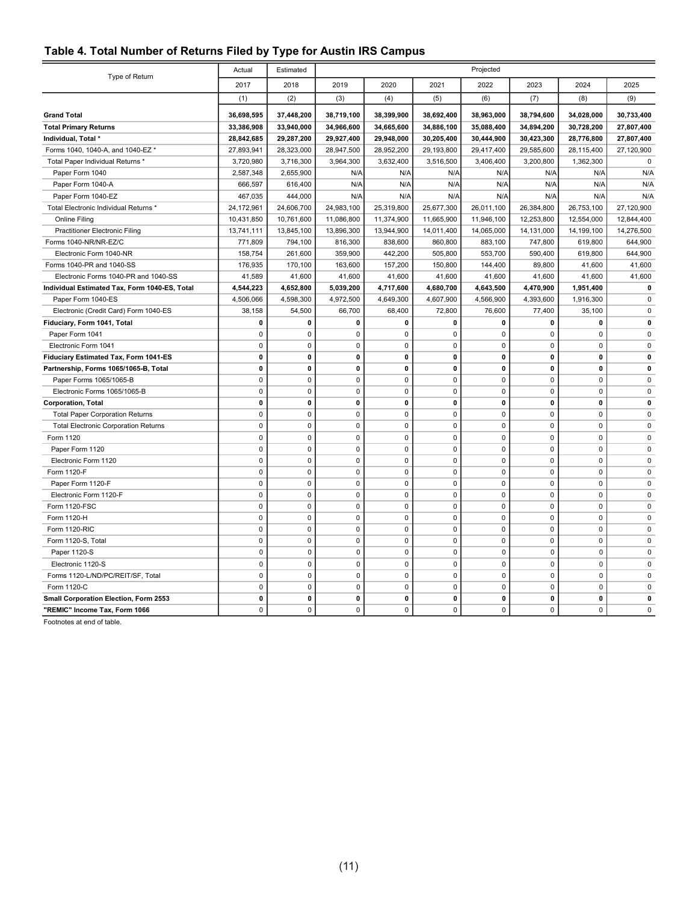## Table 4. Total Number of Returns Filed by Type for Austin IRS Campus

| Type of Return | Actual | Estimated | Projected | | | | | | |
|---|---|---|---|---|---|---|---|---|---|
| | 2017 | 2018 | 2019 | 2020 | 2021 | 2022 | 2023 | 2024 | 2025 |
| | (1) | (2) | (3) | (4) | (5) | (6) | (7) | (8) | (9) |
| **Grand Total** | **36,698,595** | **37,448,200** | **38,719,100** | **38,399,900** | **38,692,400** | **38,963,000** | **38,794,600** | **34,028,000** | **30,733,400** |
| **Total Primary Returns** | **33,386,908** | **33,940,000** | **34,966,600** | **34,665,600** | **34,886,100** | **35,088,400** | **34,894,200** | **30,728,200** | **27,807,400** |
| **Individual, Total *** | **28,842,685** | **29,287,200** | **29,927,400** | **29,948,000** | **30,205,400** | **30,444,900** | **30,423,300** | **28,776,800** | **27,807,400** |
| Forms 1040, 1040-A, and 1040-EZ * | 27,893,941 | 28,323,000 | 28,947,500 | 28,952,200 | 29,193,800 | 29,417,400 | 29,585,600 | 28,115,400 | 27,120,900 |
| Total Paper Individual Returns * | 3,720,980 | 3,716,300 | 3,964,300 | 3,632,400 | 3,516,500 | 3,406,400 | 3,200,800 | 1,362,300 | 0 |
| Paper Form 1040 | 2,587,348 | 2,655,900 | N/A | N/A | N/A | N/A | N/A | N/A | N/A |
| Paper Form 1040-A | 666,597 | 616,400 | N/A | N/A | N/A | N/A | N/A | N/A | N/A |
| Paper Form 1040-EZ | 467,035 | 444,000 | N/A | N/A | N/A | N/A | N/A | N/A | N/A |
| Total Electronic Individual Returns * | 24,172,961 | 24,606,700 | 24,983,100 | 25,319,800 | 25,677,300 | 26,011,100 | 26,384,800 | 26,753,100 | 27,120,900 |
| Online Filing | 10,431,850 | 10,761,600 | 11,086,800 | 11,374,900 | 11,665,900 | 11,946,100 | 12,253,800 | 12,554,000 | 12,844,400 |
| Practitioner Electronic Filing | 13,741,111 | 13,845,100 | 13,896,300 | 13,944,900 | 14,011,400 | 14,065,000 | 14,131,000 | 14,199,100 | 14,276,500 |
| Forms 1040-NR/NR-EZ/C | 771,809 | 794,100 | 816,300 | 838,600 | 860,800 | 883,100 | 747,800 | 619,800 | 644,900 |
| Electronic Form 1040-NR | 158,754 | 261,600 | 359,900 | 442,200 | 505,800 | 553,700 | 590,400 | 619,800 | 644,900 |
| Forms 1040-PR and 1040-SS | 176,935 | 170,100 | 163,600 | 157,200 | 150,800 | 144,400 | 89,800 | 41,600 | 41,600 |
| Electronic Forms 1040-PR and 1040-SS | 41,589 | 41,600 | 41,600 | 41,600 | 41,600 | 41,600 | 41,600 | 41,600 | 41,600 |
| **Individual Estimated Tax, Form 1040-ES, Total** | **4,544,223** | **4,652,800** | **5,039,200** | **4,717,600** | **4,680,700** | **4,643,500** | **4,470,900** | **1,951,400** | **0** |
| Paper Form 1040-ES | 4,506,066 | 4,598,300 | 4,972,500 | 4,649,300 | 4,607,900 | 4,566,900 | 4,393,600 | 1,916,300 | 0 |
| Electronic (Credit Card) Form 1040-ES | 38,158 | 54,500 | 66,700 | 68,400 | 72,800 | 76,600 | 77,400 | 35,100 | 0 |
| **Fiduciary, Form 1041, Total** | **0** | **0** | **0** | **0** | **0** | **0** | **0** | **0** | **0** |
| Paper Form 1041 | 0 | 0 | 0 | 0 | 0 | 0 | 0 | 0 | 0 |
| Electronic Form 1041 | 0 | 0 | 0 | 0 | 0 | 0 | 0 | 0 | 0 |
| **Fiduciary Estimated Tax, Form 1041-ES** | **0** | **0** | **0** | **0** | **0** | **0** | **0** | **0** | **0** |
| **Partnership, Forms 1065/1065-B, Total** | **0** | **0** | **0** | **0** | **0** | **0** | **0** | **0** | **0** |
| Paper Forms 1065/1065-B | 0 | 0 | 0 | 0 | 0 | 0 | 0 | 0 | 0 |
| Electronic Forms 1065/1065-B | 0 | 0 | 0 | 0 | 0 | 0 | 0 | 0 | 0 |
| **Corporation, Total** | **0** | **0** | **0** | **0** | **0** | **0** | **0** | **0** | **0** |
| Total Paper Corporation Returns | 0 | 0 | 0 | 0 | 0 | 0 | 0 | 0 | 0 |
| Total Electronic Corporation Returns | 0 | 0 | 0 | 0 | 0 | 0 | 0 | 0 | 0 |
| Form 1120 | 0 | 0 | 0 | 0 | 0 | 0 | 0 | 0 | 0 |
| Paper Form 1120 | 0 | 0 | 0 | 0 | 0 | 0 | 0 | 0 | 0 |
| Electronic Form 1120 | 0 | 0 | 0 | 0 | 0 | 0 | 0 | 0 | 0 |
| Form 1120-F | 0 | 0 | 0 | 0 | 0 | 0 | 0 | 0 | 0 |
| Paper Form 1120-F | 0 | 0 | 0 | 0 | 0 | 0 | 0 | 0 | 0 |
| Electronic Form 1120-F | 0 | 0 | 0 | 0 | 0 | 0 | 0 | 0 | 0 |
| Form 1120-FSC | 0 | 0 | 0 | 0 | 0 | 0 | 0 | 0 | 0 |
| Form 1120-H | 0 | 0 | 0 | 0 | 0 | 0 | 0 | 0 | 0 |
| Form 1120-RIC | 0 | 0 | 0 | 0 | 0 | 0 | 0 | 0 | 0 |
| Form 1120-S, Total | 0 | 0 | 0 | 0 | 0 | 0 | 0 | 0 | 0 |
| Paper 1120-S | 0 | 0 | 0 | 0 | 0 | 0 | 0 | 0 | 0 |
| Electronic 1120-S | 0 | 0 | 0 | 0 | 0 | 0 | 0 | 0 | 0 |
| Forms 1120-L/ND/PC/REIT/SF, Total | 0 | 0 | 0 | 0 | 0 | 0 | 0 | 0 | 0 |
| Form 1120-C | 0 | 0 | 0 | 0 | 0 | 0 | 0 | 0 | 0 |
| **Small Corporation Election, Form 2553** | **0** | **0** | **0** | **0** | **0** | **0** | **0** | **0** | **0** |
| **"REMIC" Income Tax, Form 1066** | 0 | 0 | 0 | 0 | 0 | 0 | 0 | 0 | 0 |

Footnotes at end of table.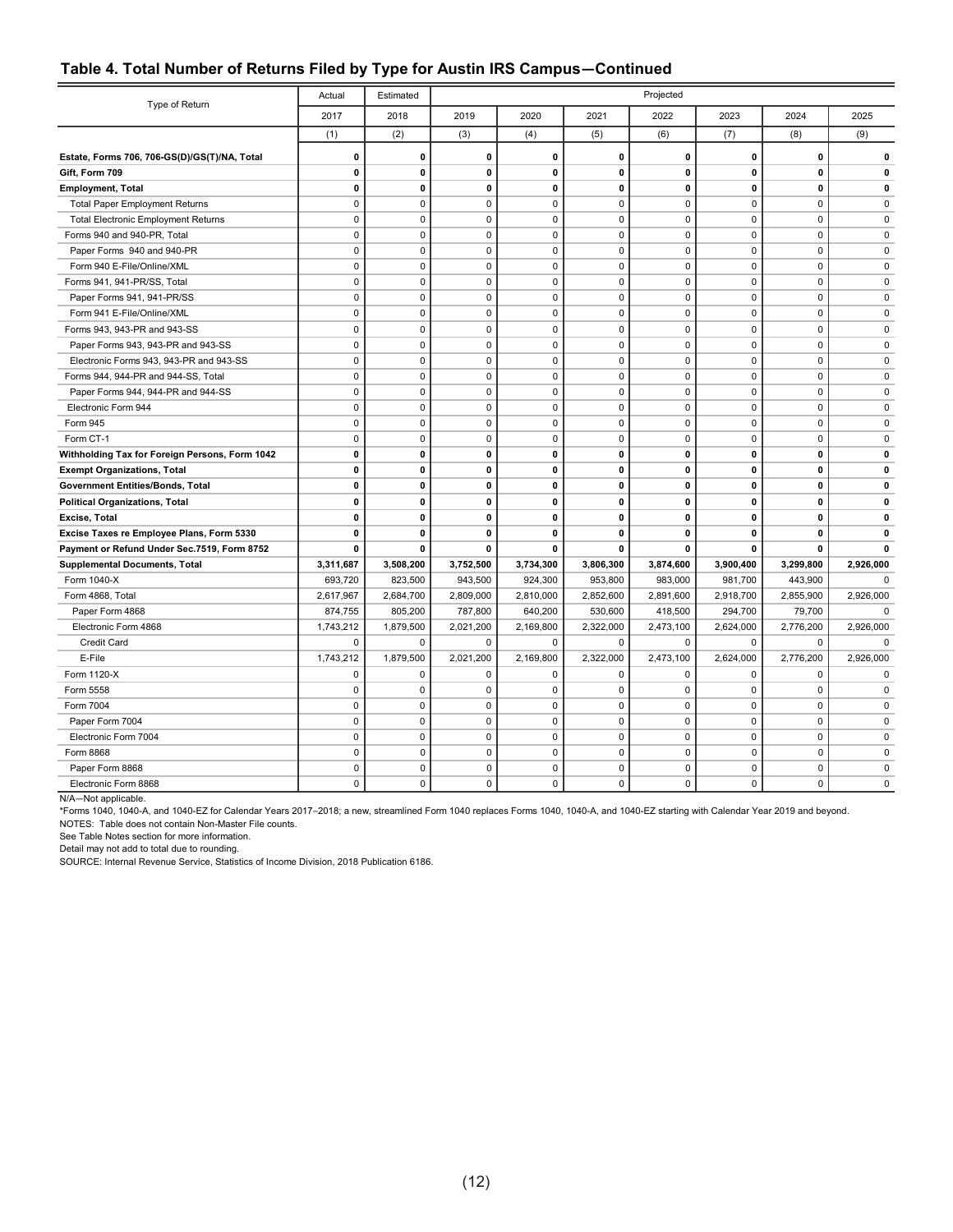## Table 4. Total Number of Returns Filed by Type for Austin IRS Campus—Continued

| Type of Return | Actual | Estimated | Projected | | | | | | |
|---|---|---|---|---|---|---|---|---|---|
| | 2017 | 2018 | 2019 | 2020 | 2021 | 2022 | 2023 | 2024 | 2025 |
| | (1) | (2) | (3) | (4) | (5) | (6) | (7) | (8) | (9) |
| **Estate, Forms 706, 706-GS(D)/GS(T)/NA, Total** | **0** | **0** | **0** | **0** | **0** | **0** | **0** | **0** | **0** |
| **Gift, Form 709** | **0** | **0** | **0** | **0** | **0** | **0** | **0** | **0** | **0** |
| **Employment, Total** | **0** | **0** | **0** | **0** | **0** | **0** | **0** | **0** | **0** |
| Total Paper Employment Returns | 0 | 0 | 0 | 0 | 0 | 0 | 0 | 0 | 0 |
| Total Electronic Employment Returns | 0 | 0 | 0 | 0 | 0 | 0 | 0 | 0 | 0 |
| Forms 940 and 940-PR, Total | 0 | 0 | 0 | 0 | 0 | 0 | 0 | 0 | 0 |
| Paper Forms 940 and 940-PR | 0 | 0 | 0 | 0 | 0 | 0 | 0 | 0 | 0 |
| Form 940 E-File/Online/XML | 0 | 0 | 0 | 0 | 0 | 0 | 0 | 0 | 0 |
| Forms 941, 941-PR/SS, Total | 0 | 0 | 0 | 0 | 0 | 0 | 0 | 0 | 0 |
| Paper Forms 941, 941-PR/SS | 0 | 0 | 0 | 0 | 0 | 0 | 0 | 0 | 0 |
| Form 941 E-File/Online/XML | 0 | 0 | 0 | 0 | 0 | 0 | 0 | 0 | 0 |
| Forms 943, 943-PR and 943-SS | 0 | 0 | 0 | 0 | 0 | 0 | 0 | 0 | 0 |
| Paper Forms 943, 943-PR and 943-SS | 0 | 0 | 0 | 0 | 0 | 0 | 0 | 0 | 0 |
| Electronic Forms 943, 943-PR and 943-SS | 0 | 0 | 0 | 0 | 0 | 0 | 0 | 0 | 0 |
| Forms 944, 944-PR and 944-SS, Total | 0 | 0 | 0 | 0 | 0 | 0 | 0 | 0 | 0 |
| Paper Forms 944, 944-PR and 944-SS | 0 | 0 | 0 | 0 | 0 | 0 | 0 | 0 | 0 |
| Electronic Form 944 | 0 | 0 | 0 | 0 | 0 | 0 | 0 | 0 | 0 |
| Form 945 | 0 | 0 | 0 | 0 | 0 | 0 | 0 | 0 | 0 |
| Form CT-1 | 0 | 0 | 0 | 0 | 0 | 0 | 0 | 0 | 0 |
| **Withholding Tax for Foreign Persons, Form 1042** | **0** | **0** | **0** | **0** | **0** | **0** | **0** | **0** | **0** |
| **Exempt Organizations, Total** | **0** | **0** | **0** | **0** | **0** | **0** | **0** | **0** | **0** |
| **Government Entities/Bonds, Total** | **0** | **0** | **0** | **0** | **0** | **0** | **0** | **0** | **0** |
| **Political Organizations, Total** | **0** | **0** | **0** | **0** | **0** | **0** | **0** | **0** | **0** |
| **Excise, Total** | **0** | **0** | **0** | **0** | **0** | **0** | **0** | **0** | **0** |
| **Excise Taxes re Employee Plans, Form 5330** | **0** | **0** | **0** | **0** | **0** | **0** | **0** | **0** | **0** |
| **Payment or Refund Under Sec.7519, Form 8752** | **0** | **0** | **0** | **0** | **0** | **0** | **0** | **0** | **0** |
| **Supplemental Documents, Total** | **3,311,687** | **3,508,200** | **3,752,500** | **3,734,300** | **3,806,300** | **3,874,600** | **3,900,400** | **3,299,800** | **2,926,000** |
| Form 1040-X | 693,720 | 823,500 | 943,500 | 924,300 | 953,800 | 983,000 | 981,700 | 443,900 | 0 |
| Form 4868, Total | 2,617,967 | 2,684,700 | 2,809,000 | 2,810,000 | 2,852,600 | 2,891,600 | 2,918,700 | 2,855,900 | 2,926,000 |
| Paper Form 4868 | 874,755 | 805,200 | 787,800 | 640,200 | 530,600 | 418,500 | 294,700 | 79,700 | 0 |
| Electronic Form 4868 | 1,743,212 | 1,879,500 | 2,021,200 | 2,169,800 | 2,322,000 | 2,473,100 | 2,624,000 | 2,776,200 | 2,926,000 |
| Credit Card | 0 | 0 | 0 | 0 | 0 | 0 | 0 | 0 | 0 |
| E-File | 1,743,212 | 1,879,500 | 2,021,200 | 2,169,800 | 2,322,000 | 2,473,100 | 2,624,000 | 2,776,200 | 2,926,000 |
| Form 1120-X | 0 | 0 | 0 | 0 | 0 | 0 | 0 | 0 | 0 |
| Form 5558 | 0 | 0 | 0 | 0 | 0 | 0 | 0 | 0 | 0 |
| Form 7004 | 0 | 0 | 0 | 0 | 0 | 0 | 0 | 0 | 0 |
| Paper Form 7004 | 0 | 0 | 0 | 0 | 0 | 0 | 0 | 0 | 0 |
| Electronic Form 7004 | 0 | 0 | 0 | 0 | 0 | 0 | 0 | 0 | 0 |
| Form 8868 | 0 | 0 | 0 | 0 | 0 | 0 | 0 | 0 | 0 |
| Paper Form 8868 | 0 | 0 | 0 | 0 | 0 | 0 | 0 | 0 | 0 |
| Electronic Form 8868 | 0 | 0 | 0 | 0 | 0 | 0 | 0 | 0 | 0 |

N/A—Not applicable.

*Forms 1040, 1040-A, and 1040-EZ for Calendar Years 2017–2018; a new, streamlined Form 1040 replaces Forms 1040, 1040-A, and 1040-EZ starting with Calendar Year 2019 and beyond.

NOTES: Table does not contain Non-Master File counts.

See Table Notes section for more information.

Detail may not add to total due to rounding.

SOURCE: Internal Revenue Service, Statistics of Income Division, 2018 Publication 6186.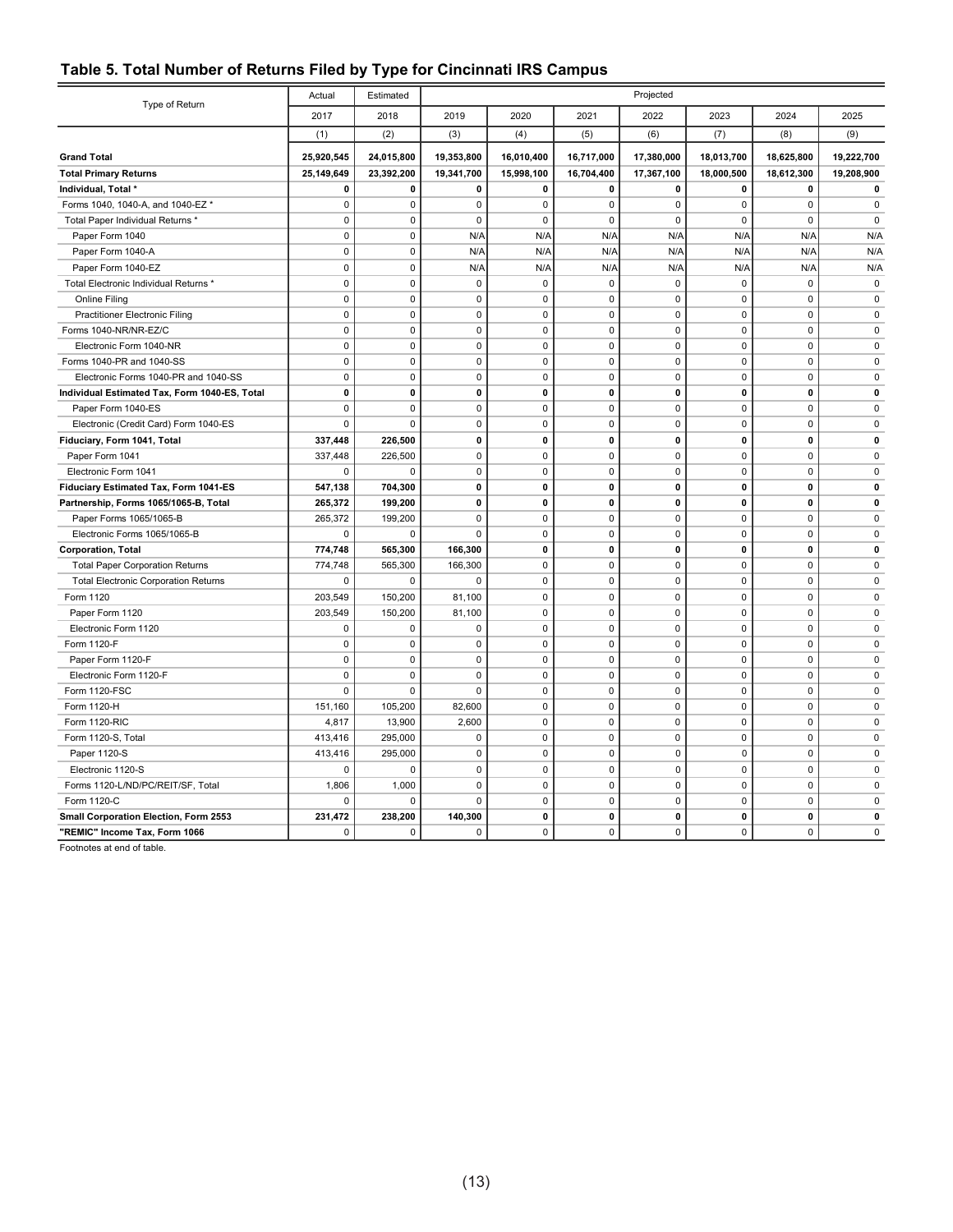## Table 5. Total Number of Returns Filed by Type for Cincinnati IRS Campus

| Type of Return | Actual | Estimated | Projected | | | | | | |
|---|---|---|---|---|---|---|---|---|---|
| | 2017 | 2018 | 2019 | 2020 | 2021 | 2022 | 2023 | 2024 | 2025 |
| | (1) | (2) | (3) | (4) | (5) | (6) | (7) | (8) | (9) |
| **Grand Total** | **25,920,545** | **24,015,800** | **19,353,800** | **16,010,400** | **16,717,000** | **17,380,000** | **18,013,700** | **18,625,800** | **19,222,700** |
| **Total Primary Returns** | **25,149,649** | **23,392,200** | **19,341,700** | **15,998,100** | **16,704,400** | **17,367,100** | **18,000,500** | **18,612,300** | **19,208,900** |
| **Individual, Total *** | **0** | **0** | **0** | **0** | **0** | **0** | **0** | **0** | **0** |
| Forms 1040, 1040-A, and 1040-EZ * | 0 | 0 | 0 | 0 | 0 | 0 | 0 | 0 | 0 |
| Total Paper Individual Returns * | 0 | 0 | 0 | 0 | 0 | 0 | 0 | 0 | 0 |
| Paper Form 1040 | 0 | 0 | N/A | N/A | N/A | N/A | N/A | N/A | N/A |
| Paper Form 1040-A | 0 | 0 | N/A | N/A | N/A | N/A | N/A | N/A | N/A |
| Paper Form 1040-EZ | 0 | 0 | N/A | N/A | N/A | N/A | N/A | N/A | N/A |
| Total Electronic Individual Returns * | 0 | 0 | 0 | 0 | 0 | 0 | 0 | 0 | 0 |
| Online Filing | 0 | 0 | 0 | 0 | 0 | 0 | 0 | 0 | 0 |
| Practitioner Electronic Filing | 0 | 0 | 0 | 0 | 0 | 0 | 0 | 0 | 0 |
| Forms 1040-NR/NR-EZ/C | 0 | 0 | 0 | 0 | 0 | 0 | 0 | 0 | 0 |
| Electronic Form 1040-NR | 0 | 0 | 0 | 0 | 0 | 0 | 0 | 0 | 0 |
| Forms 1040-PR and 1040-SS | 0 | 0 | 0 | 0 | 0 | 0 | 0 | 0 | 0 |
| Electronic Forms 1040-PR and 1040-SS | 0 | 0 | 0 | 0 | 0 | 0 | 0 | 0 | 0 |
| **Individual Estimated Tax, Form 1040-ES, Total** | **0** | **0** | **0** | **0** | **0** | **0** | **0** | **0** | **0** |
| Paper Form 1040-ES | 0 | 0 | 0 | 0 | 0 | 0 | 0 | 0 | 0 |
| Electronic (Credit Card) Form 1040-ES | 0 | 0 | 0 | 0 | 0 | 0 | 0 | 0 | 0 |
| **Fiduciary, Form 1041, Total** | **337,448** | **226,500** | **0** | **0** | **0** | **0** | **0** | **0** | **0** |
| Paper Form 1041 | 337,448 | 226,500 | 0 | 0 | 0 | 0 | 0 | 0 | 0 |
| Electronic Form 1041 | 0 | 0 | 0 | 0 | 0 | 0 | 0 | 0 | 0 |
| **Fiduciary Estimated Tax, Form 1041-ES** | **547,138** | **704,300** | **0** | **0** | **0** | **0** | **0** | **0** | **0** |
| **Partnership, Forms 1065/1065-B, Total** | **265,372** | **199,200** | **0** | **0** | **0** | **0** | **0** | **0** | **0** |
| Paper Forms 1065/1065-B | 265,372 | 199,200 | 0 | 0 | 0 | 0 | 0 | 0 | 0 |
| Electronic Forms 1065/1065-B | 0 | 0 | 0 | 0 | 0 | 0 | 0 | 0 | 0 |
| **Corporation, Total** | **774,748** | **565,300** | **166,300** | **0** | **0** | **0** | **0** | **0** | **0** |
| Total Paper Corporation Returns | 774,748 | 565,300 | 166,300 | 0 | 0 | 0 | 0 | 0 | 0 |
| Total Electronic Corporation Returns | 0 | 0 | 0 | 0 | 0 | 0 | 0 | 0 | 0 |
| Form 1120 | 203,549 | 150,200 | 81,100 | 0 | 0 | 0 | 0 | 0 | 0 |
| Paper Form 1120 | 203,549 | 150,200 | 81,100 | 0 | 0 | 0 | 0 | 0 | 0 |
| Electronic Form 1120 | 0 | 0 | 0 | 0 | 0 | 0 | 0 | 0 | 0 |
| Form 1120-F | 0 | 0 | 0 | 0 | 0 | 0 | 0 | 0 | 0 |
| Paper Form 1120-F | 0 | 0 | 0 | 0 | 0 | 0 | 0 | 0 | 0 |
| Electronic Form 1120-F | 0 | 0 | 0 | 0 | 0 | 0 | 0 | 0 | 0 |
| Form 1120-FSC | 0 | 0 | 0 | 0 | 0 | 0 | 0 | 0 | 0 |
| Form 1120-H | 151,160 | 105,200 | 82,600 | 0 | 0 | 0 | 0 | 0 | 0 |
| Form 1120-RIC | 4,817 | 13,900 | 2,600 | 0 | 0 | 0 | 0 | 0 | 0 |
| Form 1120-S, Total | 413,416 | 295,000 | 0 | 0 | 0 | 0 | 0 | 0 | 0 |
| Paper 1120-S | 413,416 | 295,000 | 0 | 0 | 0 | 0 | 0 | 0 | 0 |
| Electronic 1120-S | 0 | 0 | 0 | 0 | 0 | 0 | 0 | 0 | 0 |
| Forms 1120-L/ND/PC/REIT/SF, Total | 1,806 | 1,000 | 0 | 0 | 0 | 0 | 0 | 0 | 0 |
| Form 1120-C | 0 | 0 | 0 | 0 | 0 | 0 | 0 | 0 | 0 |
| **Small Corporation Election, Form 2553** | **231,472** | **238,200** | **140,300** | **0** | **0** | **0** | **0** | **0** | **0** |
| **"REMIC" Income Tax, Form 1066** | 0 | 0 | 0 | 0 | 0 | 0 | 0 | 0 | 0 |

Footnotes at end of table.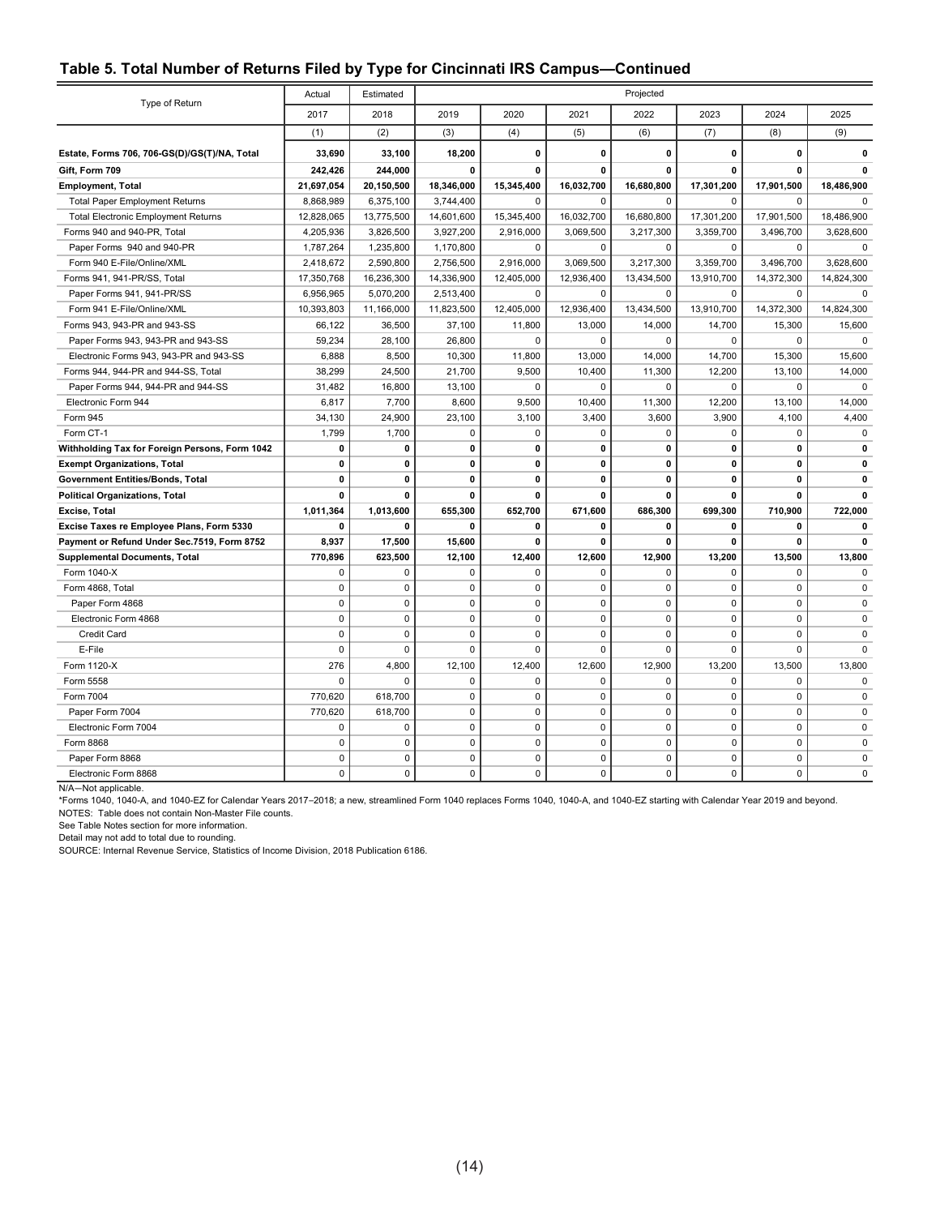## Table 5. Total Number of Returns Filed by Type for Cincinnati IRS Campus—Continued

| Type of Return | Actual | Estimated | Projected | | | | | | |
|---|---|---|---|---|---|---|---|---|---|
| | 2017 | 2018 | 2019 | 2020 | 2021 | 2022 | 2023 | 2024 | 2025 |
| | (1) | (2) | (3) | (4) | (5) | (6) | (7) | (8) | (9) |
| **Estate, Forms 706, 706-GS(D)/GS(T)/NA, Total** | **33,690** | **33,100** | **18,200** | **0** | **0** | **0** | **0** | **0** | **0** |
| **Gift, Form 709** | **242,426** | **244,000** | **0** | **0** | **0** | **0** | **0** | **0** | **0** |
| **Employment, Total** | **21,697,054** | **20,150,500** | **18,346,000** | **15,345,400** | **16,032,700** | **16,680,800** | **17,301,200** | **17,901,500** | **18,486,900** |
| Total Paper Employment Returns | 8,868,989 | 6,375,100 | 3,744,400 | 0 | 0 | 0 | 0 | 0 | 0 |
| Total Electronic Employment Returns | 12,828,065 | 13,775,500 | 14,601,600 | 15,345,400 | 16,032,700 | 16,680,800 | 17,301,200 | 17,901,500 | 18,486,900 |
| Forms 940 and 940-PR, Total | 4,205,936 | 3,826,500 | 3,927,200 | 2,916,000 | 3,069,500 | 3,217,300 | 3,359,700 | 3,496,700 | 3,628,600 |
| Paper Forms 940 and 940-PR | 1,787,264 | 1,235,800 | 1,170,800 | 0 | 0 | 0 | 0 | 0 | 0 |
| Form 940 E-File/Online/XML | 2,418,672 | 2,590,800 | 2,756,500 | 2,916,000 | 3,069,500 | 3,217,300 | 3,359,700 | 3,496,700 | 3,628,600 |
| Forms 941, 941-PR/SS, Total | 17,350,768 | 16,236,300 | 14,336,900 | 12,405,000 | 12,936,400 | 13,434,500 | 13,910,700 | 14,372,300 | 14,824,300 |
| Paper Forms 941, 941-PR/SS | 6,956,965 | 5,070,200 | 2,513,400 | 0 | 0 | 0 | 0 | 0 | 0 |
| Form 941 E-File/Online/XML | 10,393,803 | 11,166,000 | 11,823,500 | 12,405,000 | 12,936,400 | 13,434,500 | 13,910,700 | 14,372,300 | 14,824,300 |
| Forms 943, 943-PR and 943-SS | 66,122 | 36,500 | 37,100 | 11,800 | 13,000 | 14,000 | 14,700 | 15,300 | 15,600 |
| Paper Forms 943, 943-PR and 943-SS | 59,234 | 28,100 | 26,800 | 0 | 0 | 0 | 0 | 0 | 0 |
| Electronic Forms 943, 943-PR and 943-SS | 6,888 | 8,500 | 10,300 | 11,800 | 13,000 | 14,000 | 14,700 | 15,300 | 15,600 |
| Forms 944, 944-PR and 944-SS, Total | 38,299 | 24,500 | 21,700 | 9,500 | 10,400 | 11,300 | 12,200 | 13,100 | 14,000 |
| Paper Forms 944, 944-PR and 944-SS | 31,482 | 16,800 | 13,100 | 0 | 0 | 0 | 0 | 0 | 0 |
| Electronic Form 944 | 6,817 | 7,700 | 8,600 | 9,500 | 10,400 | 11,300 | 12,200 | 13,100 | 14,000 |
| Form 945 | 34,130 | 24,900 | 23,100 | 3,100 | 3,400 | 3,600 | 3,900 | 4,100 | 4,400 |
| Form CT-1 | 1,799 | 1,700 | 0 | 0 | 0 | 0 | 0 | 0 | 0 |
| **Withholding Tax for Foreign Persons, Form 1042** | **0** | **0** | **0** | **0** | **0** | **0** | **0** | **0** | **0** |
| **Exempt Organizations, Total** | **0** | **0** | **0** | **0** | **0** | **0** | **0** | **0** | **0** |
| **Government Entities/Bonds, Total** | **0** | **0** | **0** | **0** | **0** | **0** | **0** | **0** | **0** |
| **Political Organizations, Total** | **0** | **0** | **0** | **0** | **0** | **0** | **0** | **0** | **0** |
| **Excise, Total** | **1,011,364** | **1,013,600** | **655,300** | **652,700** | **671,600** | **686,300** | **699,300** | **710,900** | **722,000** |
| **Excise Taxes re Employee Plans, Form 5330** | **0** | **0** | **0** | **0** | **0** | **0** | **0** | **0** | **0** |
| **Payment or Refund Under Sec.7519, Form 8752** | **8,937** | **17,500** | **15,600** | **0** | **0** | **0** | **0** | **0** | **0** |
| **Supplemental Documents, Total** | **770,896** | **623,500** | **12,100** | **12,400** | **12,600** | **12,900** | **13,200** | **13,500** | **13,800** |
| Form 1040-X | 0 | 0 | 0 | 0 | 0 | 0 | 0 | 0 | 0 |
| Form 4868, Total | 0 | 0 | 0 | 0 | 0 | 0 | 0 | 0 | 0 |
| Paper Form 4868 | 0 | 0 | 0 | 0 | 0 | 0 | 0 | 0 | 0 |
| Electronic Form 4868 | 0 | 0 | 0 | 0 | 0 | 0 | 0 | 0 | 0 |
| Credit Card | 0 | 0 | 0 | 0 | 0 | 0 | 0 | 0 | 0 |
| E-File | 0 | 0 | 0 | 0 | 0 | 0 | 0 | 0 | 0 |
| Form 1120-X | 276 | 4,800 | 12,100 | 12,400 | 12,600 | 12,900 | 13,200 | 13,500 | 13,800 |
| Form 5558 | 0 | 0 | 0 | 0 | 0 | 0 | 0 | 0 | 0 |
| Form 7004 | 770,620 | 618,700 | 0 | 0 | 0 | 0 | 0 | 0 | 0 |
| Paper Form 7004 | 770,620 | 618,700 | 0 | 0 | 0 | 0 | 0 | 0 | 0 |
| Electronic Form 7004 | 0 | 0 | 0 | 0 | 0 | 0 | 0 | 0 | 0 |
| Form 8868 | 0 | 0 | 0 | 0 | 0 | 0 | 0 | 0 | 0 |
| Paper Form 8868 | 0 | 0 | 0 | 0 | 0 | 0 | 0 | 0 | 0 |
| Electronic Form 8868 | 0 | 0 | 0 | 0 | 0 | 0 | 0 | 0 | 0 |

N/A—Not applicable.

*Forms 1040, 1040-A, and 1040-EZ for Calendar Years 2017–2018; a new, streamlined Form 1040 replaces Forms 1040, 1040-A, and 1040-EZ starting with Calendar Year 2019 and beyond.

NOTES: Table does not contain Non-Master File counts.

See Table Notes section for more information.

Detail may not add to total due to rounding.

SOURCE: Internal Revenue Service, Statistics of Income Division, 2018 Publication 6186.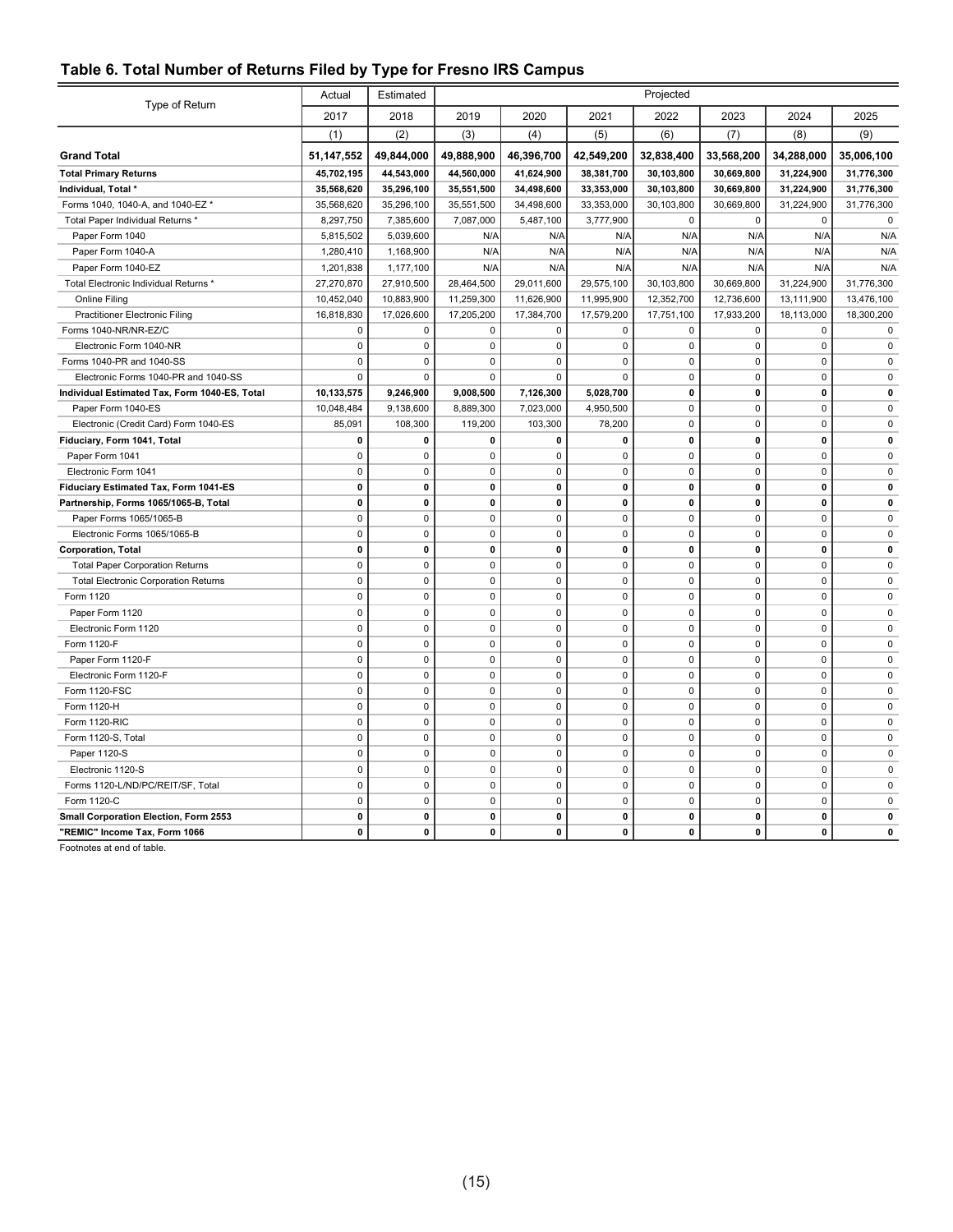## Table 6. Total Number of Returns Filed by Type for Fresno IRS Campus

| Type of Return | Actual | Estimated | Projected | | | | | | |
|---|---|---|---|---|---|---|---|---|---|
| | 2017 | 2018 | 2019 | 2020 | 2021 | 2022 | 2023 | 2024 | 2025 |
| | (1) | (2) | (3) | (4) | (5) | (6) | (7) | (8) | (9) |
| **Grand Total** | **51,147,552** | **49,844,000** | **49,888,900** | **46,396,700** | **42,549,200** | **32,838,400** | **33,568,200** | **34,288,000** | **35,006,100** |
| **Total Primary Returns** | **45,702,195** | **44,543,000** | **44,560,000** | **41,624,900** | **38,381,700** | **30,103,800** | **30,669,800** | **31,224,900** | **31,776,300** |
| **Individual, Total *** | **35,568,620** | **35,296,100** | **35,551,500** | **34,498,600** | **33,353,000** | **30,103,800** | **30,669,800** | **31,224,900** | **31,776,300** |
| Forms 1040, 1040-A, and 1040-EZ * | 35,568,620 | 35,296,100 | 35,551,500 | 34,498,600 | 33,353,000 | 30,103,800 | 30,669,800 | 31,224,900 | 31,776,300 |
| Total Paper Individual Returns * | 8,297,750 | 7,385,600 | 7,087,000 | 5,487,100 | 3,777,900 | 0 | 0 | 0 | 0 |
| Paper Form 1040 | 5,815,502 | 5,039,600 | N/A | N/A | N/A | N/A | N/A | N/A | N/A |
| Paper Form 1040-A | 1,280,410 | 1,168,900 | N/A | N/A | N/A | N/A | N/A | N/A | N/A |
| Paper Form 1040-EZ | 1,201,838 | 1,177,100 | N/A | N/A | N/A | N/A | N/A | N/A | N/A |
| Total Electronic Individual Returns * | 27,270,870 | 27,910,500 | 28,464,500 | 29,011,600 | 29,575,100 | 30,103,800 | 30,669,800 | 31,224,900 | 31,776,300 |
| Online Filing | 10,452,040 | 10,883,900 | 11,259,300 | 11,626,900 | 11,995,900 | 12,352,700 | 12,736,600 | 13,111,900 | 13,476,100 |
| Practitioner Electronic Filing | 16,818,830 | 17,026,600 | 17,205,200 | 17,384,700 | 17,579,200 | 17,751,100 | 17,933,200 | 18,113,000 | 18,300,200 |
| Forms 1040-NR/NR-EZ/C | 0 | 0 | 0 | 0 | 0 | 0 | 0 | 0 | 0 |
| Electronic Form 1040-NR | 0 | 0 | 0 | 0 | 0 | 0 | 0 | 0 | 0 |
| Forms 1040-PR and 1040-SS | 0 | 0 | 0 | 0 | 0 | 0 | 0 | 0 | 0 |
| Electronic Forms 1040-PR and 1040-SS | 0 | 0 | 0 | 0 | 0 | 0 | 0 | 0 | 0 |
| **Individual Estimated Tax, Form 1040-ES, Total** | **10,133,575** | **9,246,900** | **9,008,500** | **7,126,300** | **5,028,700** | **0** | **0** | **0** | **0** |
| Paper Form 1040-ES | 10,048,484 | 9,138,600 | 8,889,300 | 7,023,000 | 4,950,500 | 0 | 0 | 0 | 0 |
| Electronic (Credit Card) Form 1040-ES | 85,091 | 108,300 | 119,200 | 103,300 | 78,200 | 0 | 0 | 0 | 0 |
| **Fiduciary, Form 1041, Total** | **0** | **0** | **0** | **0** | **0** | **0** | **0** | **0** | **0** |
| Paper Form 1041 | 0 | 0 | 0 | 0 | 0 | 0 | 0 | 0 | 0 |
| Electronic Form 1041 | 0 | 0 | 0 | 0 | 0 | 0 | 0 | 0 | 0 |
| **Fiduciary Estimated Tax, Form 1041-ES** | **0** | **0** | **0** | **0** | **0** | **0** | **0** | **0** | **0** |
| **Partnership, Forms 1065/1065-B, Total** | **0** | **0** | **0** | **0** | **0** | **0** | **0** | **0** | **0** |
| Paper Forms 1065/1065-B | 0 | 0 | 0 | 0 | 0 | 0 | 0 | 0 | 0 |
| Electronic Forms 1065/1065-B | 0 | 0 | 0 | 0 | 0 | 0 | 0 | 0 | 0 |
| **Corporation, Total** | **0** | **0** | **0** | **0** | **0** | **0** | **0** | **0** | **0** |
| Total Paper Corporation Returns | 0 | 0 | 0 | 0 | 0 | 0 | 0 | 0 | 0 |
| Total Electronic Corporation Returns | 0 | 0 | 0 | 0 | 0 | 0 | 0 | 0 | 0 |
| Form 1120 | 0 | 0 | 0 | 0 | 0 | 0 | 0 | 0 | 0 |
| Paper Form 1120 | 0 | 0 | 0 | 0 | 0 | 0 | 0 | 0 | 0 |
| Electronic Form 1120 | 0 | 0 | 0 | 0 | 0 | 0 | 0 | 0 | 0 |
| Form 1120-F | 0 | 0 | 0 | 0 | 0 | 0 | 0 | 0 | 0 |
| Paper Form 1120-F | 0 | 0 | 0 | 0 | 0 | 0 | 0 | 0 | 0 |
| Electronic Form 1120-F | 0 | 0 | 0 | 0 | 0 | 0 | 0 | 0 | 0 |
| Form 1120-FSC | 0 | 0 | 0 | 0 | 0 | 0 | 0 | 0 | 0 |
| Form 1120-H | 0 | 0 | 0 | 0 | 0 | 0 | 0 | 0 | 0 |
| Form 1120-RIC | 0 | 0 | 0 | 0 | 0 | 0 | 0 | 0 | 0 |
| Form 1120-S, Total | 0 | 0 | 0 | 0 | 0 | 0 | 0 | 0 | 0 |
| Paper 1120-S | 0 | 0 | 0 | 0 | 0 | 0 | 0 | 0 | 0 |
| Electronic 1120-S | 0 | 0 | 0 | 0 | 0 | 0 | 0 | 0 | 0 |
| Forms 1120-L/ND/PC/REIT/SF, Total | 0 | 0 | 0 | 0 | 0 | 0 | 0 | 0 | 0 |
| Form 1120-C | 0 | 0 | 0 | 0 | 0 | 0 | 0 | 0 | 0 |
| **Small Corporation Election, Form 2553** | **0** | **0** | **0** | **0** | **0** | **0** | **0** | **0** | **0** |
| **"REMIC" Income Tax, Form 1066** | **0** | **0** | **0** | **0** | **0** | **0** | **0** | **0** | **0** |

Footnotes at end of table.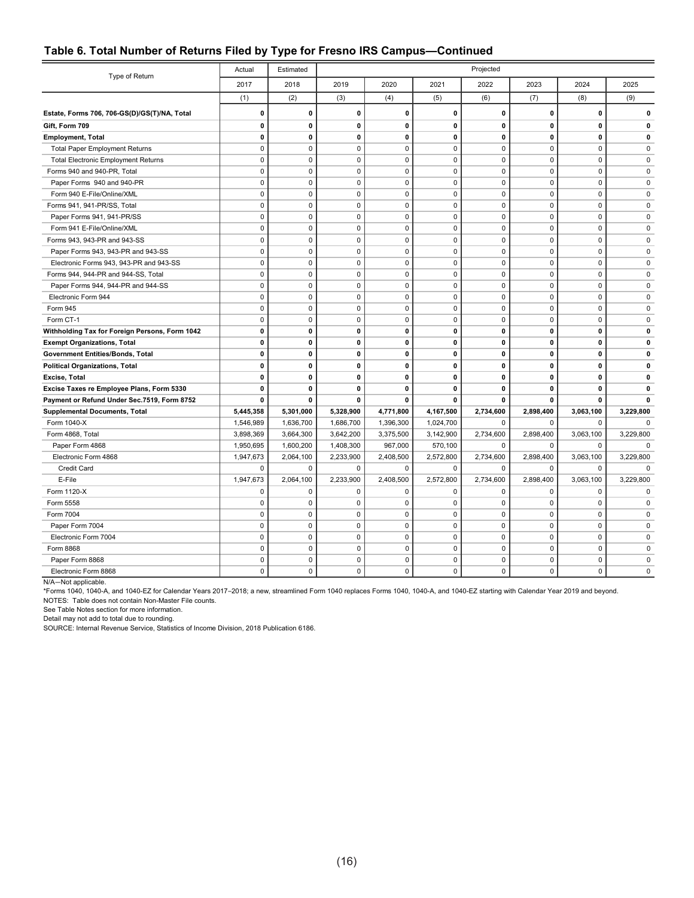## Table 6. Total Number of Returns Filed by Type for Fresno IRS Campus—Continued

| Type of Return | Actual | Estimated | Projected | | | | | | |
|---|---|---|---|---|---|---|---|---|---|
| | 2017 | 2018 | 2019 | 2020 | 2021 | 2022 | 2023 | 2024 | 2025 |
| | (1) | (2) | (3) | (4) | (5) | (6) | (7) | (8) | (9) |
| **Estate, Forms 706, 706-GS(D)/GS(T)/NA, Total** | **0** | **0** | **0** | **0** | **0** | **0** | **0** | **0** | **0** |
| **Gift, Form 709** | **0** | **0** | **0** | **0** | **0** | **0** | **0** | **0** | **0** |
| **Employment, Total** | **0** | **0** | **0** | **0** | **0** | **0** | **0** | **0** | **0** |
| Total Paper Employment Returns | 0 | 0 | 0 | 0 | 0 | 0 | 0 | 0 | 0 |
| Total Electronic Employment Returns | 0 | 0 | 0 | 0 | 0 | 0 | 0 | 0 | 0 |
| Forms 940 and 940-PR, Total | 0 | 0 | 0 | 0 | 0 | 0 | 0 | 0 | 0 |
| Paper Forms 940 and 940-PR | 0 | 0 | 0 | 0 | 0 | 0 | 0 | 0 | 0 |
| Form 940 E-File/Online/XML | 0 | 0 | 0 | 0 | 0 | 0 | 0 | 0 | 0 |
| Forms 941, 941-PR/SS, Total | 0 | 0 | 0 | 0 | 0 | 0 | 0 | 0 | 0 |
| Paper Forms 941, 941-PR/SS | 0 | 0 | 0 | 0 | 0 | 0 | 0 | 0 | 0 |
| Form 941 E-File/Online/XML | 0 | 0 | 0 | 0 | 0 | 0 | 0 | 0 | 0 |
| Forms 943, 943-PR and 943-SS | 0 | 0 | 0 | 0 | 0 | 0 | 0 | 0 | 0 |
| Paper Forms 943, 943-PR and 943-SS | 0 | 0 | 0 | 0 | 0 | 0 | 0 | 0 | 0 |
| Electronic Forms 943, 943-PR and 943-SS | 0 | 0 | 0 | 0 | 0 | 0 | 0 | 0 | 0 |
| Forms 944, 944-PR and 944-SS, Total | 0 | 0 | 0 | 0 | 0 | 0 | 0 | 0 | 0 |
| Paper Forms 944, 944-PR and 944-SS | 0 | 0 | 0 | 0 | 0 | 0 | 0 | 0 | 0 |
| Electronic Form 944 | 0 | 0 | 0 | 0 | 0 | 0 | 0 | 0 | 0 |
| Form 945 | 0 | 0 | 0 | 0 | 0 | 0 | 0 | 0 | 0 |
| Form CT-1 | 0 | 0 | 0 | 0 | 0 | 0 | 0 | 0 | 0 |
| **Withholding Tax for Foreign Persons, Form 1042** | **0** | **0** | **0** | **0** | **0** | **0** | **0** | **0** | **0** |
| **Exempt Organizations, Total** | **0** | **0** | **0** | **0** | **0** | **0** | **0** | **0** | **0** |
| **Government Entities/Bonds, Total** | **0** | **0** | **0** | **0** | **0** | **0** | **0** | **0** | **0** |
| **Political Organizations, Total** | **0** | **0** | **0** | **0** | **0** | **0** | **0** | **0** | **0** |
| **Excise, Total** | **0** | **0** | **0** | **0** | **0** | **0** | **0** | **0** | **0** |
| **Excise Taxes re Employee Plans, Form 5330** | **0** | **0** | **0** | **0** | **0** | **0** | **0** | **0** | **0** |
| **Payment or Refund Under Sec.7519, Form 8752** | **0** | **0** | **0** | **0** | **0** | **0** | **0** | **0** | **0** |
| **Supplemental Documents, Total** | **5,445,358** | **5,301,000** | **5,328,900** | **4,771,800** | **4,167,500** | **2,734,600** | **2,898,400** | **3,063,100** | **3,229,800** |
| Form 1040-X | 1,546,989 | 1,636,700 | 1,686,700 | 1,396,300 | 1,024,700 | 0 | 0 | 0 | 0 |
| Form 4868, Total | 3,898,369 | 3,664,300 | 3,642,200 | 3,375,500 | 3,142,900 | 2,734,600 | 2,898,400 | 3,063,100 | 3,229,800 |
| Paper Form 4868 | 1,950,695 | 1,600,200 | 1,408,300 | 967,000 | 570,100 | 0 | 0 | 0 | 0 |
| Electronic Form 4868 | 1,947,673 | 2,064,100 | 2,233,900 | 2,408,500 | 2,572,800 | 2,734,600 | 2,898,400 | 3,063,100 | 3,229,800 |
| Credit Card | 0 | 0 | 0 | 0 | 0 | 0 | 0 | 0 | 0 |
| E-File | 1,947,673 | 2,064,100 | 2,233,900 | 2,408,500 | 2,572,800 | 2,734,600 | 2,898,400 | 3,063,100 | 3,229,800 |
| Form 1120-X | 0 | 0 | 0 | 0 | 0 | 0 | 0 | 0 | 0 |
| Form 5558 | 0 | 0 | 0 | 0 | 0 | 0 | 0 | 0 | 0 |
| Form 7004 | 0 | 0 | 0 | 0 | 0 | 0 | 0 | 0 | 0 |
| Paper Form 7004 | 0 | 0 | 0 | 0 | 0 | 0 | 0 | 0 | 0 |
| Electronic Form 7004 | 0 | 0 | 0 | 0 | 0 | 0 | 0 | 0 | 0 |
| Form 8868 | 0 | 0 | 0 | 0 | 0 | 0 | 0 | 0 | 0 |
| Paper Form 8868 | 0 | 0 | 0 | 0 | 0 | 0 | 0 | 0 | 0 |
| Electronic Form 8868 | 0 | 0 | 0 | 0 | 0 | 0 | 0 | 0 | 0 |

N/A—Not applicable.

*Forms 1040, 1040-A, and 1040-EZ for Calendar Years 2017–2018; a new, streamlined Form 1040 replaces Forms 1040, 1040-A, and 1040-EZ starting with Calendar Year 2019 and beyond.

NOTES: Table does not contain Non-Master File counts.

See Table Notes section for more information.

Detail may not add to total due to rounding.

SOURCE: Internal Revenue Service, Statistics of Income Division, 2018 Publication 6186.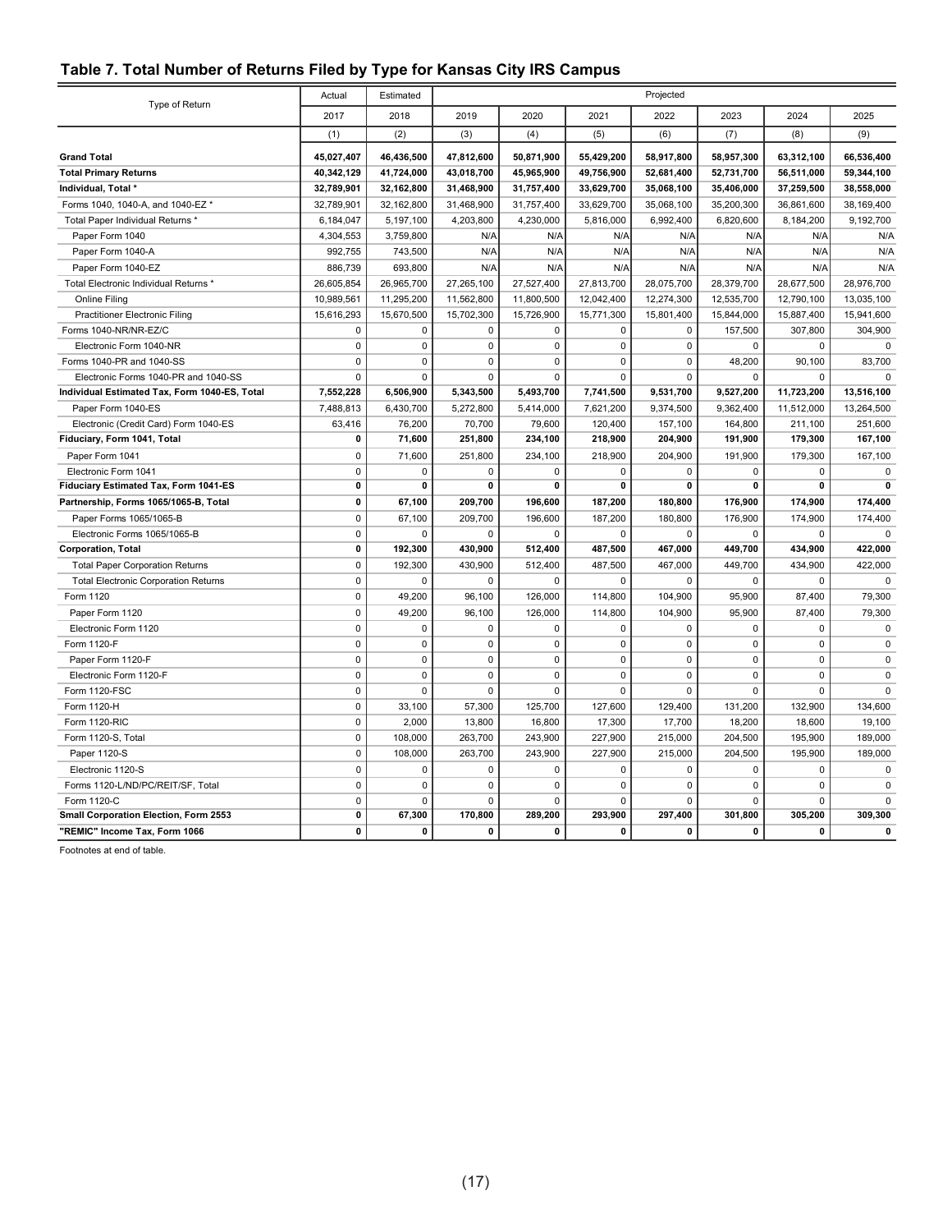## Table 7. Total Number of Returns Filed by Type for Kansas City IRS Campus

| Type of Return | Actual | Estimated | Projected | | | | | | |
|---|---|---|---|---|---|---|---|---|---|
| | 2017 | 2018 | 2019 | 2020 | 2021 | 2022 | 2023 | 2024 | 2025 |
| | (1) | (2) | (3) | (4) | (5) | (6) | (7) | (8) | (9) |
| **Grand Total** | **45,027,407** | **46,436,500** | **47,812,600** | **50,871,900** | **55,429,200** | **58,917,800** | **58,957,300** | **63,312,100** | **66,536,400** |
| **Total Primary Returns** | **40,342,129** | **41,724,000** | **43,018,700** | **45,965,900** | **49,756,900** | **52,681,400** | **52,731,700** | **56,511,000** | **59,344,100** |
| **Individual, Total *** | **32,789,901** | **32,162,800** | **31,468,900** | **31,757,400** | **33,629,700** | **35,068,100** | **35,406,000** | **37,259,500** | **38,558,000** |
| Forms 1040, 1040-A, and 1040-EZ * | 32,789,901 | 32,162,800 | 31,468,900 | 31,757,400 | 33,629,700 | 35,068,100 | 35,200,300 | 36,861,600 | 38,169,400 |
| Total Paper Individual Returns * | 6,184,047 | 5,197,100 | 4,203,800 | 4,230,000 | 5,816,000 | 6,992,400 | 6,820,600 | 8,184,200 | 9,192,700 |
| Paper Form 1040 | 4,304,553 | 3,759,800 | N/A | N/A | N/A | N/A | N/A | N/A | N/A |
| Paper Form 1040-A | 992,755 | 743,500 | N/A | N/A | N/A | N/A | N/A | N/A | N/A |
| Paper Form 1040-EZ | 886,739 | 693,800 | N/A | N/A | N/A | N/A | N/A | N/A | N/A |
| Total Electronic Individual Returns * | 26,605,854 | 26,965,700 | 27,265,100 | 27,527,400 | 27,813,700 | 28,075,700 | 28,379,700 | 28,677,500 | 28,976,700 |
| Online Filing | 10,989,561 | 11,295,200 | 11,562,800 | 11,800,500 | 12,042,400 | 12,274,300 | 12,535,700 | 12,790,100 | 13,035,100 |
| Practitioner Electronic Filing | 15,616,293 | 15,670,500 | 15,702,300 | 15,726,900 | 15,771,300 | 15,801,400 | 15,844,000 | 15,887,400 | 15,941,600 |
| Forms 1040-NR/NR-EZ/C | 0 | 0 | 0 | 0 | 0 | 0 | 157,500 | 307,800 | 304,900 |
| Electronic Form 1040-NR | 0 | 0 | 0 | 0 | 0 | 0 | 0 | 0 | 0 |
| Forms 1040-PR and 1040-SS | 0 | 0 | 0 | 0 | 0 | 0 | 48,200 | 90,100 | 83,700 |
| Electronic Forms 1040-PR and 1040-SS | 0 | 0 | 0 | 0 | 0 | 0 | 0 | 0 | 0 |
| **Individual Estimated Tax, Form 1040-ES, Total** | **7,552,228** | **6,506,900** | **5,343,500** | **5,493,700** | **7,741,500** | **9,531,700** | **9,527,200** | **11,723,200** | **13,516,100** |
| Paper Form 1040-ES | 7,488,813 | 6,430,700 | 5,272,800 | 5,414,000 | 7,621,200 | 9,374,500 | 9,362,400 | 11,512,000 | 13,264,500 |
| Electronic (Credit Card) Form 1040-ES | 63,416 | 76,200 | 70,700 | 79,600 | 120,400 | 157,100 | 164,800 | 211,100 | 251,600 |
| **Fiduciary, Form 1041, Total** | **0** | **71,600** | **251,800** | **234,100** | **218,900** | **204,900** | **191,900** | **179,300** | **167,100** |
| Paper Form 1041 | 0 | 71,600 | 251,800 | 234,100 | 218,900 | 204,900 | 191,900 | 179,300 | 167,100 |
| Electronic Form 1041 | 0 | 0 | 0 | 0 | 0 | 0 | 0 | 0 | 0 |
| **Fiduciary Estimated Tax, Form 1041-ES** | **0** | **0** | **0** | **0** | **0** | **0** | **0** | **0** | **0** |
| **Partnership, Forms 1065/1065-B, Total** | **0** | **67,100** | **209,700** | **196,600** | **187,200** | **180,800** | **176,900** | **174,900** | **174,400** |
| Paper Forms 1065/1065-B | 0 | 67,100 | 209,700 | 196,600 | 187,200 | 180,800 | 176,900 | 174,900 | 174,400 |
| Electronic Forms 1065/1065-B | 0 | 0 | 0 | 0 | 0 | 0 | 0 | 0 | 0 |
| **Corporation, Total** | **0** | **192,300** | **430,900** | **512,400** | **487,500** | **467,000** | **449,700** | **434,900** | **422,000** |
| Total Paper Corporation Returns | 0 | 192,300 | 430,900 | 512,400 | 487,500 | 467,000 | 449,700 | 434,900 | 422,000 |
| Total Electronic Corporation Returns | 0 | 0 | 0 | 0 | 0 | 0 | 0 | 0 | 0 |
| Form 1120 | 0 | 49,200 | 96,100 | 126,000 | 114,800 | 104,900 | 95,900 | 87,400 | 79,300 |
| Paper Form 1120 | 0 | 49,200 | 96,100 | 126,000 | 114,800 | 104,900 | 95,900 | 87,400 | 79,300 |
| Electronic Form 1120 | 0 | 0 | 0 | 0 | 0 | 0 | 0 | 0 | 0 |
| Form 1120-F | 0 | 0 | 0 | 0 | 0 | 0 | 0 | 0 | 0 |
| Paper Form 1120-F | 0 | 0 | 0 | 0 | 0 | 0 | 0 | 0 | 0 |
| Electronic Form 1120-F | 0 | 0 | 0 | 0 | 0 | 0 | 0 | 0 | 0 |
| Form 1120-FSC | 0 | 0 | 0 | 0 | 0 | 0 | 0 | 0 | 0 |
| Form 1120-H | 0 | 33,100 | 57,300 | 125,700 | 127,600 | 129,400 | 131,200 | 132,900 | 134,600 |
| Form 1120-RIC | 0 | 2,000 | 13,800 | 16,800 | 17,300 | 17,700 | 18,200 | 18,600 | 19,100 |
| Form 1120-S, Total | 0 | 108,000 | 263,700 | 243,900 | 227,900 | 215,000 | 204,500 | 195,900 | 189,000 |
| Paper 1120-S | 0 | 108,000 | 263,700 | 243,900 | 227,900 | 215,000 | 204,500 | 195,900 | 189,000 |
| Electronic 1120-S | 0 | 0 | 0 | 0 | 0 | 0 | 0 | 0 | 0 |
| Forms 1120-L/ND/PC/REIT/SF, Total | 0 | 0 | 0 | 0 | 0 | 0 | 0 | 0 | 0 |
| Form 1120-C | 0 | 0 | 0 | 0 | 0 | 0 | 0 | 0 | 0 |
| **Small Corporation Election, Form 2553** | **0** | **67,300** | **170,800** | **289,200** | **293,900** | **297,400** | **301,800** | **305,200** | **309,300** |
| **"REMIC" Income Tax, Form 1066** | **0** | **0** | **0** | **0** | **0** | **0** | **0** | **0** | **0** |

Footnotes at end of table.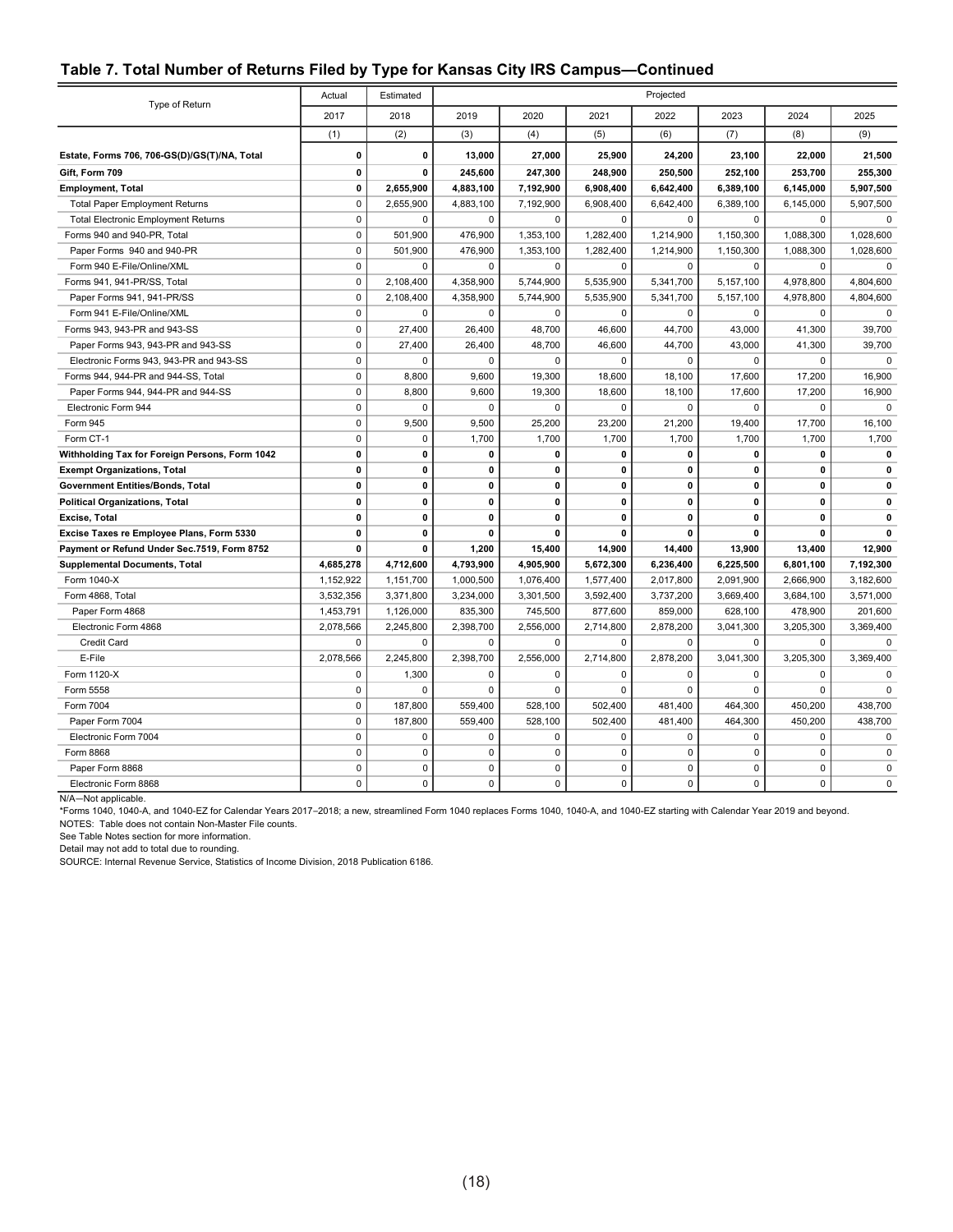## Table 7. Total Number of Returns Filed by Type for Kansas City IRS Campus—Continued

| Type of Return | Actual | Estimated | Projected | | | | | | |
|---|---|---|---|---|---|---|---|---|---|
| | 2017 | 2018 | 2019 | 2020 | 2021 | 2022 | 2023 | 2024 | 2025 |
| | (1) | (2) | (3) | (4) | (5) | (6) | (7) | (8) | (9) |
| **Estate, Forms 706, 706-GS(D)/GS(T)/NA, Total** | **0** | **0** | **13,000** | **27,000** | **25,900** | **24,200** | **23,100** | **22,000** | **21,500** |
| **Gift, Form 709** | **0** | **0** | **245,600** | **247,300** | **248,900** | **250,500** | **252,100** | **253,700** | **255,300** |
| **Employment, Total** | **0** | **2,655,900** | **4,883,100** | **7,192,900** | **6,908,400** | **6,642,400** | **6,389,100** | **6,145,000** | **5,907,500** |
| Total Paper Employment Returns | 0 | 2,655,900 | 4,883,100 | 7,192,900 | 6,908,400 | 6,642,400 | 6,389,100 | 6,145,000 | 5,907,500 |
| Total Electronic Employment Returns | 0 | 0 | 0 | 0 | 0 | 0 | 0 | 0 | 0 |
| Forms 940 and 940-PR, Total | 0 | 501,900 | 476,900 | 1,353,100 | 1,282,400 | 1,214,900 | 1,150,300 | 1,088,300 | 1,028,600 |
| Paper Forms 940 and 940-PR | 0 | 501,900 | 476,900 | 1,353,100 | 1,282,400 | 1,214,900 | 1,150,300 | 1,088,300 | 1,028,600 |
| Form 940 E-File/Online/XML | 0 | 0 | 0 | 0 | 0 | 0 | 0 | 0 | 0 |
| Forms 941, 941-PR/SS, Total | 0 | 2,108,400 | 4,358,900 | 5,744,900 | 5,535,900 | 5,341,700 | 5,157,100 | 4,978,800 | 4,804,600 |
| Paper Forms 941, 941-PR/SS | 0 | 2,108,400 | 4,358,900 | 5,744,900 | 5,535,900 | 5,341,700 | 5,157,100 | 4,978,800 | 4,804,600 |
| Form 941 E-File/Online/XML | 0 | 0 | 0 | 0 | 0 | 0 | 0 | 0 | 0 |
| Forms 943, 943-PR and 943-SS | 0 | 27,400 | 26,400 | 48,700 | 46,600 | 44,700 | 43,000 | 41,300 | 39,700 |
| Paper Forms 943, 943-PR and 943-SS | 0 | 27,400 | 26,400 | 48,700 | 46,600 | 44,700 | 43,000 | 41,300 | 39,700 |
| Electronic Forms 943, 943-PR and 943-SS | 0 | 0 | 0 | 0 | 0 | 0 | 0 | 0 | 0 |
| Forms 944, 944-PR and 944-SS, Total | 0 | 8,800 | 9,600 | 19,300 | 18,600 | 18,100 | 17,600 | 17,200 | 16,900 |
| Paper Forms 944, 944-PR and 944-SS | 0 | 8,800 | 9,600 | 19,300 | 18,600 | 18,100 | 17,600 | 17,200 | 16,900 |
| Electronic Form 944 | 0 | 0 | 0 | 0 | 0 | 0 | 0 | 0 | 0 |
| Form 945 | 0 | 9,500 | 9,500 | 25,200 | 23,200 | 21,200 | 19,400 | 17,700 | 16,100 |
| Form CT-1 | 0 | 0 | 1,700 | 1,700 | 1,700 | 1,700 | 1,700 | 1,700 | 1,700 |
| **Withholding Tax for Foreign Persons, Form 1042** | **0** | **0** | **0** | **0** | **0** | **0** | **0** | **0** | **0** |
| **Exempt Organizations, Total** | **0** | **0** | **0** | **0** | **0** | **0** | **0** | **0** | **0** |
| **Government Entities/Bonds, Total** | **0** | **0** | **0** | **0** | **0** | **0** | **0** | **0** | **0** |
| **Political Organizations, Total** | **0** | **0** | **0** | **0** | **0** | **0** | **0** | **0** | **0** |
| **Excise, Total** | **0** | **0** | **0** | **0** | **0** | **0** | **0** | **0** | **0** |
| **Excise Taxes re Employee Plans, Form 5330** | **0** | **0** | **0** | **0** | **0** | **0** | **0** | **0** | **0** |
| **Payment or Refund Under Sec.7519, Form 8752** | **0** | **0** | **1,200** | **15,400** | **14,900** | **14,400** | **13,900** | **13,400** | **12,900** |
| **Supplemental Documents, Total** | **4,685,278** | **4,712,600** | **4,793,900** | **4,905,900** | **5,672,300** | **6,236,400** | **6,225,500** | **6,801,100** | **7,192,300** |
| Form 1040-X | 1,152,922 | 1,151,700 | 1,000,500 | 1,076,400 | 1,577,400 | 2,017,800 | 2,091,900 | 2,666,900 | 3,182,600 |
| Form 4868, Total | 3,532,356 | 3,371,800 | 3,234,000 | 3,301,500 | 3,592,400 | 3,737,200 | 3,669,400 | 3,684,100 | 3,571,000 |
| Paper Form 4868 | 1,453,791 | 1,126,000 | 835,300 | 745,500 | 877,600 | 859,000 | 628,100 | 478,900 | 201,600 |
| Electronic Form 4868 | 2,078,566 | 2,245,800 | 2,398,700 | 2,556,000 | 2,714,800 | 2,878,200 | 3,041,300 | 3,205,300 | 3,369,400 |
| Credit Card | 0 | 0 | 0 | 0 | 0 | 0 | 0 | 0 | 0 |
| E-File | 2,078,566 | 2,245,800 | 2,398,700 | 2,556,000 | 2,714,800 | 2,878,200 | 3,041,300 | 3,205,300 | 3,369,400 |
| Form 1120-X | 0 | 1,300 | 0 | 0 | 0 | 0 | 0 | 0 | 0 |
| Form 5558 | 0 | 0 | 0 | 0 | 0 | 0 | 0 | 0 | 0 |
| Form 7004 | 0 | 187,800 | 559,400 | 528,100 | 502,400 | 481,400 | 464,300 | 450,200 | 438,700 |
| Paper Form 7004 | 0 | 187,800 | 559,400 | 528,100 | 502,400 | 481,400 | 464,300 | 450,200 | 438,700 |
| Electronic Form 7004 | 0 | 0 | 0 | 0 | 0 | 0 | 0 | 0 | 0 |
| Form 8868 | 0 | 0 | 0 | 0 | 0 | 0 | 0 | 0 | 0 |
| Paper Form 8868 | 0 | 0 | 0 | 0 | 0 | 0 | 0 | 0 | 0 |
| Electronic Form 8868 | 0 | 0 | 0 | 0 | 0 | 0 | 0 | 0 | 0 |

N/A—Not applicable.

*Forms 1040, 1040-A, and 1040-EZ for Calendar Years 2017–2018; a new, streamlined Form 1040 replaces Forms 1040, 1040-A, and 1040-EZ starting with Calendar Year 2019 and beyond.

NOTES: Table does not contain Non-Master File counts.

See Table Notes section for more information.

Detail may not add to total due to rounding.

SOURCE: Internal Revenue Service, Statistics of Income Division, 2018 Publication 6186.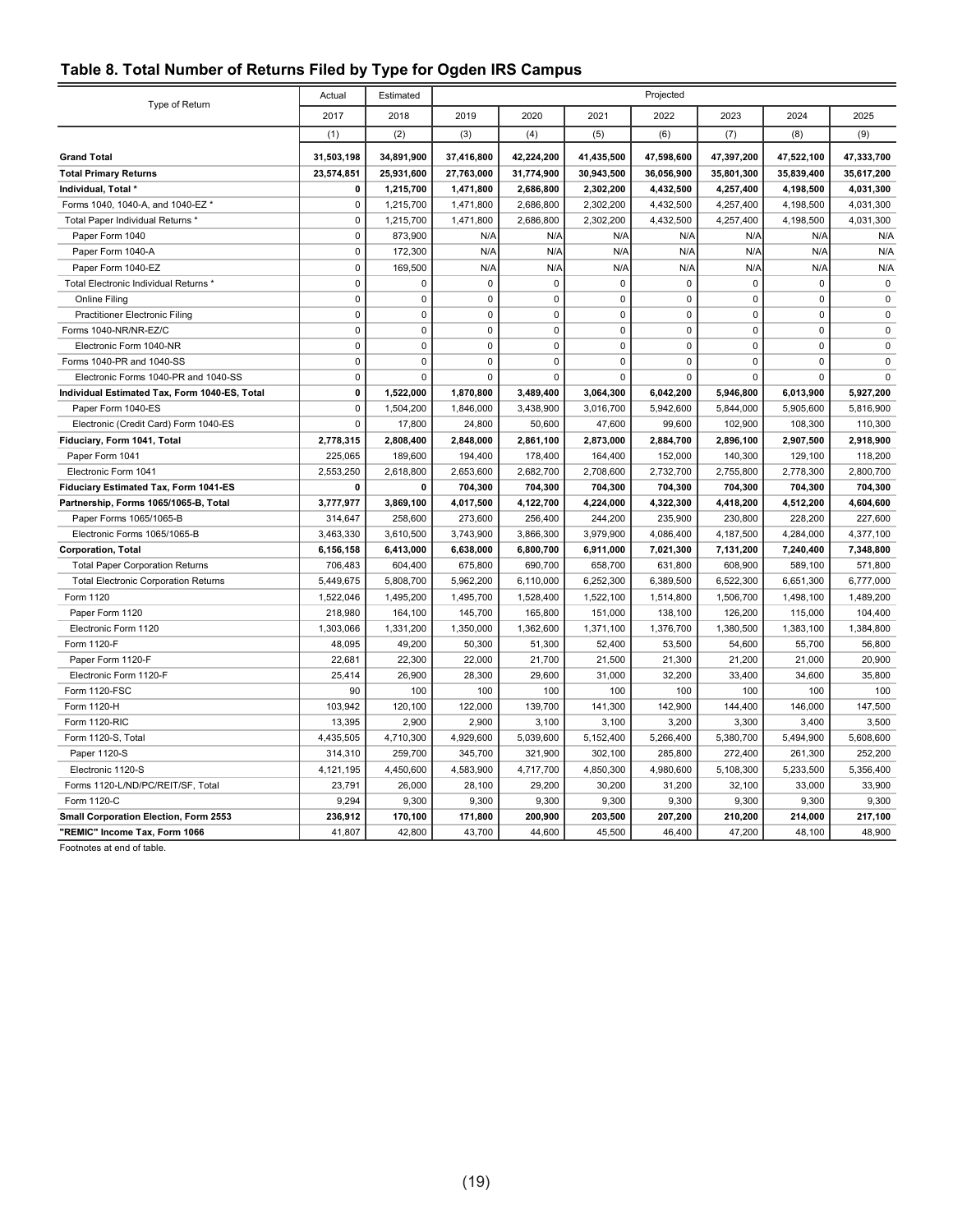## Table 8. Total Number of Returns Filed by Type for Ogden IRS Campus

| Type of Return | Actual | Estimated | Projected | | | | | | |
|---|---|---|---|---|---|---|---|---|---|
| | 2017 | 2018 | 2019 | 2020 | 2021 | 2022 | 2023 | 2024 | 2025 |
| | (1) | (2) | (3) | (4) | (5) | (6) | (7) | (8) | (9) |
| **Grand Total** | **31,503,198** | **34,891,900** | **37,416,800** | **42,224,200** | **41,435,500** | **47,598,600** | **47,397,200** | **47,522,100** | **47,333,700** |
| **Total Primary Returns** | **23,574,851** | **25,931,600** | **27,763,000** | **31,774,900** | **30,943,500** | **36,056,900** | **35,801,300** | **35,839,400** | **35,617,200** |
| **Individual, Total *** | **0** | **1,215,700** | **1,471,800** | **2,686,800** | **2,302,200** | **4,432,500** | **4,257,400** | **4,198,500** | **4,031,300** |
| Forms 1040, 1040-A, and 1040-EZ * | 0 | 1,215,700 | 1,471,800 | 2,686,800 | 2,302,200 | 4,432,500 | 4,257,400 | 4,198,500 | 4,031,300 |
| Total Paper Individual Returns * | 0 | 1,215,700 | 1,471,800 | 2,686,800 | 2,302,200 | 4,432,500 | 4,257,400 | 4,198,500 | 4,031,300 |
| Paper Form 1040 | 0 | 873,900 | N/A | N/A | N/A | N/A | N/A | N/A | N/A |
| Paper Form 1040-A | 0 | 172,300 | N/A | N/A | N/A | N/A | N/A | N/A | N/A |
| Paper Form 1040-EZ | 0 | 169,500 | N/A | N/A | N/A | N/A | N/A | N/A | N/A |
| Total Electronic Individual Returns * | 0 | 0 | 0 | 0 | 0 | 0 | 0 | 0 | 0 |
| Online Filing | 0 | 0 | 0 | 0 | 0 | 0 | 0 | 0 | 0 |
| Practitioner Electronic Filing | 0 | 0 | 0 | 0 | 0 | 0 | 0 | 0 | 0 |
| Forms 1040-NR/NR-EZ/C | 0 | 0 | 0 | 0 | 0 | 0 | 0 | 0 | 0 |
| Electronic Form 1040-NR | 0 | 0 | 0 | 0 | 0 | 0 | 0 | 0 | 0 |
| Forms 1040-PR and 1040-SS | 0 | 0 | 0 | 0 | 0 | 0 | 0 | 0 | 0 |
| Electronic Forms 1040-PR and 1040-SS | 0 | 0 | 0 | 0 | 0 | 0 | 0 | 0 | 0 |
| **Individual Estimated Tax, Form 1040-ES, Total** | **0** | **1,522,000** | **1,870,800** | **3,489,400** | **3,064,300** | **6,042,200** | **5,946,800** | **6,013,900** | **5,927,200** |
| Paper Form 1040-ES | 0 | 1,504,200 | 1,846,000 | 3,438,900 | 3,016,700 | 5,942,600 | 5,844,000 | 5,905,600 | 5,816,900 |
| Electronic (Credit Card) Form 1040-ES | 0 | 17,800 | 24,800 | 50,600 | 47,600 | 99,600 | 102,900 | 108,300 | 110,300 |
| **Fiduciary, Form 1041, Total** | **2,778,315** | **2,808,400** | **2,848,000** | **2,861,100** | **2,873,000** | **2,884,700** | **2,896,100** | **2,907,500** | **2,918,900** |
| Paper Form 1041 | 225,065 | 189,600 | 194,400 | 178,400 | 164,400 | 152,000 | 140,300 | 129,100 | 118,200 |
| Electronic Form 1041 | 2,553,250 | 2,618,800 | 2,653,600 | 2,682,700 | 2,708,600 | 2,732,700 | 2,755,800 | 2,778,300 | 2,800,700 |
| **Fiduciary Estimated Tax, Form 1041-ES** | **0** | **0** | **704,300** | **704,300** | **704,300** | **704,300** | **704,300** | **704,300** | **704,300** |
| **Partnership, Forms 1065/1065-B, Total** | **3,777,977** | **3,869,100** | **4,017,500** | **4,122,700** | **4,224,000** | **4,322,300** | **4,418,200** | **4,512,200** | **4,604,600** |
| Paper Forms 1065/1065-B | 314,647 | 258,600 | 273,600 | 256,400 | 244,200 | 235,900 | 230,800 | 228,200 | 227,600 |
| Electronic Forms 1065/1065-B | 3,463,330 | 3,610,500 | 3,743,900 | 3,866,300 | 3,979,900 | 4,086,400 | 4,187,500 | 4,284,000 | 4,377,100 |
| **Corporation, Total** | **6,156,158** | **6,413,000** | **6,638,000** | **6,800,700** | **6,911,000** | **7,021,300** | **7,131,200** | **7,240,400** | **7,348,800** |
| Total Paper Corporation Returns | 706,483 | 604,400 | 675,800 | 690,700 | 658,700 | 631,800 | 608,900 | 589,100 | 571,800 |
| Total Electronic Corporation Returns | 5,449,675 | 5,808,700 | 5,962,200 | 6,110,000 | 6,252,300 | 6,389,500 | 6,522,300 | 6,651,300 | 6,777,000 |
| Form 1120 | 1,522,046 | 1,495,200 | 1,495,700 | 1,528,400 | 1,522,100 | 1,514,800 | 1,506,700 | 1,498,100 | 1,489,200 |
| Paper Form 1120 | 218,980 | 164,100 | 145,700 | 165,800 | 151,000 | 138,100 | 126,200 | 115,000 | 104,400 |
| Electronic Form 1120 | 1,303,066 | 1,331,200 | 1,350,000 | 1,362,600 | 1,371,100 | 1,376,700 | 1,380,500 | 1,383,100 | 1,384,800 |
| Form 1120-F | 48,095 | 49,200 | 50,300 | 51,300 | 52,400 | 53,500 | 54,600 | 55,700 | 56,800 |
| Paper Form 1120-F | 22,681 | 22,300 | 22,000 | 21,700 | 21,500 | 21,300 | 21,200 | 21,000 | 20,900 |
| Electronic Form 1120-F | 25,414 | 26,900 | 28,300 | 29,600 | 31,000 | 32,200 | 33,400 | 34,600 | 35,800 |
| Form 1120-FSC | 90 | 100 | 100 | 100 | 100 | 100 | 100 | 100 | 100 |
| Form 1120-H | 103,942 | 120,100 | 122,000 | 139,700 | 141,300 | 142,900 | 144,400 | 146,000 | 147,500 |
| Form 1120-RIC | 13,395 | 2,900 | 2,900 | 3,100 | 3,100 | 3,200 | 3,300 | 3,400 | 3,500 |
| Form 1120-S, Total | 4,435,505 | 4,710,300 | 4,929,600 | 5,039,600 | 5,152,400 | 5,266,400 | 5,380,700 | 5,494,900 | 5,608,600 |
| Paper 1120-S | 314,310 | 259,700 | 345,700 | 321,900 | 302,100 | 285,800 | 272,400 | 261,300 | 252,200 |
| Electronic 1120-S | 4,121,195 | 4,450,600 | 4,583,900 | 4,717,700 | 4,850,300 | 4,980,600 | 5,108,300 | 5,233,500 | 5,356,400 |
| Forms 1120-L/ND/PC/REIT/SF, Total | 23,791 | 26,000 | 28,100 | 29,200 | 30,200 | 31,200 | 32,100 | 33,000 | 33,900 |
| Form 1120-C | 9,294 | 9,300 | 9,300 | 9,300 | 9,300 | 9,300 | 9,300 | 9,300 | 9,300 |
| **Small Corporation Election, Form 2553** | **236,912** | **170,100** | **171,800** | **200,900** | **203,500** | **207,200** | **210,200** | **214,000** | **217,100** |
| **"REMIC" Income Tax, Form 1066** | **41,807** | **42,800** | **43,700** | **44,600** | **45,500** | **46,400** | **47,200** | **48,100** | **48,900** |

Footnotes at end of table.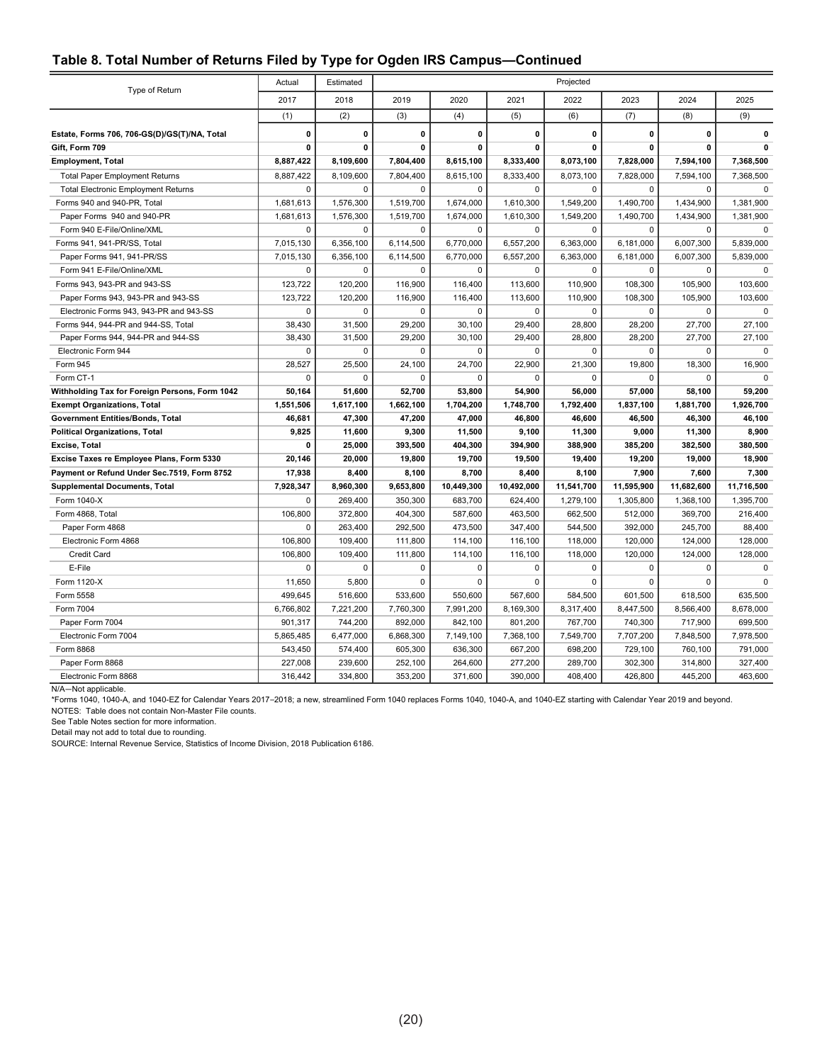## Table 8. Total Number of Returns Filed by Type for Ogden IRS Campus—Continued

| Type of Return | Actual | Estimated | Projected | | | | | | |
|---|---|---|---|---|---|---|---|---|---|
| | 2017 | 2018 | 2019 | 2020 | 2021 | 2022 | 2023 | 2024 | 2025 |
| | (1) | (2) | (3) | (4) | (5) | (6) | (7) | (8) | (9) |
| **Estate, Forms 706, 706-GS(D)/GS(T)/NA, Total** | **0** | **0** | **0** | **0** | **0** | **0** | **0** | **0** | **0** |
| **Gift, Form 709** | **0** | **0** | **0** | **0** | **0** | **0** | **0** | **0** | **0** |
| **Employment, Total** | **8,887,422** | **8,109,600** | **7,804,400** | **8,615,100** | **8,333,400** | **8,073,100** | **7,828,000** | **7,594,100** | **7,368,500** |
| Total Paper Employment Returns | 8,887,422 | 8,109,600 | 7,804,400 | 8,615,100 | 8,333,400 | 8,073,100 | 7,828,000 | 7,594,100 | 7,368,500 |
| Total Electronic Employment Returns | 0 | 0 | 0 | 0 | 0 | 0 | 0 | 0 | 0 |
| Forms 940 and 940-PR, Total | 1,681,613 | 1,576,300 | 1,519,700 | 1,674,000 | 1,610,300 | 1,549,200 | 1,490,700 | 1,434,900 | 1,381,900 |
| Paper Forms 940 and 940-PR | 1,681,613 | 1,576,300 | 1,519,700 | 1,674,000 | 1,610,300 | 1,549,200 | 1,490,700 | 1,434,900 | 1,381,900 |
| Form 940 E-File/Online/XML | 0 | 0 | 0 | 0 | 0 | 0 | 0 | 0 | 0 |
| Forms 941, 941-PR/SS, Total | 7,015,130 | 6,356,100 | 6,114,500 | 6,770,000 | 6,557,200 | 6,363,000 | 6,181,000 | 6,007,300 | 5,839,000 |
| Paper Forms 941, 941-PR/SS | 7,015,130 | 6,356,100 | 6,114,500 | 6,770,000 | 6,557,200 | 6,363,000 | 6,181,000 | 6,007,300 | 5,839,000 |
| Form 941 E-File/Online/XML | 0 | 0 | 0 | 0 | 0 | 0 | 0 | 0 | 0 |
| Forms 943, 943-PR and 943-SS | 123,722 | 120,200 | 116,900 | 116,400 | 113,600 | 110,900 | 108,300 | 105,900 | 103,600 |
| Paper Forms 943, 943-PR and 943-SS | 123,722 | 120,200 | 116,900 | 116,400 | 113,600 | 110,900 | 108,300 | 105,900 | 103,600 |
| Electronic Forms 943, 943-PR and 943-SS | 0 | 0 | 0 | 0 | 0 | 0 | 0 | 0 | 0 |
| Forms 944, 944-PR and 944-SS, Total | 38,430 | 31,500 | 29,200 | 30,100 | 29,400 | 28,800 | 28,200 | 27,700 | 27,100 |
| Paper Forms 944, 944-PR and 944-SS | 38,430 | 31,500 | 29,200 | 30,100 | 29,400 | 28,800 | 28,200 | 27,700 | 27,100 |
| Electronic Form 944 | 0 | 0 | 0 | 0 | 0 | 0 | 0 | 0 | 0 |
| Form 945 | 28,527 | 25,500 | 24,100 | 24,700 | 22,900 | 21,300 | 19,800 | 18,300 | 16,900 |
| Form CT-1 | 0 | 0 | 0 | 0 | 0 | 0 | 0 | 0 | 0 |
| **Withholding Tax for Foreign Persons, Form 1042** | **50,164** | **51,600** | **52,700** | **53,800** | **54,900** | **56,000** | **57,000** | **58,100** | **59,200** |
| **Exempt Organizations, Total** | **1,551,506** | **1,617,100** | **1,662,100** | **1,704,200** | **1,748,700** | **1,792,400** | **1,837,100** | **1,881,700** | **1,926,700** |
| **Government Entities/Bonds, Total** | **46,681** | **47,300** | **47,200** | **47,000** | **46,800** | **46,600** | **46,500** | **46,300** | **46,100** |
| **Political Organizations, Total** | **9,825** | **11,600** | **9,300** | **11,500** | **9,100** | **11,300** | **9,000** | **11,300** | **8,900** |
| **Excise, Total** | **0** | **25,000** | **393,500** | **404,300** | **394,900** | **388,900** | **385,200** | **382,500** | **380,500** |
| **Excise Taxes re Employee Plans, Form 5330** | **20,146** | **20,000** | **19,800** | **19,700** | **19,500** | **19,400** | **19,200** | **19,000** | **18,900** |
| **Payment or Refund Under Sec.7519, Form 8752** | **17,938** | **8,400** | **8,100** | **8,700** | **8,400** | **8,100** | **7,900** | **7,600** | **7,300** |
| **Supplemental Documents, Total** | **7,928,347** | **8,960,300** | **9,653,800** | **10,449,300** | **10,492,000** | **11,541,700** | **11,595,900** | **11,682,600** | **11,716,500** |
| Form 1040-X | 0 | 269,400 | 350,300 | 683,700 | 624,400 | 1,279,100 | 1,305,800 | 1,368,100 | 1,395,700 |
| Form 4868, Total | 106,800 | 372,800 | 404,300 | 587,600 | 463,500 | 662,500 | 512,000 | 369,700 | 216,400 |
| Paper Form 4868 | 0 | 263,400 | 292,500 | 473,500 | 347,400 | 544,500 | 392,000 | 245,700 | 88,400 |
| Electronic Form 4868 | 106,800 | 109,400 | 111,800 | 114,100 | 116,100 | 118,000 | 120,000 | 124,000 | 128,000 |
| Credit Card | 106,800 | 109,400 | 111,800 | 114,100 | 116,100 | 118,000 | 120,000 | 124,000 | 128,000 |
| E-File | 0 | 0 | 0 | 0 | 0 | 0 | 0 | 0 | 0 |
| Form 1120-X | 11,650 | 5,800 | 0 | 0 | 0 | 0 | 0 | 0 | 0 |
| Form 5558 | 499,645 | 516,600 | 533,600 | 550,600 | 567,600 | 584,500 | 601,500 | 618,500 | 635,500 |
| Form 7004 | 6,766,802 | 7,221,200 | 7,760,300 | 7,991,200 | 8,169,300 | 8,317,400 | 8,447,500 | 8,566,400 | 8,678,000 |
| Paper Form 7004 | 901,317 | 744,200 | 892,000 | 842,100 | 801,200 | 767,700 | 740,300 | 717,900 | 699,500 |
| Electronic Form 7004 | 5,865,485 | 6,477,000 | 6,868,300 | 7,149,100 | 7,368,100 | 7,549,700 | 7,707,200 | 7,848,500 | 7,978,500 |
| Form 8868 | 543,450 | 574,400 | 605,300 | 636,300 | 667,200 | 698,200 | 729,100 | 760,100 | 791,000 |
| Paper Form 8868 | 227,008 | 239,600 | 252,100 | 264,600 | 277,200 | 289,700 | 302,300 | 314,800 | 327,400 |
| Electronic Form 8868 | 316,442 | 334,800 | 353,200 | 371,600 | 390,000 | 408,400 | 426,800 | 445,200 | 463,600 |

N/A—Not applicable.

*Forms 1040, 1040-A, and 1040-EZ for Calendar Years 2017–2018; a new, streamlined Form 1040 replaces Forms 1040, 1040-A, and 1040-EZ starting with Calendar Year 2019 and beyond.

NOTES: Table does not contain Non-Master File counts.

See Table Notes section for more information.

Detail may not add to total due to rounding.

SOURCE: Internal Revenue Service, Statistics of Income Division, 2018 Publication 6186.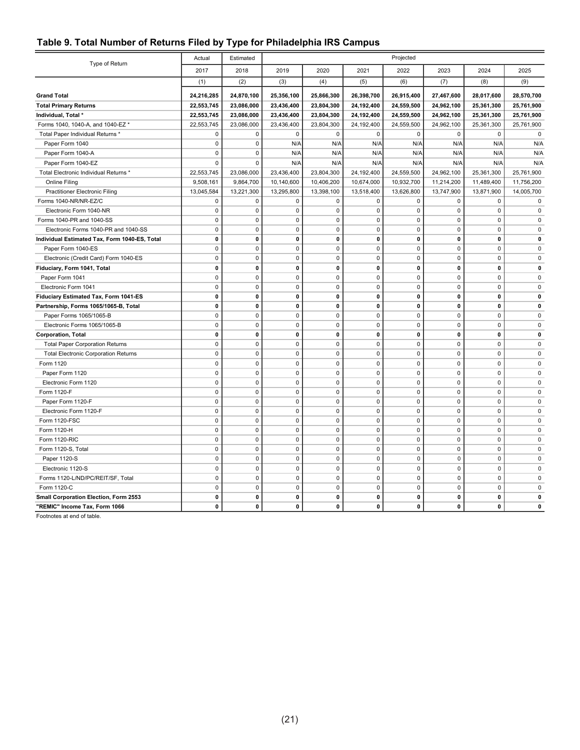## Table 9. Total Number of Returns Filed by Type for Philadelphia IRS Campus

| Type of Return | Actual | Estimated | Projected | | | | | | |
|---|---|---|---|---|---|---|---|---|---|
| | 2017 | 2018 | 2019 | 2020 | 2021 | 2022 | 2023 | 2024 | 2025 |
| | (1) | (2) | (3) | (4) | (5) | (6) | (7) | (8) | (9) |
| **Grand Total** | **24,216,285** | **24,870,100** | **25,356,100** | **25,866,300** | **26,398,700** | **26,915,400** | **27,467,600** | **28,017,600** | **28,570,700** |
| **Total Primary Returns** | **22,553,745** | **23,086,000** | **23,436,400** | **23,804,300** | **24,192,400** | **24,559,500** | **24,962,100** | **25,361,300** | **25,761,900** |
| **Individual, Total *** | **22,553,745** | **23,086,000** | **23,436,400** | **23,804,300** | **24,192,400** | **24,559,500** | **24,962,100** | **25,361,300** | **25,761,900** |
| Forms 1040, 1040-A, and 1040-EZ * | 22,553,745 | 23,086,000 | 23,436,400 | 23,804,300 | 24,192,400 | 24,559,500 | 24,962,100 | 25,361,300 | 25,761,900 |
| Total Paper Individual Returns * | 0 | 0 | 0 | 0 | 0 | 0 | 0 | 0 | 0 |
| Paper Form 1040 | 0 | 0 | N/A | N/A | N/A | N/A | N/A | N/A | N/A |
| Paper Form 1040-A | 0 | 0 | N/A | N/A | N/A | N/A | N/A | N/A | N/A |
| Paper Form 1040-EZ | 0 | 0 | N/A | N/A | N/A | N/A | N/A | N/A | N/A |
| Total Electronic Individual Returns * | 22,553,745 | 23,086,000 | 23,436,400 | 23,804,300 | 24,192,400 | 24,559,500 | 24,962,100 | 25,361,300 | 25,761,900 |
| Online Filing | 9,508,161 | 9,864,700 | 10,140,600 | 10,406,200 | 10,674,000 | 10,932,700 | 11,214,200 | 11,489,400 | 11,756,200 |
| Practitioner Electronic Filing | 13,045,584 | 13,221,300 | 13,295,800 | 13,398,100 | 13,518,400 | 13,626,800 | 13,747,900 | 13,871,900 | 14,005,700 |
| Forms 1040-NR/NR-EZ/C | 0 | 0 | 0 | 0 | 0 | 0 | 0 | 0 | 0 |
| Electronic Form 1040-NR | 0 | 0 | 0 | 0 | 0 | 0 | 0 | 0 | 0 |
| Forms 1040-PR and 1040-SS | 0 | 0 | 0 | 0 | 0 | 0 | 0 | 0 | 0 |
| Electronic Forms 1040-PR and 1040-SS | 0 | 0 | 0 | 0 | 0 | 0 | 0 | 0 | 0 |
| **Individual Estimated Tax, Form 1040-ES, Total** | **0** | **0** | **0** | **0** | **0** | **0** | **0** | **0** | **0** |
| Paper Form 1040-ES | 0 | 0 | 0 | 0 | 0 | 0 | 0 | 0 | 0 |
| Electronic (Credit Card) Form 1040-ES | 0 | 0 | 0 | 0 | 0 | 0 | 0 | 0 | 0 |
| **Fiduciary, Form 1041, Total** | **0** | **0** | **0** | **0** | **0** | **0** | **0** | **0** | **0** |
| Paper Form 1041 | 0 | 0 | 0 | 0 | 0 | 0 | 0 | 0 | 0 |
| Electronic Form 1041 | 0 | 0 | 0 | 0 | 0 | 0 | 0 | 0 | 0 |
| **Fiduciary Estimated Tax, Form 1041-ES** | **0** | **0** | **0** | **0** | **0** | **0** | **0** | **0** | **0** |
| **Partnership, Forms 1065/1065-B, Total** | **0** | **0** | **0** | **0** | **0** | **0** | **0** | **0** | **0** |
| Paper Forms 1065/1065-B | 0 | 0 | 0 | 0 | 0 | 0 | 0 | 0 | 0 |
| Electronic Forms 1065/1065-B | 0 | 0 | 0 | 0 | 0 | 0 | 0 | 0 | 0 |
| **Corporation, Total** | **0** | **0** | **0** | **0** | **0** | **0** | **0** | **0** | **0** |
| Total Paper Corporation Returns | 0 | 0 | 0 | 0 | 0 | 0 | 0 | 0 | 0 |
| Total Electronic Corporation Returns | 0 | 0 | 0 | 0 | 0 | 0 | 0 | 0 | 0 |
| Form 1120 | 0 | 0 | 0 | 0 | 0 | 0 | 0 | 0 | 0 |
| Paper Form 1120 | 0 | 0 | 0 | 0 | 0 | 0 | 0 | 0 | 0 |
| Electronic Form 1120 | 0 | 0 | 0 | 0 | 0 | 0 | 0 | 0 | 0 |
| Form 1120-F | 0 | 0 | 0 | 0 | 0 | 0 | 0 | 0 | 0 |
| Paper Form 1120-F | 0 | 0 | 0 | 0 | 0 | 0 | 0 | 0 | 0 |
| Electronic Form 1120-F | 0 | 0 | 0 | 0 | 0 | 0 | 0 | 0 | 0 |
| Form 1120-FSC | 0 | 0 | 0 | 0 | 0 | 0 | 0 | 0 | 0 |
| Form 1120-H | 0 | 0 | 0 | 0 | 0 | 0 | 0 | 0 | 0 |
| Form 1120-RIC | 0 | 0 | 0 | 0 | 0 | 0 | 0 | 0 | 0 |
| Form 1120-S, Total | 0 | 0 | 0 | 0 | 0 | 0 | 0 | 0 | 0 |
| Paper 1120-S | 0 | 0 | 0 | 0 | 0 | 0 | 0 | 0 | 0 |
| Electronic 1120-S | 0 | 0 | 0 | 0 | 0 | 0 | 0 | 0 | 0 |
| Forms 1120-L/ND/PC/REIT/SF, Total | 0 | 0 | 0 | 0 | 0 | 0 | 0 | 0 | 0 |
| Form 1120-C | 0 | 0 | 0 | 0 | 0 | 0 | 0 | 0 | 0 |
| **Small Corporation Election, Form 2553** | **0** | **0** | **0** | **0** | **0** | **0** | **0** | **0** | **0** |
| **"REMIC" Income Tax, Form 1066** | **0** | **0** | **0** | **0** | **0** | **0** | **0** | **0** | **0** |

Footnotes at end of table.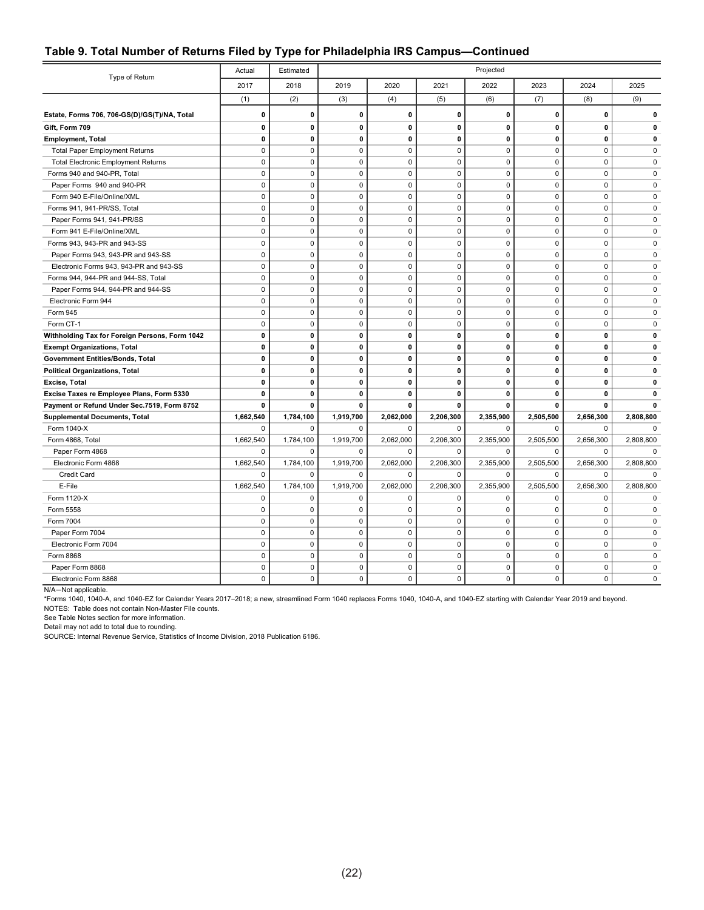## Table 9. Total Number of Returns Filed by Type for Philadelphia IRS Campus—Continued

| Type of Return | Actual | Estimated | Projected | | | | | | |
|---|---|---|---|---|---|---|---|---|---|
| | 2017 | 2018 | 2019 | 2020 | 2021 | 2022 | 2023 | 2024 | 2025 |
| | (1) | (2) | (3) | (4) | (5) | (6) | (7) | (8) | (9) |
| **Estate, Forms 706, 706-GS(D)/GS(T)/NA, Total** | **0** | **0** | **0** | **0** | **0** | **0** | **0** | **0** | **0** |
| **Gift, Form 709** | **0** | **0** | **0** | **0** | **0** | **0** | **0** | **0** | **0** |
| **Employment, Total** | **0** | **0** | **0** | **0** | **0** | **0** | **0** | **0** | **0** |
| Total Paper Employment Returns | 0 | 0 | 0 | 0 | 0 | 0 | 0 | 0 | 0 |
| Total Electronic Employment Returns | 0 | 0 | 0 | 0 | 0 | 0 | 0 | 0 | 0 |
| Forms 940 and 940-PR, Total | 0 | 0 | 0 | 0 | 0 | 0 | 0 | 0 | 0 |
| Paper Forms 940 and 940-PR | 0 | 0 | 0 | 0 | 0 | 0 | 0 | 0 | 0 |
| Form 940 E-File/Online/XML | 0 | 0 | 0 | 0 | 0 | 0 | 0 | 0 | 0 |
| Forms 941, 941-PR/SS, Total | 0 | 0 | 0 | 0 | 0 | 0 | 0 | 0 | 0 |
| Paper Forms 941, 941-PR/SS | 0 | 0 | 0 | 0 | 0 | 0 | 0 | 0 | 0 |
| Form 941 E-File/Online/XML | 0 | 0 | 0 | 0 | 0 | 0 | 0 | 0 | 0 |
| Forms 943, 943-PR and 943-SS | 0 | 0 | 0 | 0 | 0 | 0 | 0 | 0 | 0 |
| Paper Forms 943, 943-PR and 943-SS | 0 | 0 | 0 | 0 | 0 | 0 | 0 | 0 | 0 |
| Electronic Forms 943, 943-PR and 943-SS | 0 | 0 | 0 | 0 | 0 | 0 | 0 | 0 | 0 |
| Forms 944, 944-PR and 944-SS, Total | 0 | 0 | 0 | 0 | 0 | 0 | 0 | 0 | 0 |
| Paper Forms 944, 944-PR and 944-SS | 0 | 0 | 0 | 0 | 0 | 0 | 0 | 0 | 0 |
| Electronic Form 944 | 0 | 0 | 0 | 0 | 0 | 0 | 0 | 0 | 0 |
| Form 945 | 0 | 0 | 0 | 0 | 0 | 0 | 0 | 0 | 0 |
| Form CT-1 | 0 | 0 | 0 | 0 | 0 | 0 | 0 | 0 | 0 |
| **Withholding Tax for Foreign Persons, Form 1042** | **0** | **0** | **0** | **0** | **0** | **0** | **0** | **0** | **0** |
| **Exempt Organizations, Total** | **0** | **0** | **0** | **0** | **0** | **0** | **0** | **0** | **0** |
| **Government Entities/Bonds, Total** | **0** | **0** | **0** | **0** | **0** | **0** | **0** | **0** | **0** |
| **Political Organizations, Total** | **0** | **0** | **0** | **0** | **0** | **0** | **0** | **0** | **0** |
| **Excise, Total** | **0** | **0** | **0** | **0** | **0** | **0** | **0** | **0** | **0** |
| **Excise Taxes re Employee Plans, Form 5330** | **0** | **0** | **0** | **0** | **0** | **0** | **0** | **0** | **0** |
| **Payment or Refund Under Sec.7519, Form 8752** | **0** | **0** | **0** | **0** | **0** | **0** | **0** | **0** | **0** |
| **Supplemental Documents, Total** | **1,662,540** | **1,784,100** | **1,919,700** | **2,062,000** | **2,206,300** | **2,355,900** | **2,505,500** | **2,656,300** | **2,808,800** |
| Form 1040-X | 0 | 0 | 0 | 0 | 0 | 0 | 0 | 0 | 0 |
| Form 4868, Total | 1,662,540 | 1,784,100 | 1,919,700 | 2,062,000 | 2,206,300 | 2,355,900 | 2,505,500 | 2,656,300 | 2,808,800 |
| Paper Form 4868 | 0 | 0 | 0 | 0 | 0 | 0 | 0 | 0 | 0 |
| Electronic Form 4868 | 1,662,540 | 1,784,100 | 1,919,700 | 2,062,000 | 2,206,300 | 2,355,900 | 2,505,500 | 2,656,300 | 2,808,800 |
| Credit Card | 0 | 0 | 0 | 0 | 0 | 0 | 0 | 0 | 0 |
| E-File | 1,662,540 | 1,784,100 | 1,919,700 | 2,062,000 | 2,206,300 | 2,355,900 | 2,505,500 | 2,656,300 | 2,808,800 |
| Form 1120-X | 0 | 0 | 0 | 0 | 0 | 0 | 0 | 0 | 0 |
| Form 5558 | 0 | 0 | 0 | 0 | 0 | 0 | 0 | 0 | 0 |
| Form 7004 | 0 | 0 | 0 | 0 | 0 | 0 | 0 | 0 | 0 |
| Paper Form 7004 | 0 | 0 | 0 | 0 | 0 | 0 | 0 | 0 | 0 |
| Electronic Form 7004 | 0 | 0 | 0 | 0 | 0 | 0 | 0 | 0 | 0 |
| Form 8868 | 0 | 0 | 0 | 0 | 0 | 0 | 0 | 0 | 0 |
| Paper Form 8868 | 0 | 0 | 0 | 0 | 0 | 0 | 0 | 0 | 0 |
| Electronic Form 8868 | 0 | 0 | 0 | 0 | 0 | 0 | 0 | 0 | 0 |

N/A—Not applicable.

*Forms 1040, 1040-A, and 1040-EZ for Calendar Years 2017–2018; a new, streamlined Form 1040 replaces Forms 1040, 1040-A, and 1040-EZ starting with Calendar Year 2019 and beyond.

NOTES: Table does not contain Non-Master File counts.

See Table Notes section for more information.

Detail may not add to total due to rounding.

SOURCE: Internal Revenue Service, Statistics of Income Division, 2018 Publication 6186.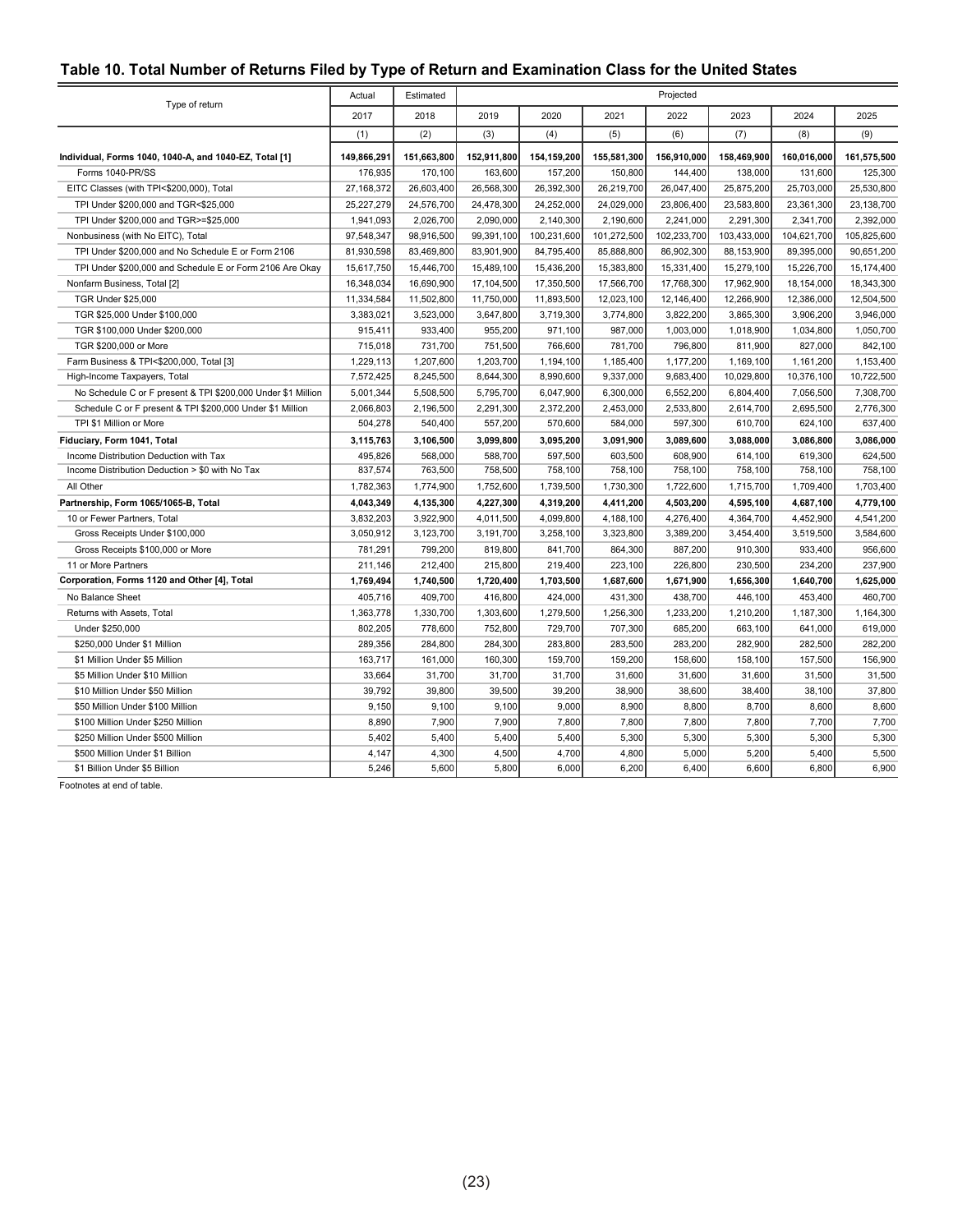## Table 10. Total Number of Returns Filed by Type of Return and Examination Class for the United States

| Type of return | Actual | Estimated | Projected | | | | | | |
|---|---|---|---|---|---|---|---|---|---|
| | 2017 | 2018 | 2019 | 2020 | 2021 | 2022 | 2023 | 2024 | 2025 |
| | (1) | (2) | (3) | (4) | (5) | (6) | (7) | (8) | (9) |
| **Individual, Forms 1040, 1040-A, and 1040-EZ, Total [1]** | **149,866,291** | **151,663,800** | **152,911,800** | **154,159,200** | **155,581,300** | **156,910,000** | **158,469,900** | **160,016,000** | **161,575,500** |
| Forms 1040-PR/SS | 176,935 | 170,100 | 163,600 | 157,200 | 150,800 | 144,400 | 138,000 | 131,600 | 125,300 |
| EITC Classes (with TPI<$200,000), Total | 27,168,372 | 26,603,400 | 26,568,300 | 26,392,300 | 26,219,700 | 26,047,400 | 25,875,200 | 25,703,000 | 25,530,800 |
| TPI Under $200,000 and TGR<$25,000 | 25,227,279 | 24,576,700 | 24,478,300 | 24,252,000 | 24,029,000 | 23,806,400 | 23,583,800 | 23,361,300 | 23,138,700 |
| TPI Under $200,000 and TGR>=$25,000 | 1,941,093 | 2,026,700 | 2,090,000 | 2,140,300 | 2,190,600 | 2,241,000 | 2,291,300 | 2,341,700 | 2,392,000 |
| Nonbusiness (with No EITC), Total | 97,548,347 | 98,916,500 | 99,391,100 | 100,231,600 | 101,272,500 | 102,233,700 | 103,433,000 | 104,621,700 | 105,825,600 |
| TPI Under $200,000 and No Schedule E or Form 2106 | 81,930,598 | 83,469,800 | 83,901,900 | 84,795,400 | 85,888,800 | 86,902,300 | 88,153,900 | 89,395,000 | 90,651,200 |
| TPI Under $200,000 and Schedule E or Form 2106 Are Okay | 15,617,750 | 15,446,700 | 15,489,100 | 15,436,200 | 15,383,800 | 15,331,400 | 15,279,100 | 15,226,700 | 15,174,400 |
| Nonfarm Business, Total [2] | 16,348,034 | 16,690,900 | 17,104,500 | 17,350,500 | 17,566,700 | 17,768,300 | 17,962,900 | 18,154,000 | 18,343,300 |
| TGR Under $25,000 | 11,334,584 | 11,502,800 | 11,750,000 | 11,893,500 | 12,023,100 | 12,146,400 | 12,266,900 | 12,386,000 | 12,504,500 |
| TGR $25,000 Under $100,000 | 3,383,021 | 3,523,000 | 3,647,800 | 3,719,300 | 3,774,800 | 3,822,200 | 3,865,300 | 3,906,200 | 3,946,000 |
| TGR $100,000 Under $200,000 | 915,411 | 933,400 | 955,200 | 971,100 | 987,000 | 1,003,000 | 1,018,900 | 1,034,800 | 1,050,700 |
| TGR $200,000 or More | 715,018 | 731,700 | 751,500 | 766,600 | 781,700 | 796,800 | 811,900 | 827,000 | 842,100 |
| Farm Business & TPI<$200,000, Total [3] | 1,229,113 | 1,207,600 | 1,203,700 | 1,194,100 | 1,185,400 | 1,177,200 | 1,169,100 | 1,161,200 | 1,153,400 |
| High-Income Taxpayers, Total | 7,572,425 | 8,245,500 | 8,644,300 | 8,990,600 | 9,337,000 | 9,683,400 | 10,029,800 | 10,376,100 | 10,722,500 |
| No Schedule C or F present & TPI $200,000 Under $1 Million | 5,001,344 | 5,508,500 | 5,795,700 | 6,047,900 | 6,300,000 | 6,552,200 | 6,804,400 | 7,056,500 | 7,308,700 |
| Schedule C or F present & TPI $200,000 Under $1 Million | 2,066,803 | 2,196,500 | 2,291,300 | 2,372,200 | 2,453,000 | 2,533,800 | 2,614,700 | 2,695,500 | 2,776,300 |
| TPI $1 Million or More | 504,278 | 540,400 | 557,200 | 570,600 | 584,000 | 597,300 | 610,700 | 624,100 | 637,400 |
| **Fiduciary, Form 1041, Total** | **3,115,763** | **3,106,500** | **3,099,800** | **3,095,200** | **3,091,900** | **3,089,600** | **3,088,000** | **3,086,800** | **3,086,000** |
| Income Distribution Deduction with Tax | 495,826 | 568,000 | 588,700 | 597,500 | 603,500 | 608,900 | 614,100 | 619,300 | 624,500 |
| Income Distribution Deduction > $0 with No Tax | 837,574 | 763,500 | 758,500 | 758,100 | 758,100 | 758,100 | 758,100 | 758,100 | 758,100 |
| All Other | 1,782,363 | 1,774,900 | 1,752,600 | 1,739,500 | 1,730,300 | 1,722,600 | 1,715,700 | 1,709,400 | 1,703,400 |
| **Partnership, Form 1065/1065-B, Total** | **4,043,349** | **4,135,300** | **4,227,300** | **4,319,200** | **4,411,200** | **4,503,200** | **4,595,100** | **4,687,100** | **4,779,100** |
| 10 or Fewer Partners, Total | 3,832,203 | 3,922,900 | 4,011,500 | 4,099,800 | 4,188,100 | 4,276,400 | 4,364,700 | 4,452,900 | 4,541,200 |
| Gross Receipts Under $100,000 | 3,050,912 | 3,123,700 | 3,191,700 | 3,258,100 | 3,323,800 | 3,389,200 | 3,454,400 | 3,519,500 | 3,584,600 |
| Gross Receipts $100,000 or More | 781,291 | 799,200 | 819,800 | 841,700 | 864,300 | 887,200 | 910,300 | 933,400 | 956,600 |
| 11 or More Partners | 211,146 | 212,400 | 215,800 | 219,400 | 223,100 | 226,800 | 230,500 | 234,200 | 237,900 |
| **Corporation, Forms 1120 and Other [4], Total** | **1,769,494** | **1,740,500** | **1,720,400** | **1,703,500** | **1,687,600** | **1,671,900** | **1,656,300** | **1,640,700** | **1,625,000** |
| No Balance Sheet | 405,716 | 409,700 | 416,800 | 424,000 | 431,300 | 438,700 | 446,100 | 453,400 | 460,700 |
| Returns with Assets, Total | 1,363,778 | 1,330,700 | 1,303,600 | 1,279,500 | 1,256,300 | 1,233,200 | 1,210,200 | 1,187,300 | 1,164,300 |
| Under $250,000 | 802,205 | 778,600 | 752,800 | 729,700 | 707,300 | 685,200 | 663,100 | 641,000 | 619,000 |
| $250,000 Under $1 Million | 289,356 | 284,800 | 284,300 | 283,800 | 283,500 | 283,200 | 282,900 | 282,500 | 282,200 |
| $1 Million Under $5 Million | 163,717 | 161,000 | 160,300 | 159,700 | 159,200 | 158,600 | 158,100 | 157,500 | 156,900 |
| $5 Million Under $10 Million | 33,664 | 31,700 | 31,700 | 31,700 | 31,600 | 31,600 | 31,600 | 31,500 | 31,500 |
| $10 Million Under $50 Million | 39,792 | 39,800 | 39,500 | 39,200 | 38,900 | 38,600 | 38,400 | 38,100 | 37,800 |
| $50 Million Under $100 Million | 9,150 | 9,100 | 9,100 | 9,000 | 8,900 | 8,800 | 8,700 | 8,600 | 8,600 |
| $100 Million Under $250 Million | 8,890 | 7,900 | 7,900 | 7,800 | 7,800 | 7,800 | 7,800 | 7,700 | 7,700 |
| $250 Million Under $500 Million | 5,402 | 5,400 | 5,400 | 5,400 | 5,300 | 5,300 | 5,300 | 5,300 | 5,300 |
| $500 Million Under $1 Billion | 4,147 | 4,300 | 4,500 | 4,700 | 4,800 | 5,000 | 5,200 | 5,400 | 5,500 |
| $1 Billion Under $5 Billion | 5,246 | 5,600 | 5,800 | 6,000 | 6,200 | 6,400 | 6,600 | 6,800 | 6,900 |

Footnotes at end of table.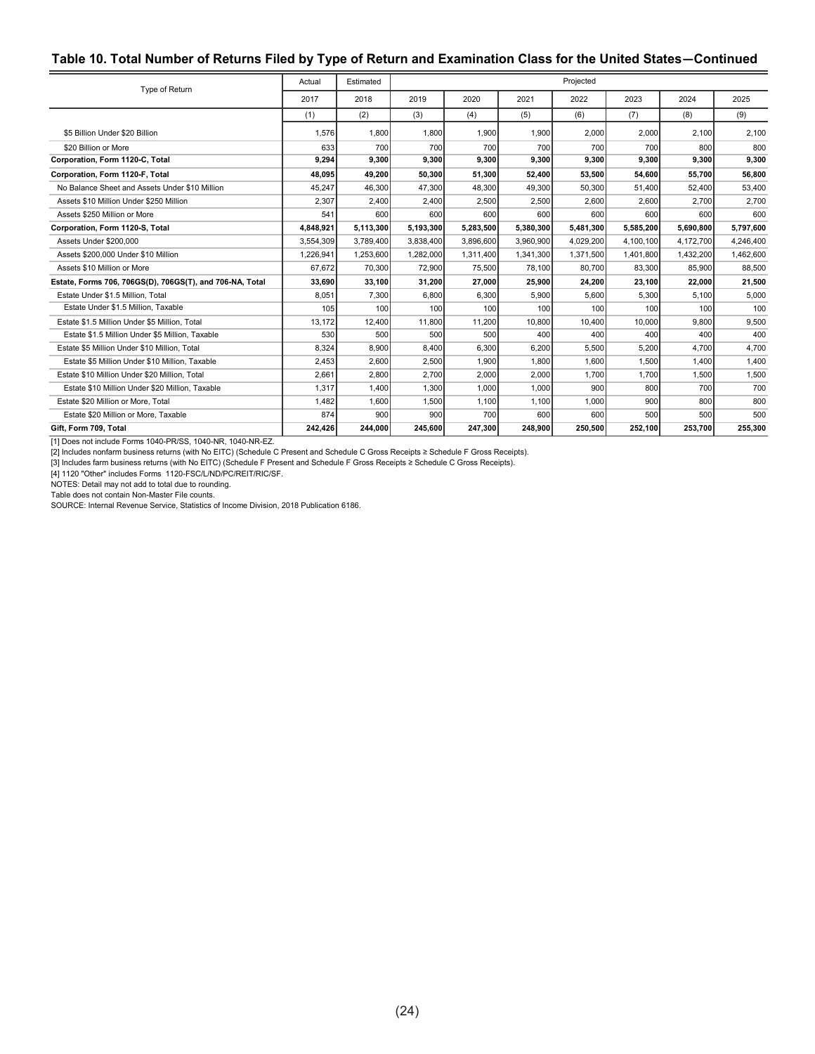## Table 10. Total Number of Returns Filed by Type of Return and Examination Class for the United States—Continued

| Type of Return | Actual | Estimated | Projected | | | | | | |
|---|---|---|---|---|---|---|---|---|---|
| | 2017 | 2018 | 2019 | 2020 | 2021 | 2022 | 2023 | 2024 | 2025 |
| | (1) | (2) | (3) | (4) | (5) | (6) | (7) | (8) | (9) |
| $5 Billion Under $20 Billion | 1,576 | 1,800 | 1,800 | 1,900 | 1,900 | 2,000 | 2,000 | 2,100 | 2,100 |
| $20 Billion or More | 633 | 700 | 700 | 700 | 700 | 700 | 700 | 800 | 800 |
| **Corporation, Form 1120-C, Total** | **9,294** | **9,300** | **9,300** | **9,300** | **9,300** | **9,300** | **9,300** | **9,300** | **9,300** |
| **Corporation, Form 1120-F, Total** | **48,095** | **49,200** | **50,300** | **51,300** | **52,400** | **53,500** | **54,600** | **55,700** | **56,800** |
| No Balance Sheet and Assets Under $10 Million | 45,247 | 46,300 | 47,300 | 48,300 | 49,300 | 50,300 | 51,400 | 52,400 | 53,400 |
| Assets $10 Million Under $250 Million | 2,307 | 2,400 | 2,400 | 2,500 | 2,500 | 2,600 | 2,600 | 2,700 | 2,700 |
| Assets $250 Million or More | 541 | 600 | 600 | 600 | 600 | 600 | 600 | 600 | 600 |
| **Corporation, Form 1120-S, Total** | **4,848,921** | **5,113,300** | **5,193,300** | **5,283,500** | **5,380,300** | **5,481,300** | **5,585,200** | **5,690,800** | **5,797,600** |
| Assets Under $200,000 | 3,554,309 | 3,789,400 | 3,838,400 | 3,896,600 | 3,960,900 | 4,029,200 | 4,100,100 | 4,172,700 | 4,246,400 |
| Assets $200,000 Under $10 Million | 1,226,941 | 1,253,600 | 1,282,000 | 1,311,400 | 1,341,300 | 1,371,500 | 1,401,800 | 1,432,200 | 1,462,600 |
| Assets $10 Million or More | 67,672 | 70,300 | 72,900 | 75,500 | 78,100 | 80,700 | 83,300 | 85,900 | 88,500 |
| **Estate, Forms 706, 706GS(D), 706GS(T), and 706-NA, Total** | **33,690** | **33,100** | **31,200** | **27,000** | **25,900** | **24,200** | **23,100** | **22,000** | **21,500** |
| Estate Under $1.5 Million, Total | 8,051 | 7,300 | 6,800 | 6,300 | 5,900 | 5,600 | 5,300 | 5,100 | 5,000 |
| Estate Under $1.5 Million, Taxable | 105 | 100 | 100 | 100 | 100 | 100 | 100 | 100 | 100 |
| Estate $1.5 Million Under $5 Million, Total | 13,172 | 12,400 | 11,800 | 11,200 | 10,800 | 10,400 | 10,000 | 9,800 | 9,500 |
| Estate $1.5 Million Under $5 Million, Taxable | 530 | 500 | 500 | 500 | 400 | 400 | 400 | 400 | 400 |
| Estate $5 Million Under $10 Million, Total | 8,324 | 8,900 | 8,400 | 6,300 | 6,200 | 5,500 | 5,200 | 4,700 | 4,700 |
| Estate $5 Million Under $10 Million, Taxable | 2,453 | 2,600 | 2,500 | 1,900 | 1,800 | 1,600 | 1,500 | 1,400 | 1,400 |
| Estate $10 Million Under $20 Million, Total | 2,661 | 2,800 | 2,700 | 2,000 | 2,000 | 1,700 | 1,700 | 1,500 | 1,500 |
| Estate $10 Million Under $20 Million, Taxable | 1,317 | 1,400 | 1,300 | 1,000 | 1,000 | 900 | 800 | 700 | 700 |
| Estate $20 Million or More, Total | 1,482 | 1,600 | 1,500 | 1,100 | 1,100 | 1,000 | 900 | 800 | 800 |
| Estate $20 Million or More, Taxable | 874 | 900 | 900 | 700 | 600 | 600 | 500 | 500 | 500 |
| **Gift, Form 709, Total** | **242,426** | **244,000** | **245,600** | **247,300** | **248,900** | **250,500** | **252,100** | **253,700** | **255,300** |

[1] Does not include Forms 1040-PR/SS, 1040-NR, 1040-NR-EZ.

[2] Includes nonfarm business returns (with No EITC) (Schedule C Present and Schedule C Gross Receipts ≥ Schedule F Gross Receipts).

[3] Includes farm business returns (with No EITC) (Schedule F Present and Schedule F Gross Receipts ≥ Schedule C Gross Receipts).

[4] 1120 "Other" includes Forms 1120-FSC/L/ND/PC/REIT/RIC/SF.

NOTES: Detail may not add to total due to rounding.

Table does not contain Non-Master File counts.

SOURCE: Internal Revenue Service, Statistics of Income Division, 2018 Publication 6186.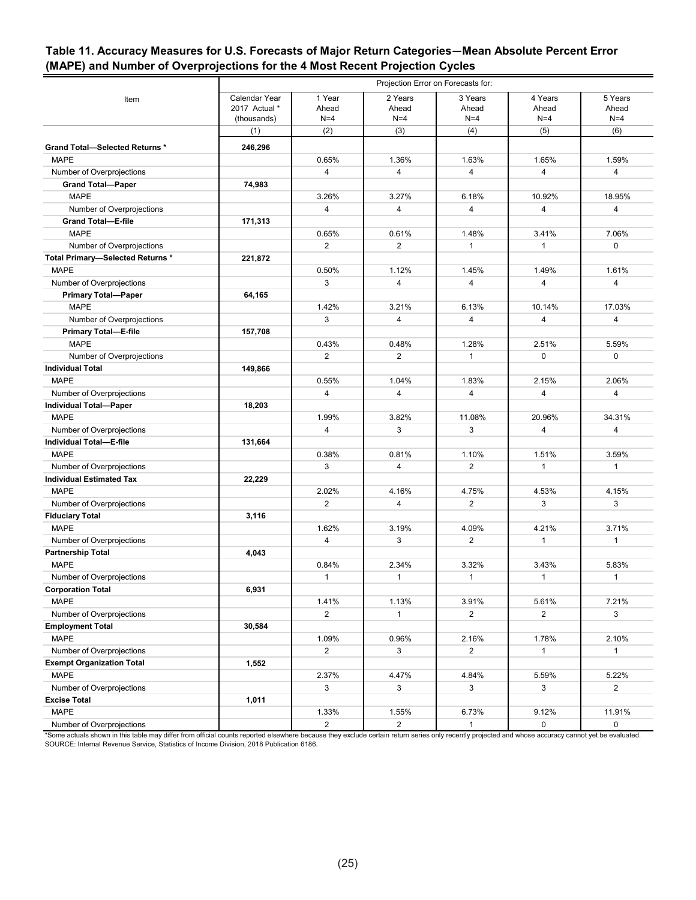## Table 11. Accuracy Measures for U.S. Forecasts of Major Return Categories—Mean Absolute Percent Error (MAPE) and Number of Overprojections for the 4 Most Recent Projection Cycles

| Item | Projection Error on Forecasts for: | | | | | |
|---|---|---|---|---|---|---|
| | Calendar Year 2017 Actual * (thousands) | 1 Year Ahead N=4 | 2 Years Ahead N=4 | 3 Years Ahead N=4 | 4 Years Ahead N=4 | 5 Years Ahead N=4 |
| | (1) | (2) | (3) | (4) | (5) | (6) |
| **Grand Total—Selected Returns *** | **246,296** | | | | | |
| MAPE | | 0.65% | 1.36% | 1.63% | 1.65% | 1.59% |
| Number of Overprojections | | 4 | 4 | 4 | 4 | 4 |
| **Grand Total—Paper** | **74,983** | | | | | |
| MAPE | | 3.26% | 3.27% | 6.18% | 10.92% | 18.95% |
| Number of Overprojections | | 4 | 4 | 4 | 4 | 4 |
| **Grand Total—E-file** | **171,313** | | | | | |
| MAPE | | 0.65% | 0.61% | 1.48% | 3.41% | 7.06% |
| Number of Overprojections | | 2 | 2 | 1 | 1 | 0 |
| **Total Primary—Selected Returns *** | **221,872** | | | | | |
| MAPE | | 0.50% | 1.12% | 1.45% | 1.49% | 1.61% |
| Number of Overprojections | | 3 | 4 | 4 | 4 | 4 |
| **Primary Total—Paper** | **64,165** | | | | | |
| MAPE | | 1.42% | 3.21% | 6.13% | 10.14% | 17.03% |
| Number of Overprojections | | 3 | 4 | 4 | 4 | 4 |
| **Primary Total—E-file** | **157,708** | | | | | |
| MAPE | | 0.43% | 0.48% | 1.28% | 2.51% | 5.59% |
| Number of Overprojections | | 2 | 2 | 1 | 0 | 0 |
| **Individual Total** | **149,866** | | | | | |
| MAPE | | 0.55% | 1.04% | 1.83% | 2.15% | 2.06% |
| Number of Overprojections | | 4 | 4 | 4 | 4 | 4 |
| **Individual Total—Paper** | **18,203** | | | | | |
| MAPE | | 1.99% | 3.82% | 11.08% | 20.96% | 34.31% |
| Number of Overprojections | | 4 | 3 | 3 | 4 | 4 |
| **Individual Total—E-file** | **131,664** | | | | | |
| MAPE | | 0.38% | 0.81% | 1.10% | 1.51% | 3.59% |
| Number of Overprojections | | 3 | 4 | 2 | 1 | 1 |
| **Individual Estimated Tax** | **22,229** | | | | | |
| MAPE | | 2.02% | 4.16% | 4.75% | 4.53% | 4.15% |
| Number of Overprojections | | 2 | 4 | 2 | 3 | 3 |
| **Fiduciary Total** | **3,116** | | | | | |
| MAPE | | 1.62% | 3.19% | 4.09% | 4.21% | 3.71% |
| Number of Overprojections | | 4 | 3 | 2 | 1 | 1 |
| **Partnership Total** | **4,043** | | | | | |
| MAPE | | 0.84% | 2.34% | 3.32% | 3.43% | 5.83% |
| Number of Overprojections | | 1 | 1 | 1 | 1 | 1 |
| **Corporation Total** | **6,931** | | | | | |
| MAPE | | 1.41% | 1.13% | 3.91% | 5.61% | 7.21% |
| Number of Overprojections | | 2 | 1 | 2 | 2 | 3 |
| **Employment Total** | **30,584** | | | | | |
| MAPE | | 1.09% | 0.96% | 2.16% | 1.78% | 2.10% |
| Number of Overprojections | | 2 | 3 | 2 | 1 | 1 |
| **Exempt Organization Total** | **1,552** | | | | | |
| MAPE | | 2.37% | 4.47% | 4.84% | 5.59% | 5.22% |
| Number of Overprojections | | 3 | 3 | 3 | 3 | 2 |
| **Excise Total** | **1,011** | | | | | |
| MAPE | | 1.33% | 1.55% | 6.73% | 9.12% | 11.91% |
| Number of Overprojections | | 2 | 2 | 1 | 0 | 0 |

*Some actuals shown in this table may differ from official counts reported elsewhere because they exclude certain return series only recently projected and whose accuracy cannot yet be evaluated.
SOURCE: Internal Revenue Service, Statistics of Income Division, 2018 Publication 6186.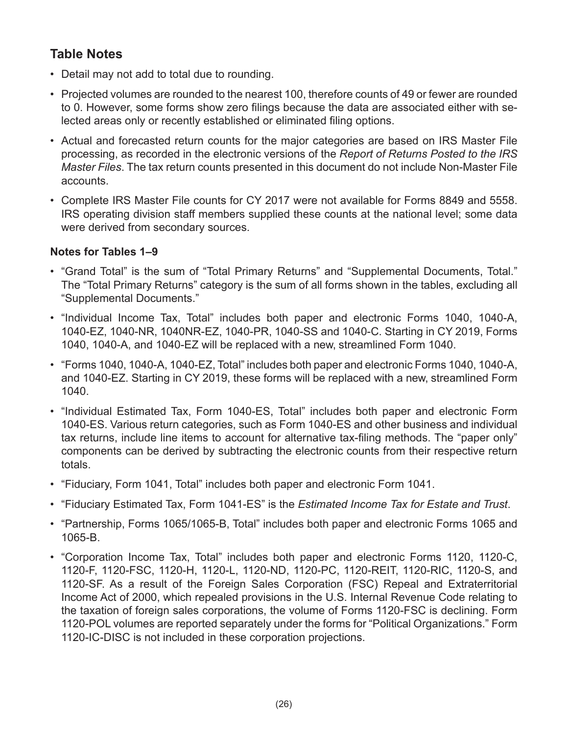## Table Notes

- Detail may not add to total due to rounding.
- Projected volumes are rounded to the nearest 100, therefore counts of 49 or fewer are rounded to 0. However, some forms show zero filings because the data are associated either with selected areas only or recently established or eliminated filing options.
- Actual and forecasted return counts for the major categories are based on IRS Master File processing, as recorded in the electronic versions of the *Report of Returns Posted to the IRS Master Files*. The tax return counts presented in this document do not include Non-Master File accounts.
- Complete IRS Master File counts for CY 2017 were not available for Forms 8849 and 5558. IRS operating division staff members supplied these counts at the national level; some data were derived from secondary sources.

### Notes for Tables 1–9

- "Grand Total" is the sum of "Total Primary Returns" and "Supplemental Documents, Total." The "Total Primary Returns" category is the sum of all forms shown in the tables, excluding all "Supplemental Documents."
- "Individual Income Tax, Total" includes both paper and electronic Forms 1040, 1040-A, 1040-EZ, 1040-NR, 1040NR-EZ, 1040-PR, 1040-SS and 1040-C. Starting in CY 2019, Forms 1040, 1040-A, and 1040-EZ will be replaced with a new, streamlined Form 1040.
- "Forms 1040, 1040-A, 1040-EZ, Total" includes both paper and electronic Forms 1040, 1040-A, and 1040-EZ. Starting in CY 2019, these forms will be replaced with a new, streamlined Form 1040.
- "Individual Estimated Tax, Form 1040-ES, Total" includes both paper and electronic Form 1040-ES. Various return categories, such as Form 1040-ES and other business and individual tax returns, include line items to account for alternative tax-filing methods. The "paper only" components can be derived by subtracting the electronic counts from their respective return totals.
- "Fiduciary, Form 1041, Total" includes both paper and electronic Form 1041.
- "Fiduciary Estimated Tax, Form 1041-ES" is the *Estimated Income Tax for Estate and Trust*.
- "Partnership, Forms 1065/1065-B, Total" includes both paper and electronic Forms 1065 and 1065-B.
- "Corporation Income Tax, Total" includes both paper and electronic Forms 1120, 1120-C, 1120-F, 1120-FSC, 1120-H, 1120-L, 1120-ND, 1120-PC, 1120-REIT, 1120-RIC, 1120-S, and 1120-SF. As a result of the Foreign Sales Corporation (FSC) Repeal and Extraterritorial Income Act of 2000, which repealed provisions in the U.S. Internal Revenue Code relating to the taxation of foreign sales corporations, the volume of Forms 1120-FSC is declining. Form 1120-POL volumes are reported separately under the forms for "Political Organizations." Form 1120-IC-DISC is not included in these corporation projections.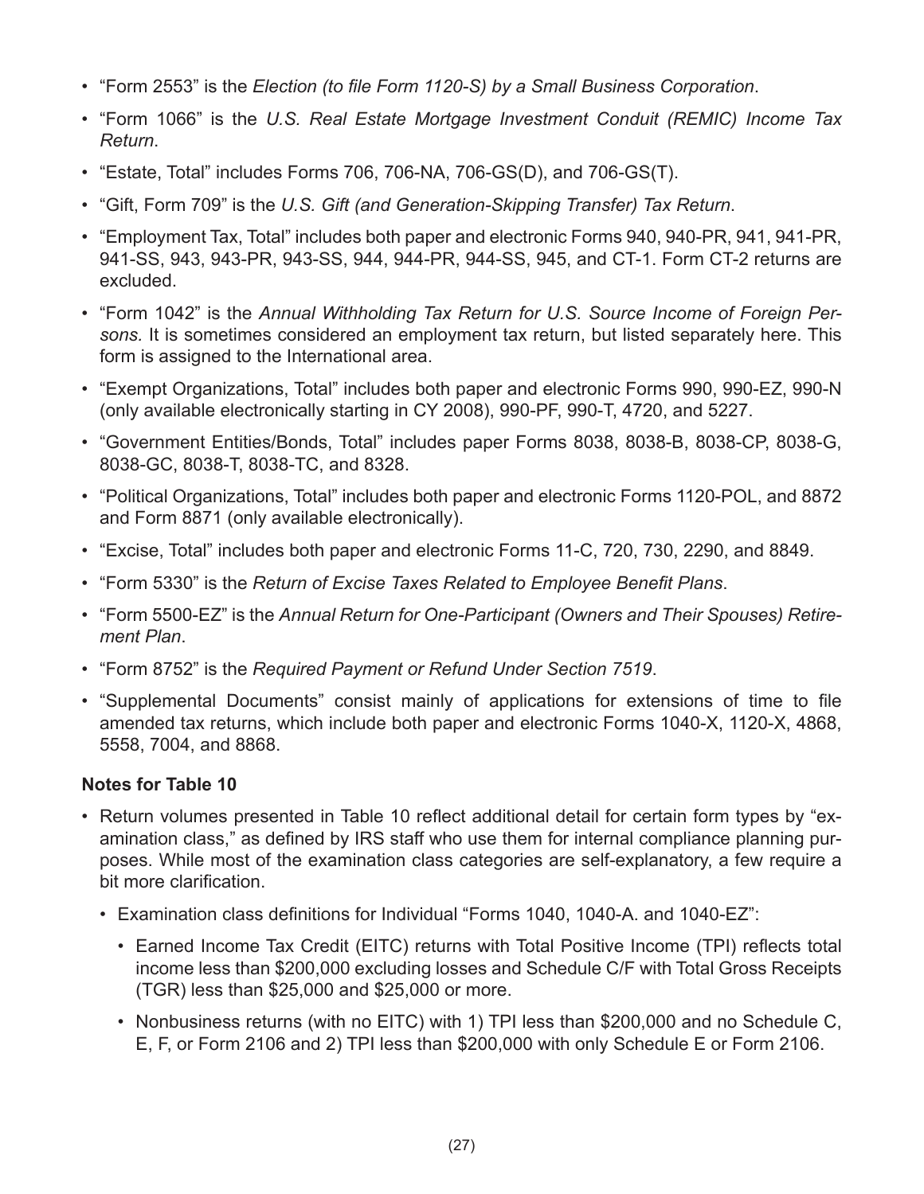- "Form 2553" is the *Election (to file Form 1120-S) by a Small Business Corporation*.
- "Form 1066" is the *U.S. Real Estate Mortgage Investment Conduit (REMIC) Income Tax Return*.
- "Estate, Total" includes Forms 706, 706-NA, 706-GS(D), and 706-GS(T).
- "Gift, Form 709" is the *U.S. Gift (and Generation-Skipping Transfer) Tax Return*.
- "Employment Tax, Total" includes both paper and electronic Forms 940, 940-PR, 941, 941-PR, 941-SS, 943, 943-PR, 943-SS, 944, 944-PR, 944-SS, 945, and CT-1. Form CT-2 returns are excluded.
- "Form 1042" is the *Annual Withholding Tax Return for U.S. Source Income of Foreign Persons.* It is sometimes considered an employment tax return, but listed separately here. This form is assigned to the International area.
- "Exempt Organizations, Total" includes both paper and electronic Forms 990, 990-EZ, 990-N (only available electronically starting in CY 2008), 990-PF, 990-T, 4720, and 5227.
- "Government Entities/Bonds, Total" includes paper Forms 8038, 8038-B, 8038-CP, 8038-G, 8038-GC, 8038-T, 8038-TC, and 8328.
- "Political Organizations, Total" includes both paper and electronic Forms 1120-POL, and 8872 and Form 8871 (only available electronically).
- "Excise, Total" includes both paper and electronic Forms 11-C, 720, 730, 2290, and 8849.
- "Form 5330" is the *Return of Excise Taxes Related to Employee Benefit Plans*.
- "Form 5500-EZ" is the *Annual Return for One-Participant (Owners and Their Spouses) Retirement Plan*.
- "Form 8752" is the *Required Payment or Refund Under Section 7519*.
- "Supplemental Documents" consist mainly of applications for extensions of time to file amended tax returns, which include both paper and electronic Forms 1040-X, 1120-X, 4868, 5558, 7004, and 8868.

**Notes for Table 10**

- Return volumes presented in Table 10 reflect additional detail for certain form types by "examination class," as defined by IRS staff who use them for internal compliance planning purposes. While most of the examination class categories are self-explanatory, a few require a bit more clarification.
  - Examination class definitions for Individual "Forms 1040, 1040-A. and 1040-EZ":
    - Earned Income Tax Credit (EITC) returns with Total Positive Income (TPI) reflects total income less than \$200,000 excluding losses and Schedule C/F with Total Gross Receipts (TGR) less than \$25,000 and \$25,000 or more.
    - Nonbusiness returns (with no EITC) with 1) TPI less than \$200,000 and no Schedule C, E, F, or Form 2106 and 2) TPI less than \$200,000 with only Schedule E or Form 2106.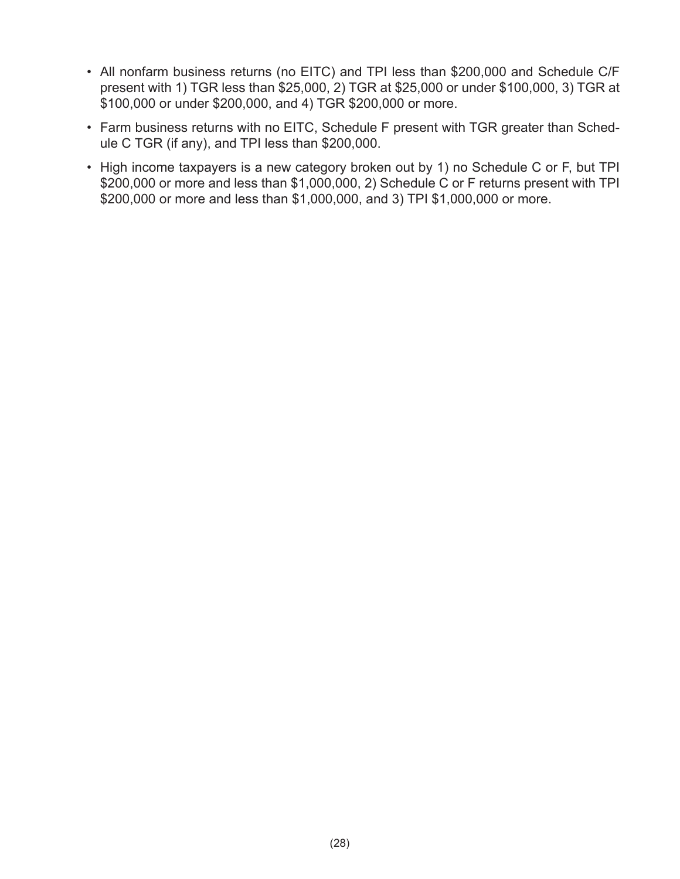- All nonfarm business returns (no EITC) and TPI less than $200,000 and Schedule C/F present with 1) TGR less than $25,000, 2) TGR at $25,000 or under $100,000, 3) TGR at $100,000 or under $200,000, and 4) TGR $200,000 or more.
- Farm business returns with no EITC, Schedule F present with TGR greater than Schedule C TGR (if any), and TPI less than $200,000.
- High income taxpayers is a new category broken out by 1) no Schedule C or F, but TPI $200,000 or more and less than $1,000,000, 2) Schedule C or F returns present with TPI $200,000 or more and less than $1,000,000, and 3) TPI $1,000,000 or more.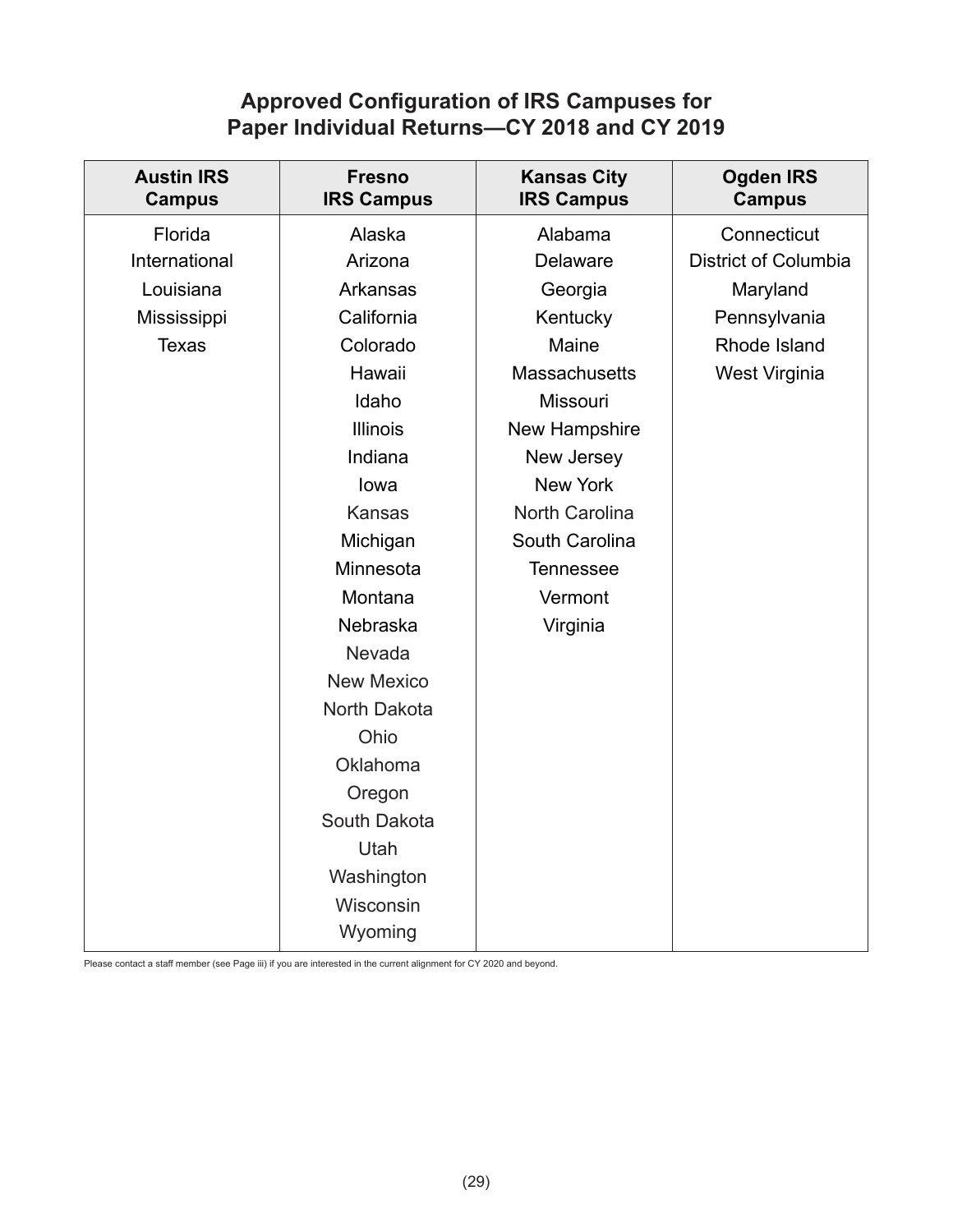## Approved Configuration of IRS Campuses for Paper Individual Returns—CY 2018 and CY 2019

| Austin IRS Campus | Fresno IRS Campus | Kansas City IRS Campus | Ogden IRS Campus |
|---|---|---|---|
| Florida | Alaska | Alabama | Connecticut |
| International | Arizona | Delaware | District of Columbia |
| Louisiana | Arkansas | Georgia | Maryland |
| Mississippi | California | Kentucky | Pennsylvania |
| Texas | Colorado | Maine | Rhode Island |
| | Hawaii | Massachusetts | West Virginia |
| | Idaho | Missouri | |
| | Illinois | New Hampshire | |
| | Indiana | New Jersey | |
| | Iowa | New York | |
| | Kansas | North Carolina | |
| | Michigan | South Carolina | |
| | Minnesota | Tennessee | |
| | Montana | Vermont | |
| | Nebraska | Virginia | |
| | Nevada | | |
| | New Mexico | | |
| | North Dakota | | |
| | Ohio | | |
| | Oklahoma | | |
| | Oregon | | |
| | South Dakota | | |
| | Utah | | |
| | Washington | | |
| | Wisconsin | | |
| | Wyoming | | |

Please contact a staff member (see Page iii) if you are interested in the current alignment for CY 2020 and beyond.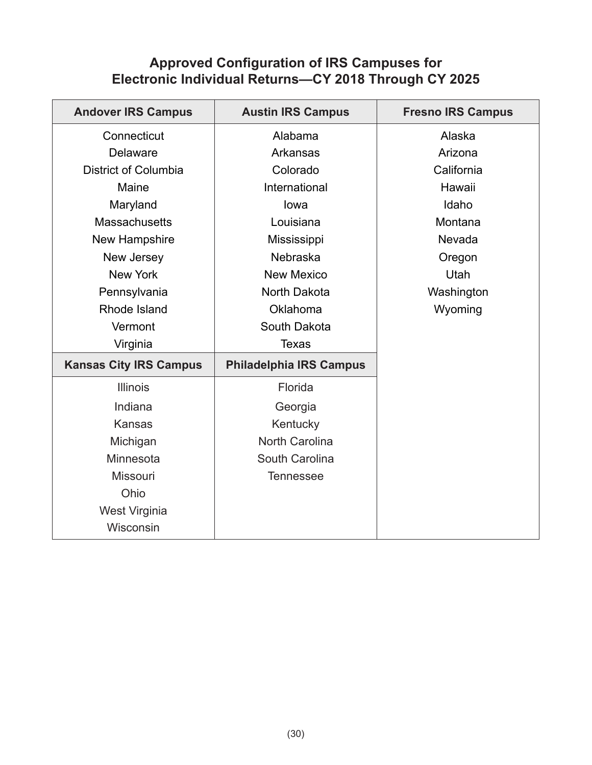# Approved Configuration of IRS Campuses for Electronic Individual Returns—CY 2018 Through CY 2025

| Andover IRS Campus | Austin IRS Campus | Fresno IRS Campus |
|---|---|---|
| Connecticut | Alabama | Alaska |
| Delaware | Arkansas | Arizona |
| District of Columbia | Colorado | California |
| Maine | International | Hawaii |
| Maryland | Iowa | Idaho |
| Massachusetts | Louisiana | Montana |
| New Hampshire | Mississippi | Nevada |
| New Jersey | Nebraska | Oregon |
| New York | New Mexico | Utah |
| Pennsylvania | North Dakota | Washington |
| Rhode Island | Oklahoma | Wyoming |
| Vermont | South Dakota | |
| Virginia | Texas | |
| **Kansas City IRS Campus** | **Philadelphia IRS Campus** | |
| Illinois | Florida | |
| Indiana | Georgia | |
| Kansas | Kentucky | |
| Michigan | North Carolina | |
| Minnesota | South Carolina | |
| Missouri | Tennessee | |
| Ohio | | |
| West Virginia | | |
| Wisconsin | | |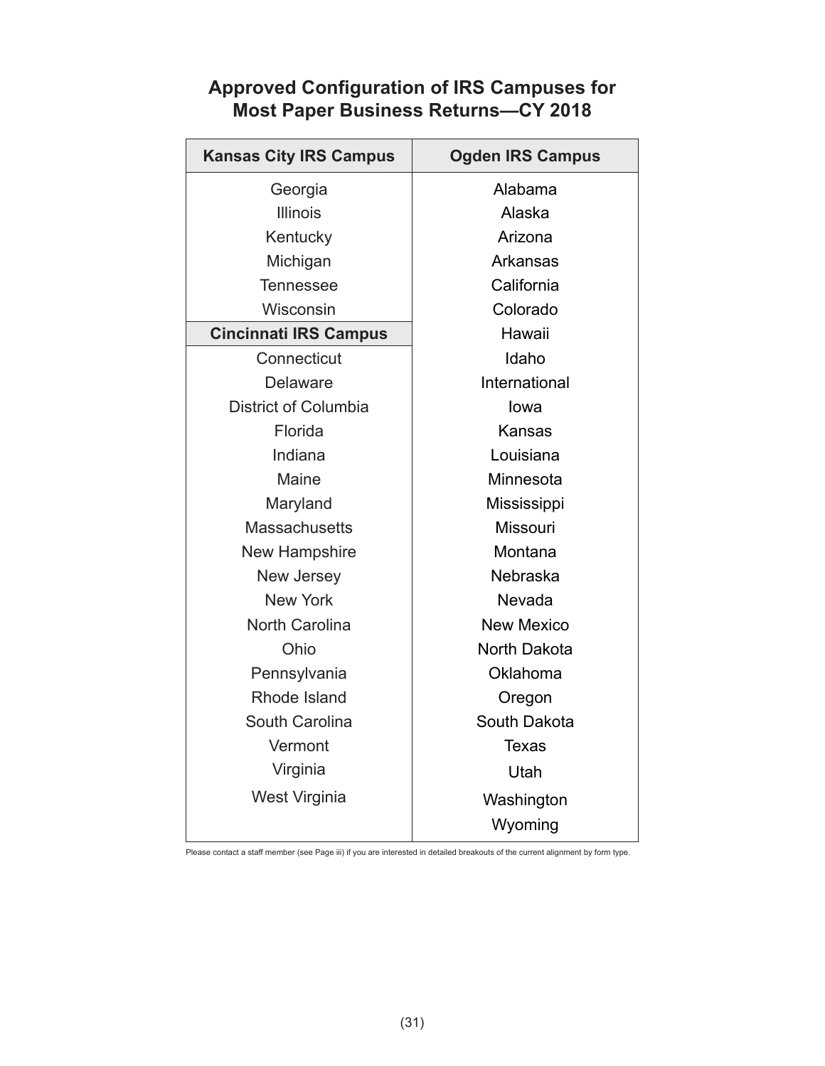## Approved Configuration of IRS Campuses for Most Paper Business Returns—CY 2018

| Kansas City IRS Campus | Ogden IRS Campus |
|---|---|
| Georgia | Alabama |
| Illinois | Alaska |
| Kentucky | Arizona |
| Michigan | Arkansas |
| Tennessee | California |
| Wisconsin | Colorado |
| **Cincinnati IRS Campus** | Hawaii |
| Connecticut | Idaho |
| Delaware | International |
| District of Columbia | Iowa |
| Florida | Kansas |
| Indiana | Louisiana |
| Maine | Minnesota |
| Maryland | Mississippi |
| Massachusetts | Missouri |
| New Hampshire | Montana |
| New Jersey | Nebraska |
| New York | Nevada |
| North Carolina | New Mexico |
| Ohio | North Dakota |
| Pennsylvania | Oklahoma |
| Rhode Island | Oregon |
| South Carolina | South Dakota |
| Vermont | Texas |
| Virginia | Utah |
| West Virginia | Washington |
| | Wyoming |

Please contact a staff member (see Page iii) if you are interested in detailed breakouts of the current alignment by form type.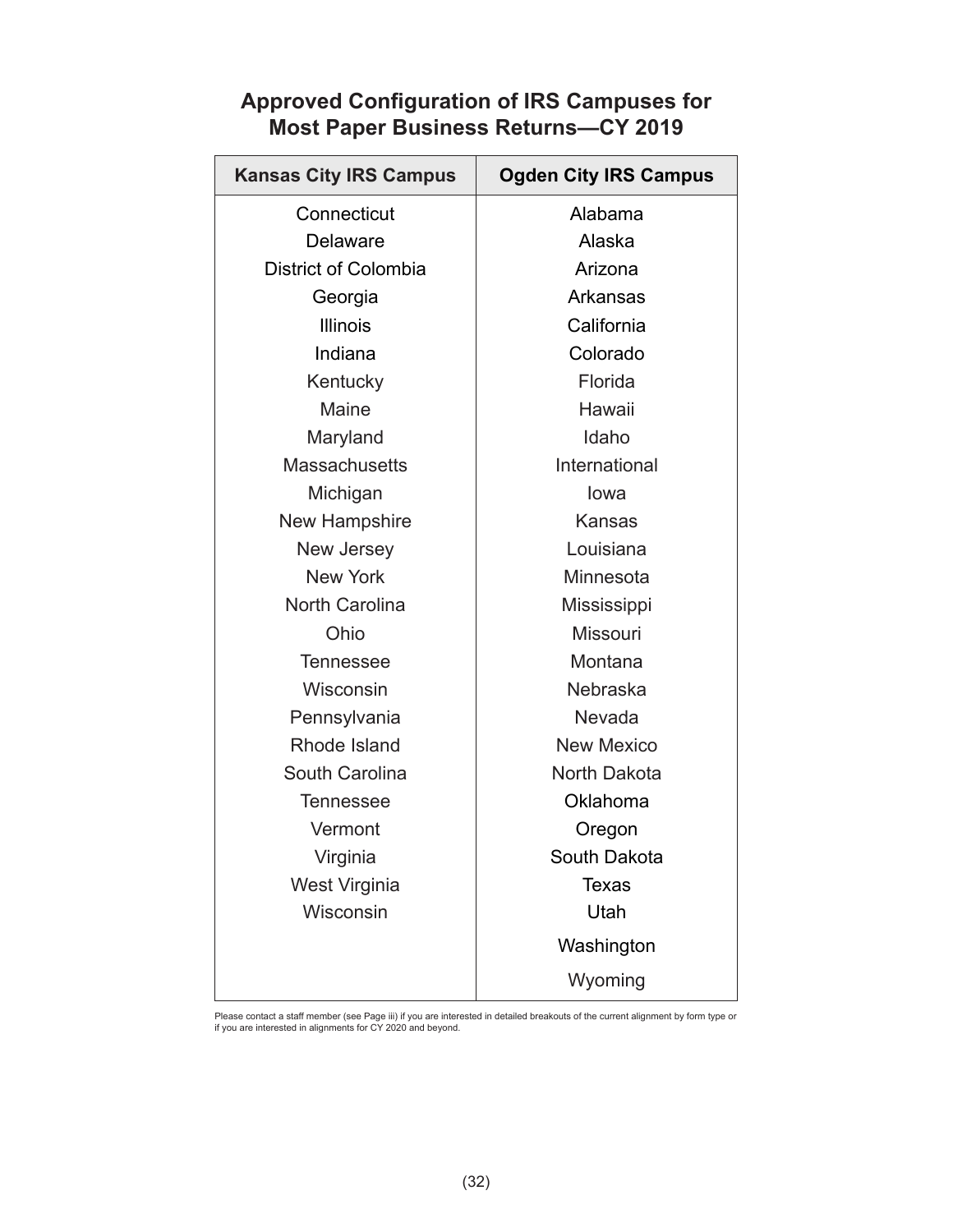## Approved Configuration of IRS Campuses for Most Paper Business Returns—CY 2019

| Kansas City IRS Campus | Ogden City IRS Campus |
|---|---|
| Connecticut | Alabama |
| Delaware | Alaska |
| District of Colombia | Arizona |
| Georgia | Arkansas |
| Illinois | California |
| Indiana | Colorado |
| Kentucky | Florida |
| Maine | Hawaii |
| Maryland | Idaho |
| Massachusetts | International |
| Michigan | Iowa |
| New Hampshire | Kansas |
| New Jersey | Louisiana |
| New York | Minnesota |
| North Carolina | Mississippi |
| Ohio | Missouri |
| Tennessee | Montana |
| Wisconsin | Nebraska |
| Pennsylvania | Nevada |
| Rhode Island | New Mexico |
| South Carolina | North Dakota |
| Tennessee | Oklahoma |
| Vermont | Oregon |
| Virginia | South Dakota |
| West Virginia | Texas |
| Wisconsin | Utah |
| | Washington |
| | Wyoming |

Please contact a staff member (see Page iii) if you are interested in detailed breakouts of the current alignment by form type or if you are interested in alignments for CY 2020 and beyond.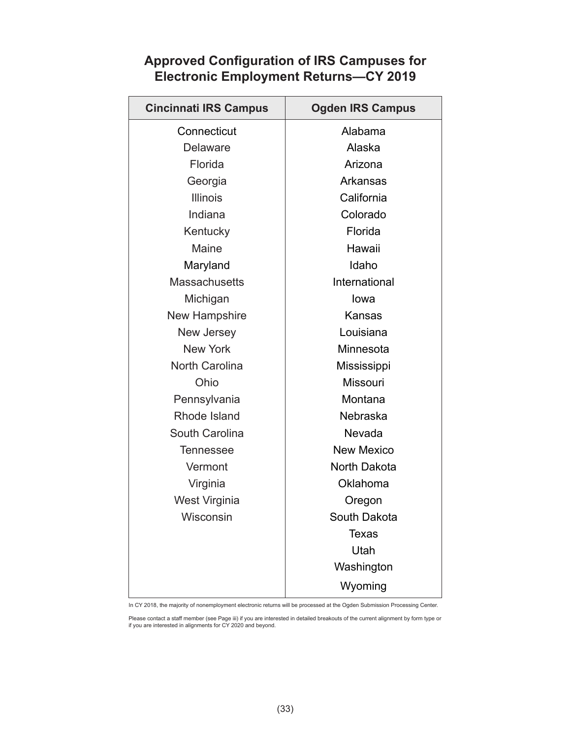## Approved Configuration of IRS Campuses for Electronic Employment Returns—CY 2019

| Cincinnati IRS Campus | Ogden IRS Campus |
|---|---|
| Connecticut | Alabama |
| Delaware | Alaska |
| Florida | Arizona |
| Georgia | Arkansas |
| Illinois | California |
| Indiana | Colorado |
| Kentucky | Florida |
| Maine | Hawaii |
| Maryland | Idaho |
| Massachusetts | International |
| Michigan | Iowa |
| New Hampshire | Kansas |
| New Jersey | Louisiana |
| New York | Minnesota |
| North Carolina | Mississippi |
| Ohio | Missouri |
| Pennsylvania | Montana |
| Rhode Island | Nebraska |
| South Carolina | Nevada |
| Tennessee | New Mexico |
| Vermont | North Dakota |
| Virginia | Oklahoma |
| West Virginia | Oregon |
| Wisconsin | South Dakota |
| | Texas |
| | Utah |
| | Washington |
| | Wyoming |

In CY 2018, the majority of nonemployment electronic returns will be processed at the Ogden Submission Processing Center.

Please contact a staff member (see Page iii) if you are interested in detailed breakouts of the current alignment by form type or if you are interested in alignments for CY 2020 and beyond.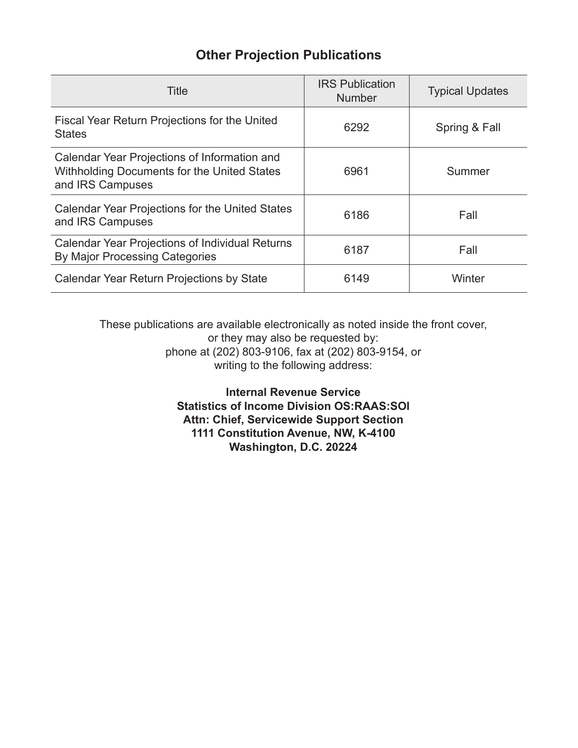## Other Projection Publications

| Title | IRS Publication Number | Typical Updates |
| --- | --- | --- |
| Fiscal Year Return Projections for the United States | 6292 | Spring & Fall |
| Calendar Year Projections of Information and Withholding Documents for the United States and IRS Campuses | 6961 | Summer |
| Calendar Year Projections for the United States and IRS Campuses | 6186 | Fall |
| Calendar Year Projections of Individual Returns By Major Processing Categories | 6187 | Fall |
| Calendar Year Return Projections by State | 6149 | Winter |

These publications are available electronically as noted inside the front cover,
or they may also be requested by:
phone at (202) 803-9106, fax at (202) 803-9154, or
writing to the following address:

**Internal Revenue Service**
**Statistics of Income Division OS:RAAS:SOI**
**Attn: Chief, Servicewide Support Section**
**1111 Constitution Avenue, NW, K-4100**
**Washington, D.C. 20224**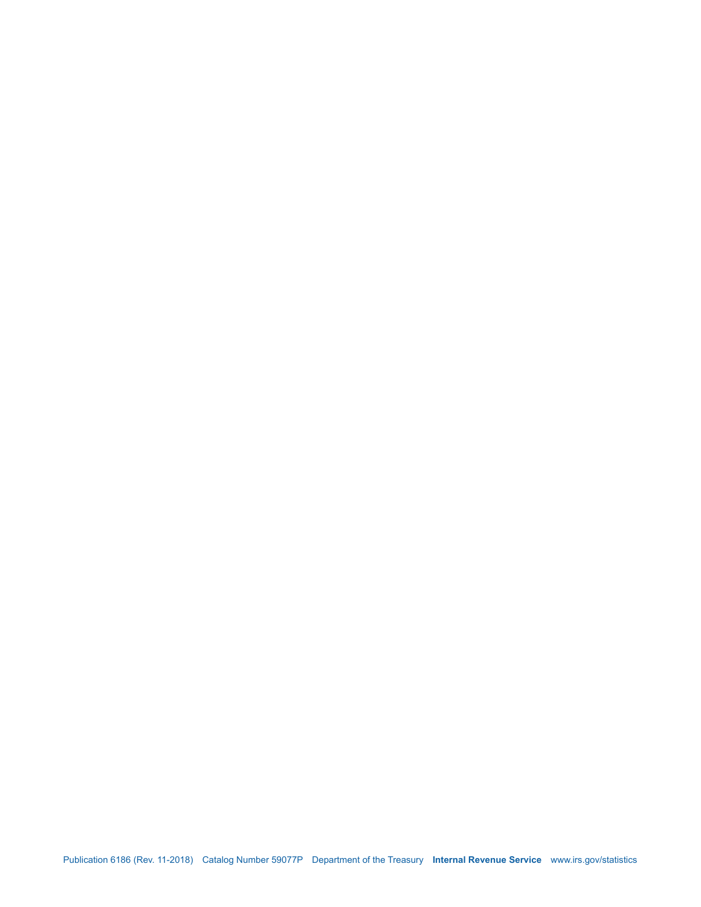Publication 6186 (Rev. 11-2018) Catalog Number 59077P Department of the Treasury **Internal Revenue Service** www.irs.gov/statistics